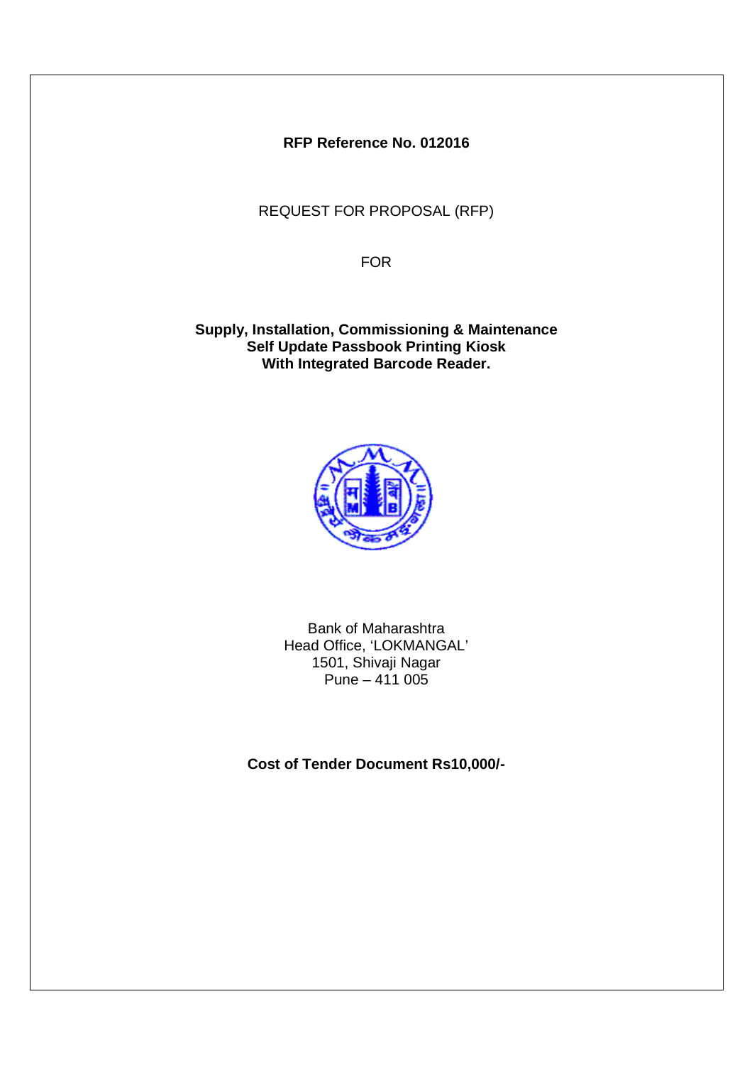**RFP Reference No. 012016**

REQUEST FOR PROPOSAL (RFP)

FOR

**Supply, Installation, Commissioning & Maintenance**
**Self Update Passbook Printing Kiosk**
**With Integrated Barcode Reader.**

Bank of Maharashtra
Head Office, 'LOKMANGAL'
1501, Shivaji Nagar
Pune – 411 005

**Cost of Tender Document Rs10,000/-**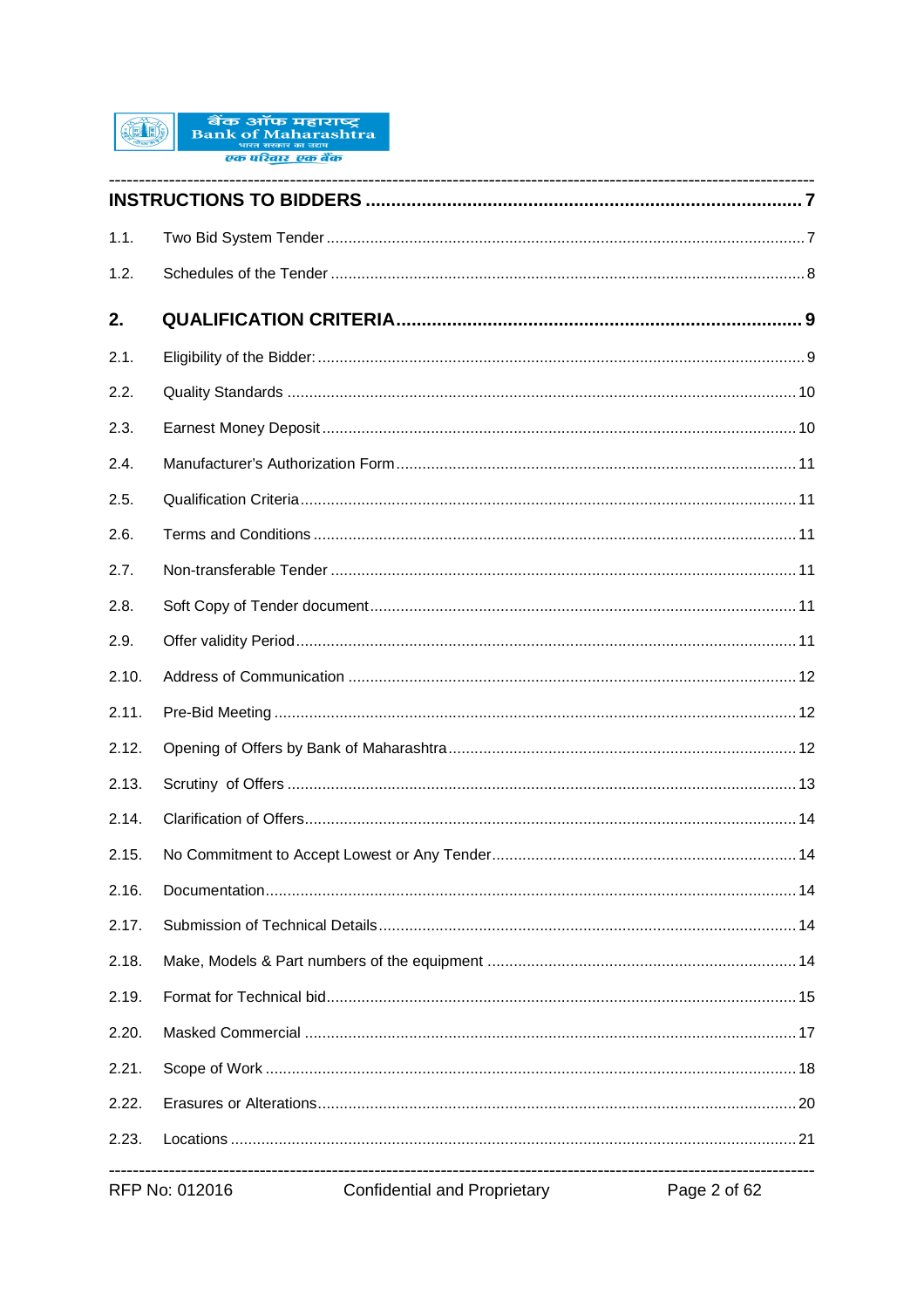**INSTRUCTIONS TO BIDDERS ........................................................................................ 7**

1.1. Two Bid System Tender ............................................................................................. 7

1.2. Schedules of the Tender ............................................................................................ 8

**2. QUALIFICATION CRITERIA ....................................................................................... 9**

2.1. Eligibility of the Bidder: .............................................................................................. 9

2.2. Quality Standards ..................................................................................................... 10

2.3. Earnest Money Deposit ............................................................................................ 10

2.4. Manufacturer's Authorization Form ........................................................................... 11

2.5. Qualification Criteria ................................................................................................. 11

2.6. Terms and Conditions ............................................................................................... 11

2.7. Non-transferable Tender ........................................................................................... 11

2.8. Soft Copy of Tender document .................................................................................. 11

2.9. Offer validity Period ................................................................................................... 11

2.10. Address of Communication ...................................................................................... 12

2.11. Pre-Bid Meeting ....................................................................................................... 12

2.12. Opening of Offers by Bank of Maharashtra ............................................................... 12

2.13. Scrutiny of Offers ..................................................................................................... 13

2.14. Clarification of Offers ............................................................................................... 14

2.15. No Commitment to Accept Lowest or Any Tender ..................................................... 14

2.16. Documentation ......................................................................................................... 14

2.17. Submission of Technical Details ............................................................................... 14

2.18. Make, Models & Part numbers of the equipment ....................................................... 14

2.19. Format for Technical bid ........................................................................................... 15

2.20. Masked Commercial ................................................................................................. 17

2.21. Scope of Work .......................................................................................................... 18

2.22. Erasures or Alterations ............................................................................................. 20

2.23. Locations .................................................................................................................. 21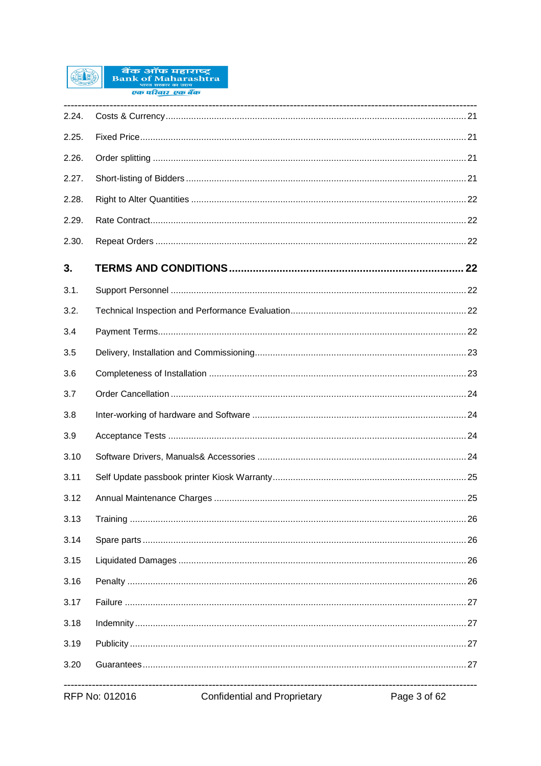2.24. Costs & Currency ........ 21

2.25. Fixed Price ........ 21

2.26. Order splitting ........ 21

2.27. Short-listing of Bidders ........ 21

2.28. Right to Alter Quantities ........ 22

2.29. Rate Contract ........ 22

2.30. Repeat Orders ........ 22

**3. TERMS AND CONDITIONS ........ 22**

3.1. Support Personnel ........ 22

3.2. Technical Inspection and Performance Evaluation ........ 22

3.4 Payment Terms ........ 22

3.5 Delivery, Installation and Commissioning ........ 23

3.6 Completeness of Installation ........ 23

3.7 Order Cancellation ........ 24

3.8 Inter-working of hardware and Software ........ 24

3.9 Acceptance Tests ........ 24

3.10 Software Drivers, Manuals& Accessories ........ 24

3.11 Self Update passbook printer Kiosk Warranty ........ 25

3.12 Annual Maintenance Charges ........ 25

3.13 Training ........ 26

3.14 Spare parts ........ 26

3.15 Liquidated Damages ........ 26

3.16 Penalty ........ 26

3.17 Failure ........ 27

3.18 Indemnity ........ 27

3.19 Publicity ........ 27

3.20 Guarantees ........ 27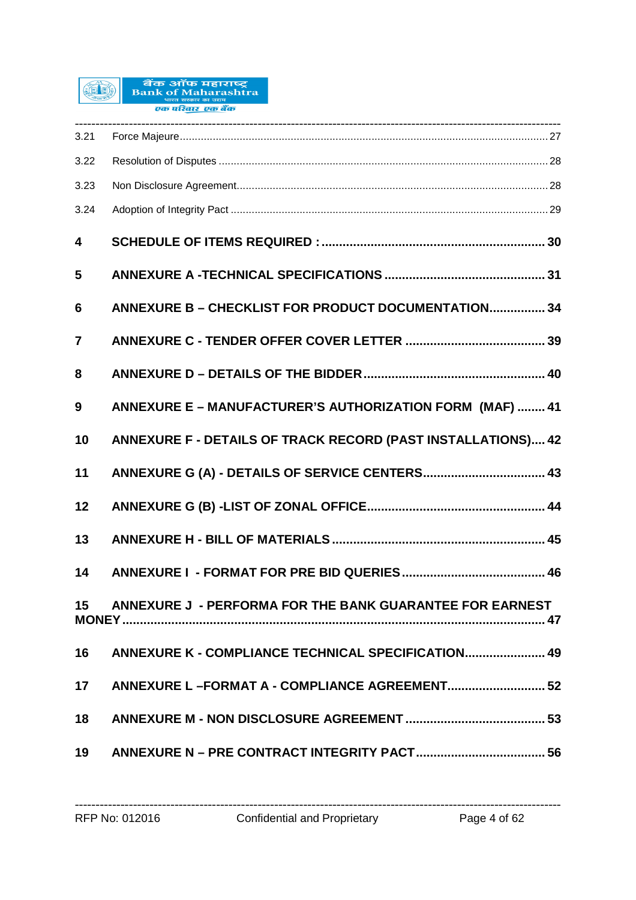| | | |
|---|---|---|
| 3.21 | Force Majeure | 27 |
| 3.22 | Resolution of Disputes | 28 |
| 3.23 | Non Disclosure Agreement | 28 |
| 3.24 | Adoption of Integrity Pact | 29 |
| **4** | **SCHEDULE OF ITEMS REQUIRED :** | **30** |
| **5** | **ANNEXURE A -TECHNICAL SPECIFICATIONS** | **31** |
| **6** | **ANNEXURE B – CHECKLIST FOR PRODUCT DOCUMENTATION** | **34** |
| **7** | **ANNEXURE C - TENDER OFFER COVER LETTER** | **39** |
| **8** | **ANNEXURE D – DETAILS OF THE BIDDER** | **40** |
| **9** | **ANNEXURE E – MANUFACTURER'S AUTHORIZATION FORM (MAF)** | **41** |
| **10** | **ANNEXURE F - DETAILS OF TRACK RECORD (PAST INSTALLATIONS)** | **42** |
| **11** | **ANNEXURE G (A) - DETAILS OF SERVICE CENTERS** | **43** |
| **12** | **ANNEXURE G (B) -LIST OF ZONAL OFFICE** | **44** |
| **13** | **ANNEXURE H - BILL OF MATERIALS** | **45** |
| **14** | **ANNEXURE I - FORMAT FOR PRE BID QUERIES** | **46** |
| **15** | **ANNEXURE J - PERFORMA FOR THE BANK GUARANTEE FOR EARNEST MONEY** | **47** |
| **16** | **ANNEXURE K - COMPLIANCE TECHNICAL SPECIFICATION** | **49** |
| **17** | **ANNEXURE L –FORMAT A - COMPLIANCE AGREEMENT** | **52** |
| **18** | **ANNEXURE M - NON DISCLOSURE AGREEMENT** | **53** |
| **19** | **ANNEXURE N – PRE CONTRACT INTEGRITY PACT** | **56** |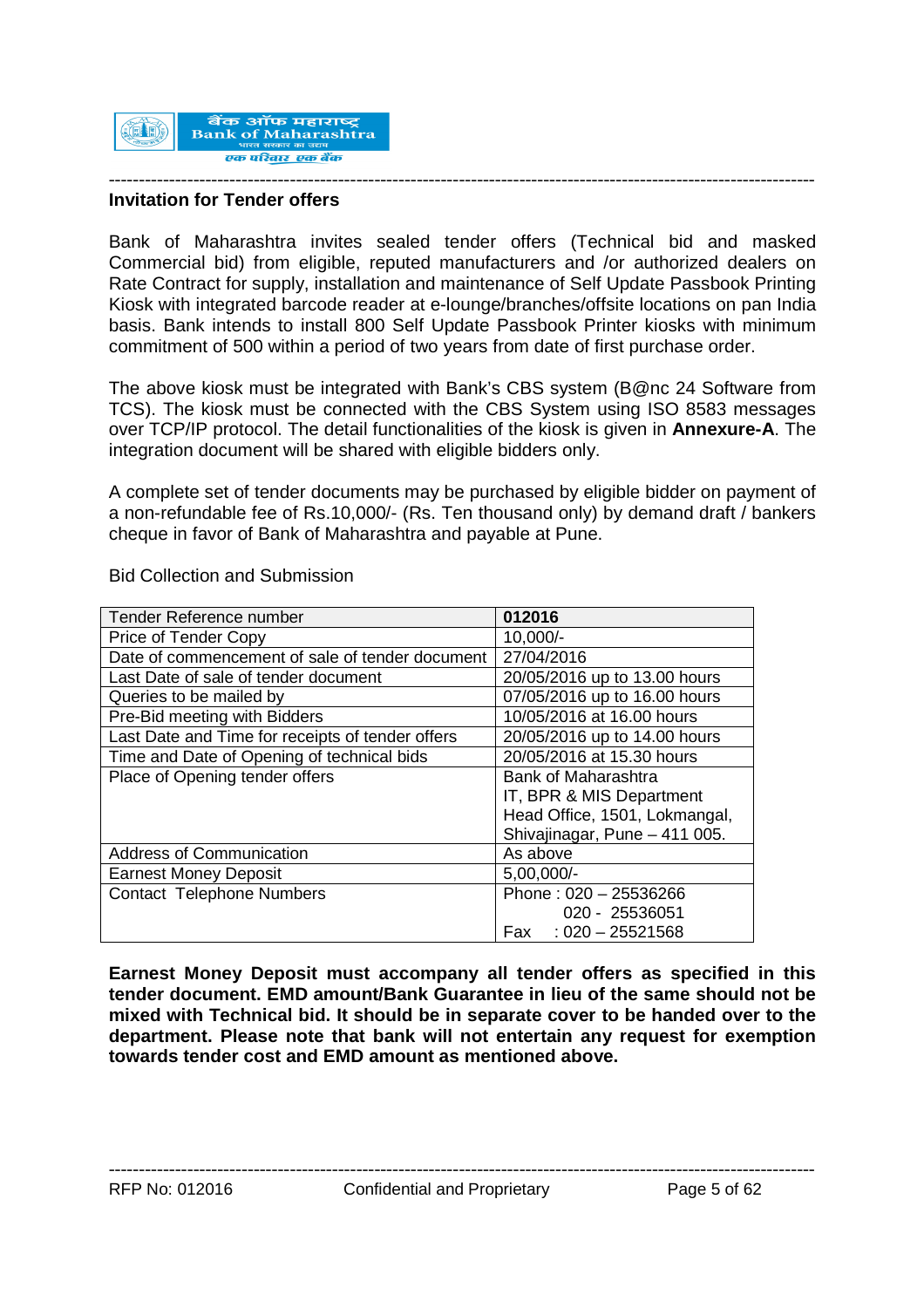## Invitation for Tender offers

Bank of Maharashtra invites sealed tender offers (Technical bid and masked Commercial bid) from eligible, reputed manufacturers and /or authorized dealers on Rate Contract for supply, installation and maintenance of Self Update Passbook Printing Kiosk with integrated barcode reader at e-lounge/branches/offsite locations on pan India basis. Bank intends to install 800 Self Update Passbook Printer kiosks with minimum commitment of 500 within a period of two years from date of first purchase order.

The above kiosk must be integrated with Bank's CBS system (B@nc 24 Software from TCS). The kiosk must be connected with the CBS System using ISO 8583 messages over TCP/IP protocol. The detail functionalities of the kiosk is given in **Annexure-A**. The integration document will be shared with eligible bidders only.

A complete set of tender documents may be purchased by eligible bidder on payment of a non-refundable fee of Rs.10,000/- (Rs. Ten thousand only) by demand draft / bankers cheque in favor of Bank of Maharashtra and payable at Pune.

Bid Collection and Submission

| Tender Reference number | **012016** |
|---|---|
| Price of Tender Copy | 10,000/- |
| Date of commencement of sale of tender document | 27/04/2016 |
| Last Date of sale of tender document | 20/05/2016 up to 13.00 hours |
| Queries to be mailed by | 07/05/2016 up to 16.00 hours |
| Pre-Bid meeting with Bidders | 10/05/2016 at 16.00 hours |
| Last Date and Time for receipts of tender offers | 20/05/2016 up to 14.00 hours |
| Time and Date of Opening of technical bids | 20/05/2016 at 15.30 hours |
| Place of Opening tender offers | Bank of Maharashtra<br>IT, BPR & MIS Department<br>Head Office, 1501, Lokmangal,<br>Shivajinagar, Pune – 411 005. |
| Address of Communication | As above |
| Earnest Money Deposit | 5,00,000/- |
| Contact Telephone Numbers | Phone : 020 – 25536266<br>020 - 25536051<br>Fax : 020 – 25521568 |

**Earnest Money Deposit must accompany all tender offers as specified in this tender document. EMD amount/Bank Guarantee in lieu of the same should not be mixed with Technical bid. It should be in separate cover to be handed over to the department. Please note that bank will not entertain any request for exemption towards tender cost and EMD amount as mentioned above.**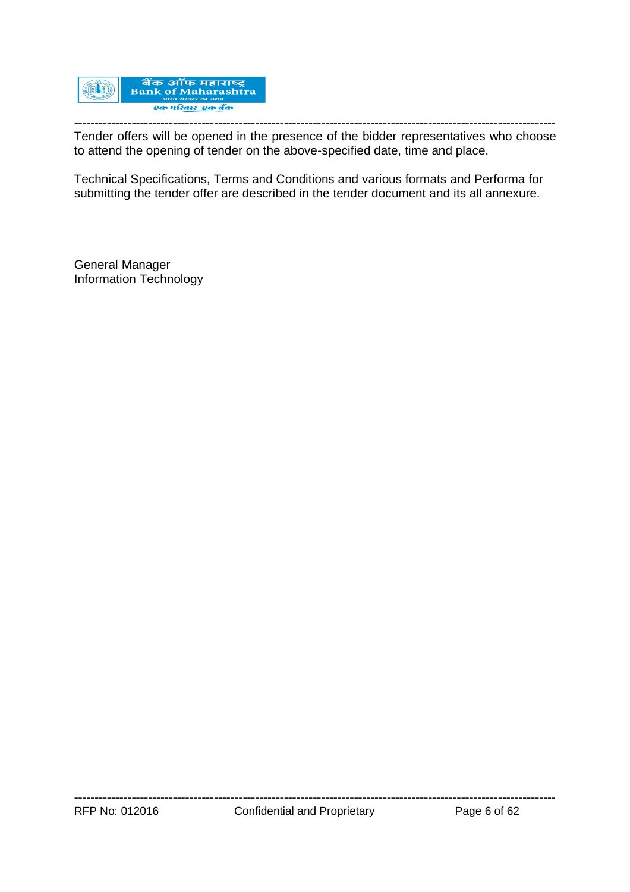Tender offers will be opened in the presence of the bidder representatives who choose to attend the opening of tender on the above-specified date, time and place.

Technical Specifications, Terms and Conditions and various formats and Performa for submitting the tender offer are described in the tender document and its all annexure.

General Manager
Information Technology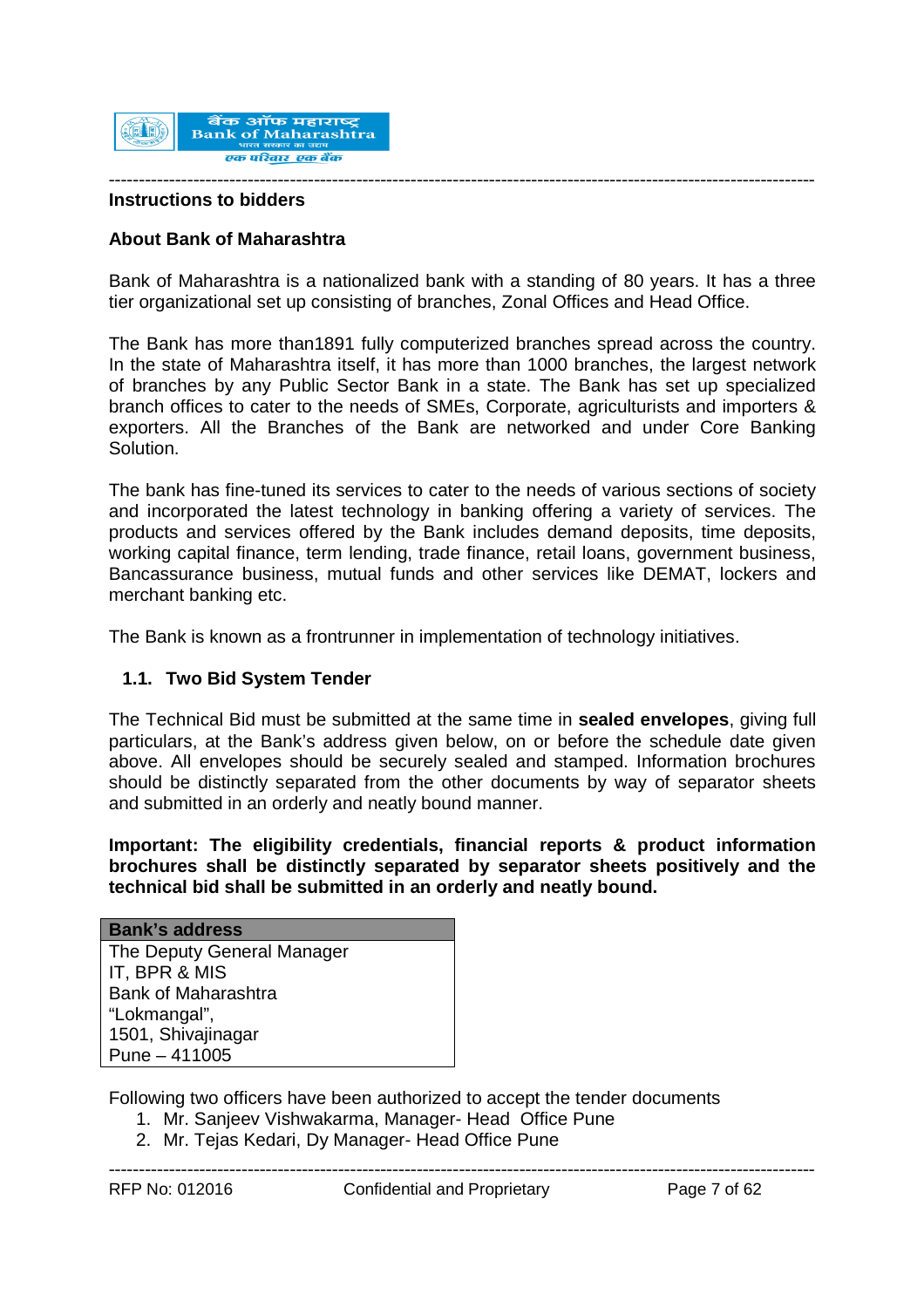## Instructions to bidders

### About Bank of Maharashtra

Bank of Maharashtra is a nationalized bank with a standing of 80 years. It has a three tier organizational set up consisting of branches, Zonal Offices and Head Office.

The Bank has more than1891 fully computerized branches spread across the country. In the state of Maharashtra itself, it has more than 1000 branches, the largest network of branches by any Public Sector Bank in a state. The Bank has set up specialized branch offices to cater to the needs of SMEs, Corporate, agriculturists and importers & exporters. All the Branches of the Bank are networked and under Core Banking Solution.

The bank has fine-tuned its services to cater to the needs of various sections of society and incorporated the latest technology in banking offering a variety of services. The products and services offered by the Bank includes demand deposits, time deposits, working capital finance, term lending, trade finance, retail loans, government business, Bancassurance business, mutual funds and other services like DEMAT, lockers and merchant banking etc.

The Bank is known as a frontrunner in implementation of technology initiatives.

### 1.1. Two Bid System Tender

The Technical Bid must be submitted at the same time in **sealed envelopes**, giving full particulars, at the Bank's address given below, on or before the schedule date given above. All envelopes should be securely sealed and stamped. Information brochures should be distinctly separated from the other documents by way of separator sheets and submitted in an orderly and neatly bound manner.

**Important: The eligibility credentials, financial reports & product information brochures shall be distinctly separated by separator sheets positively and the technical bid shall be submitted in an orderly and neatly bound.**

| Bank's address |
|---|
| The Deputy General Manager<br>IT, BPR & MIS<br>Bank of Maharashtra<br>"Lokmangal",<br>1501, Shivajinagar<br>Pune – 411005 |

Following two officers have been authorized to accept the tender documents

1. Mr. Sanjeev Vishwakarma, Manager- Head Office Pune
2. Mr. Tejas Kedari, Dy Manager- Head Office Pune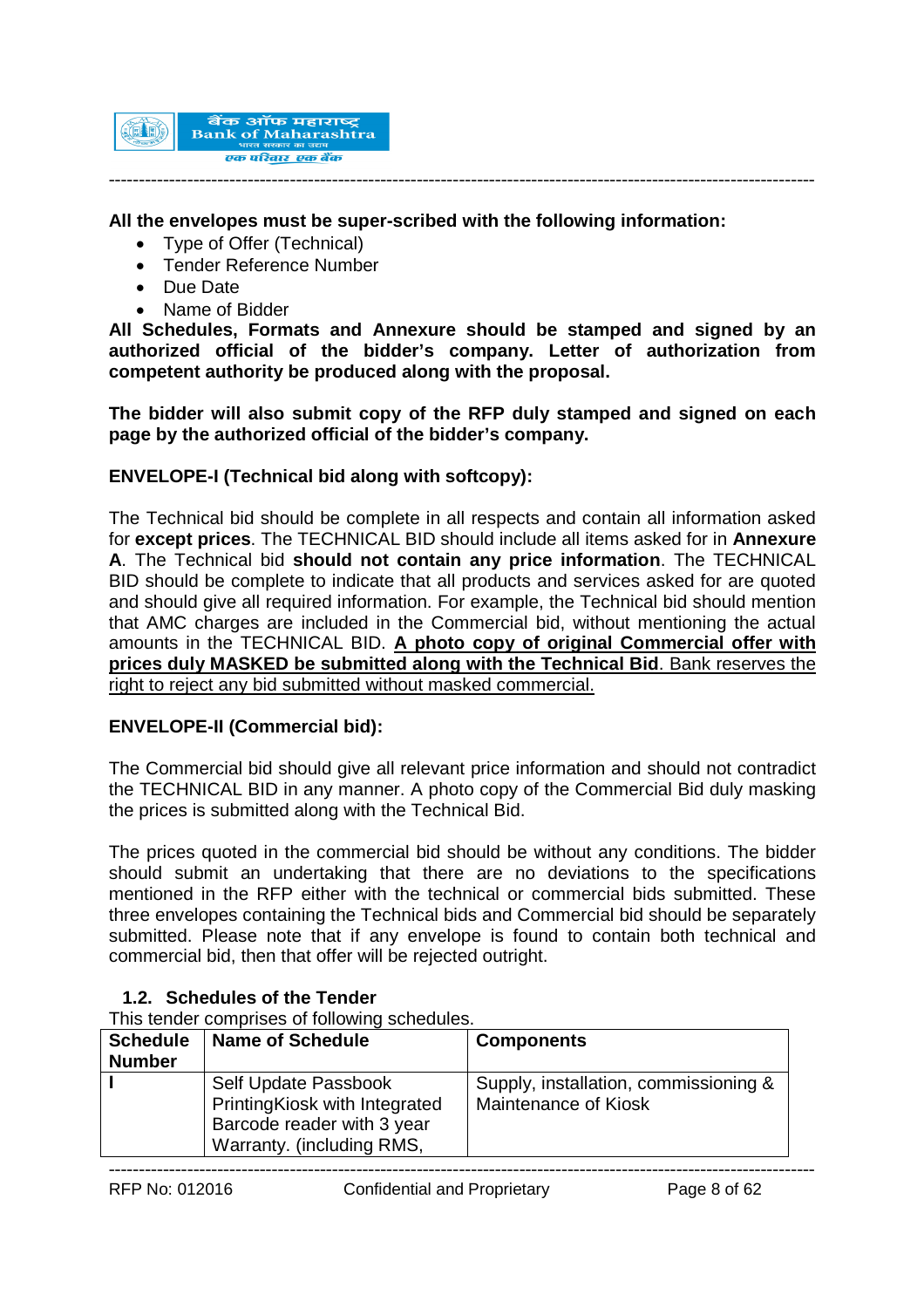**All the envelopes must be super-scribed with the following information:**

- Type of Offer (Technical)
- Tender Reference Number
- Due Date
- Name of Bidder

**All Schedules, Formats and Annexure should be stamped and signed by an authorized official of the bidder's company. Letter of authorization from competent authority be produced along with the proposal.**

**The bidder will also submit copy of the RFP duly stamped and signed on each page by the authorized official of the bidder's company.**

**ENVELOPE-I (Technical bid along with softcopy):**

The Technical bid should be complete in all respects and contain all information asked for **except prices**. The TECHNICAL BID should include all items asked for in **Annexure A**. The Technical bid **should not contain any price information**. The TECHNICAL BID should be complete to indicate that all products and services asked for are quoted and should give all required information. For example, the Technical bid should mention that AMC charges are included in the Commercial bid, without mentioning the actual amounts in the TECHNICAL BID. **A photo copy of original Commercial offer with prices duly MASKED be submitted along with the Technical Bid**. Bank reserves the right to reject any bid submitted without masked commercial.

**ENVELOPE-II (Commercial bid):**

The Commercial bid should give all relevant price information and should not contradict the TECHNICAL BID in any manner. A photo copy of the Commercial Bid duly masking the prices is submitted along with the Technical Bid.

The prices quoted in the commercial bid should be without any conditions. The bidder should submit an undertaking that there are no deviations to the specifications mentioned in the RFP either with the technical or commercial bids submitted. These three envelopes containing the Technical bids and Commercial bid should be separately submitted. Please note that if any envelope is found to contain both technical and commercial bid, then that offer will be rejected outright.

### 1.2. Schedules of the Tender

This tender comprises of following schedules.

| Schedule Number | Name of Schedule | Components |
|---|---|---|
| I | Self Update Passbook PrintingKiosk with Integrated Barcode reader with 3 year Warranty. (including RMS, | Supply, installation, commissioning & Maintenance of Kiosk |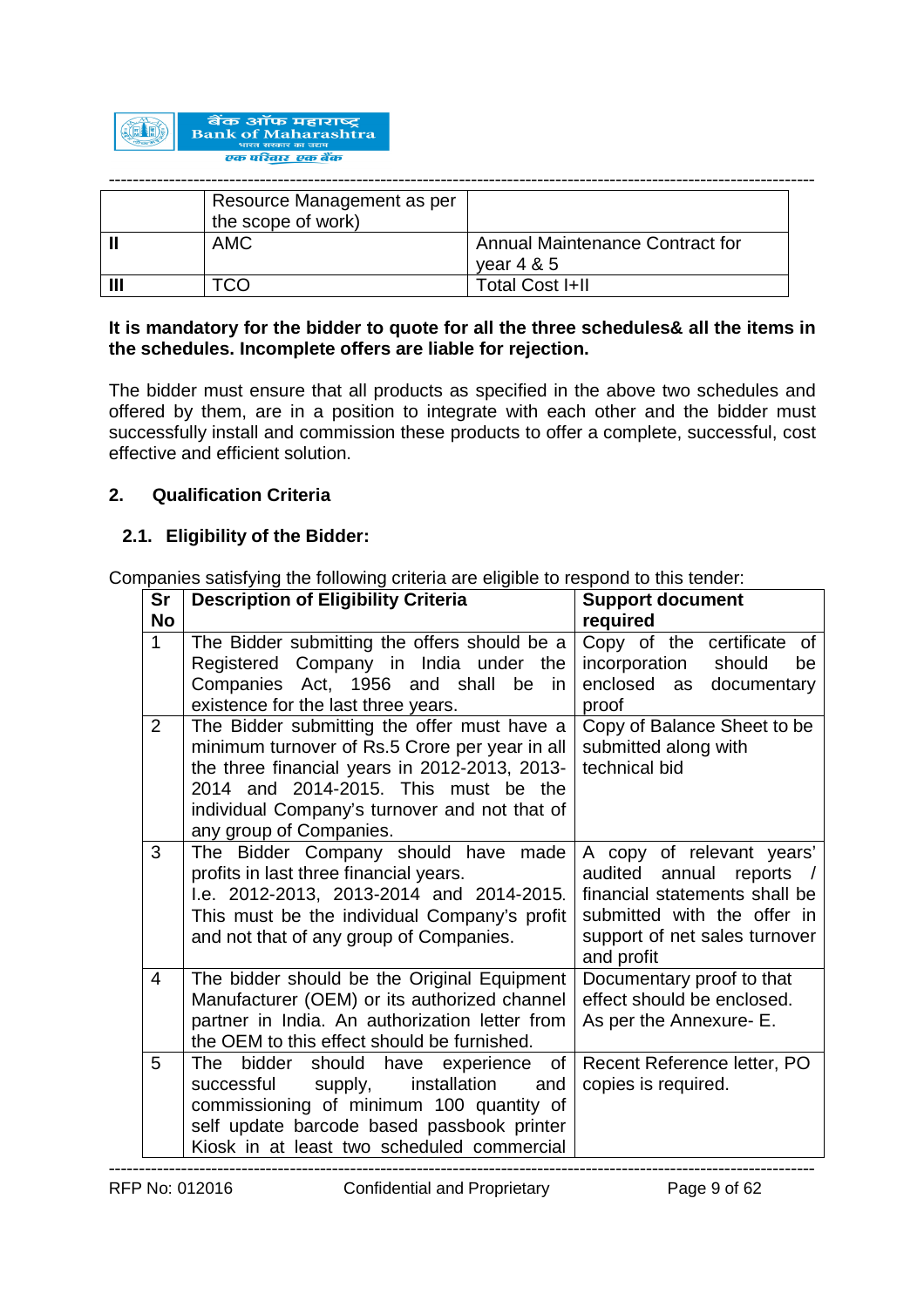|  | Resource Management as per the scope of work) |  |
|---|---|---|
| **II** | AMC | Annual Maintenance Contract for year 4 & 5 |
| **III** | TCO | Total Cost I+II |

**It is mandatory for the bidder to quote for all the three schedules& all the items in the schedules. Incomplete offers are liable for rejection.**

The bidder must ensure that all products as specified in the above two schedules and offered by them, are in a position to integrate with each other and the bidder must successfully install and commission these products to offer a complete, successful, cost effective and efficient solution.

## 2. Qualification Criteria

### 2.1. Eligibility of the Bidder:

Companies satisfying the following criteria are eligible to respond to this tender:

| Sr No | Description of Eligibility Criteria | Support document required |
|---|---|---|
| 1 | The Bidder submitting the offers should be a Registered Company in India under the Companies Act, 1956 and shall be in existence for the last three years. | Copy of the certificate of incorporation should be enclosed as documentary proof |
| 2 | The Bidder submitting the offer must have a minimum turnover of Rs.5 Crore per year in all the three financial years in 2012-2013, 2013-2014 and 2014-2015. This must be the individual Company's turnover and not that of any group of Companies. | Copy of Balance Sheet to be submitted along with technical bid |
| 3 | The Bidder Company should have made profits in last three financial years. I.e. 2012-2013, 2013-2014 and 2014-2015. This must be the individual Company's profit and not that of any group of Companies. | A copy of relevant years' audited annual reports / financial statements shall be submitted with the offer in support of net sales turnover and profit |
| 4 | The bidder should be the Original Equipment Manufacturer (OEM) or its authorized channel partner in India. An authorization letter from the OEM to this effect should be furnished. | Documentary proof to that effect should be enclosed. As per the Annexure- E. |
| 5 | The bidder should have experience of successful supply, installation and commissioning of minimum 100 quantity of self update barcode based passbook printer Kiosk in at least two scheduled commercial | Recent Reference letter, PO copies is required. |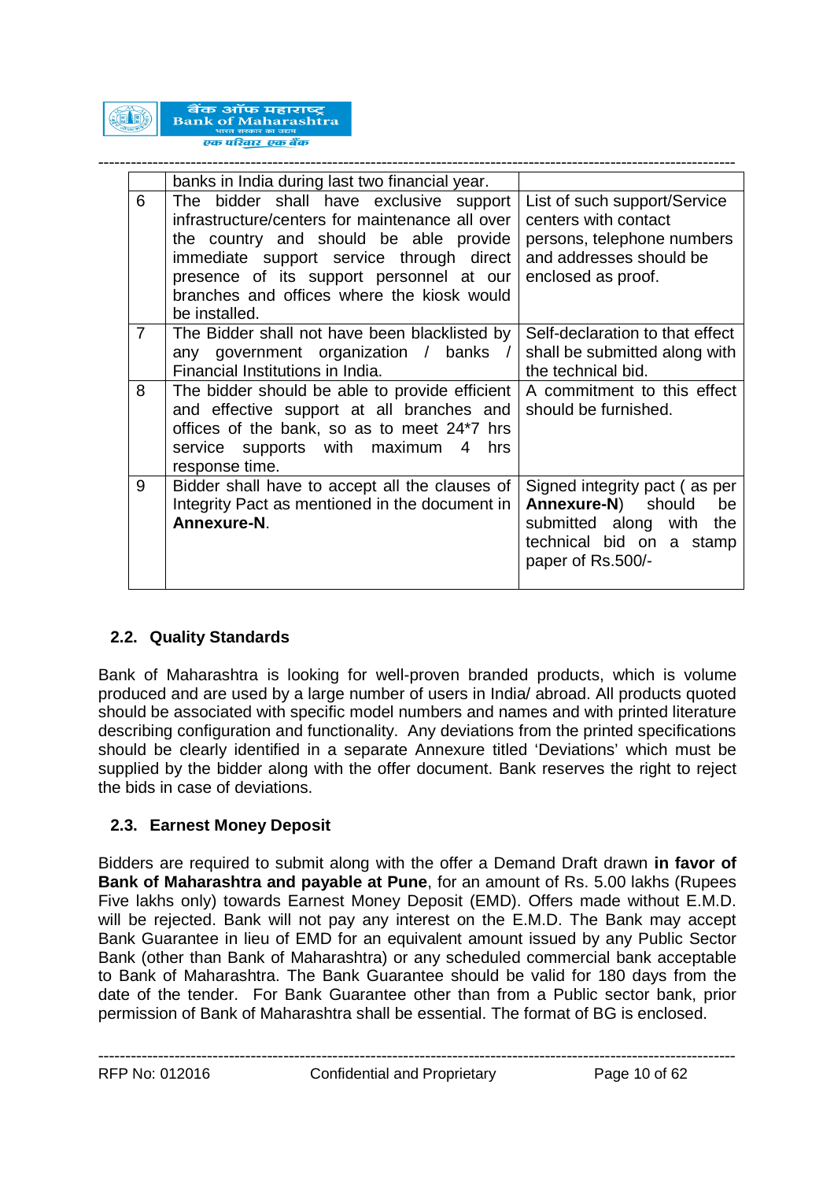|  |  |  |
|---|---|---|
|  | banks in India during last two financial year. |  |
| 6 | The bidder shall have exclusive support infrastructure/centers for maintenance all over the country and should be able provide immediate support service through direct presence of its support personnel at our branches and offices where the kiosk would be installed. | List of such support/Service centers with contact persons, telephone numbers and addresses should be enclosed as proof. |
| 7 | The Bidder shall not have been blacklisted by any government organization / banks / Financial Institutions in India. | Self-declaration to that effect shall be submitted along with the technical bid. |
| 8 | The bidder should be able to provide efficient and effective support at all branches and offices of the bank, so as to meet 24*7 hrs service supports with maximum 4 hrs response time. | A commitment to this effect should be furnished. |
| 9 | Bidder shall have to accept all the clauses of Integrity Pact as mentioned in the document in **Annexure-N**. | Signed integrity pact ( as per **Annexure-N**) should be submitted along with the technical bid on a stamp paper of Rs.500/- |

## 2.2. Quality Standards

Bank of Maharashtra is looking for well-proven branded products, which is volume produced and are used by a large number of users in India/ abroad. All products quoted should be associated with specific model numbers and names and with printed literature describing configuration and functionality. Any deviations from the printed specifications should be clearly identified in a separate Annexure titled 'Deviations' which must be supplied by the bidder along with the offer document. Bank reserves the right to reject the bids in case of deviations.

## 2.3. Earnest Money Deposit

Bidders are required to submit along with the offer a Demand Draft drawn **in favor of Bank of Maharashtra and payable at Pune**, for an amount of Rs. 5.00 lakhs (Rupees Five lakhs only) towards Earnest Money Deposit (EMD). Offers made without E.M.D. will be rejected. Bank will not pay any interest on the E.M.D. The Bank may accept Bank Guarantee in lieu of EMD for an equivalent amount issued by any Public Sector Bank (other than Bank of Maharashtra) or any scheduled commercial bank acceptable to Bank of Maharashtra. The Bank Guarantee should be valid for 180 days from the date of the tender. For Bank Guarantee other than from a Public sector bank, prior permission of Bank of Maharashtra shall be essential. The format of BG is enclosed.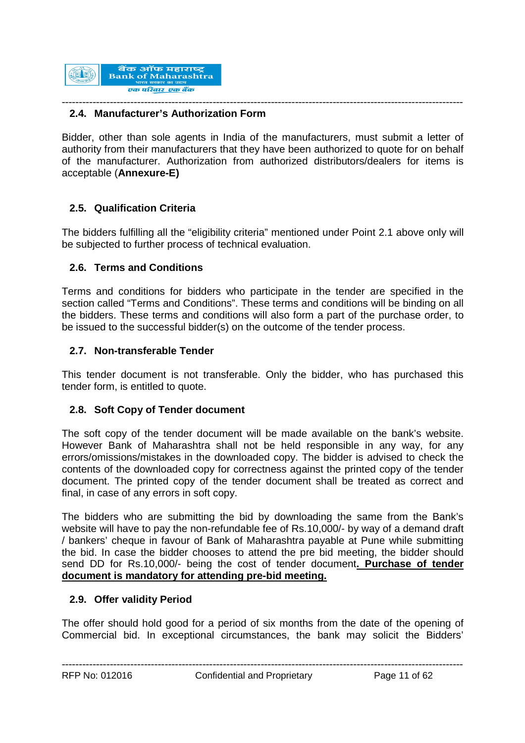### 2.4. Manufacturer's Authorization Form

Bidder, other than sole agents in India of the manufacturers, must submit a letter of authority from their manufacturers that they have been authorized to quote for on behalf of the manufacturer. Authorization from authorized distributors/dealers for items is acceptable (**Annexure-E)**

### 2.5. Qualification Criteria

The bidders fulfilling all the "eligibility criteria" mentioned under Point 2.1 above only will be subjected to further process of technical evaluation.

### 2.6. Terms and Conditions

Terms and conditions for bidders who participate in the tender are specified in the section called "Terms and Conditions". These terms and conditions will be binding on all the bidders. These terms and conditions will also form a part of the purchase order, to be issued to the successful bidder(s) on the outcome of the tender process.

### 2.7. Non-transferable Tender

This tender document is not transferable. Only the bidder, who has purchased this tender form, is entitled to quote.

### 2.8. Soft Copy of Tender document

The soft copy of the tender document will be made available on the bank's website. However Bank of Maharashtra shall not be held responsible in any way, for any errors/omissions/mistakes in the downloaded copy. The bidder is advised to check the contents of the downloaded copy for correctness against the printed copy of the tender document. The printed copy of the tender document shall be treated as correct and final, in case of any errors in soft copy.

The bidders who are submitting the bid by downloading the same from the Bank's website will have to pay the non-refundable fee of Rs.10,000/- by way of a demand draft / bankers' cheque in favour of Bank of Maharashtra payable at Pune while submitting the bid. In case the bidder chooses to attend the pre bid meeting, the bidder should send DD for Rs.10,000/- being the cost of tender document**. Purchase of tender document is mandatory for attending pre-bid meeting.**

### 2.9. Offer validity Period

The offer should hold good for a period of six months from the date of the opening of Commercial bid. In exceptional circumstances, the bank may solicit the Bidders'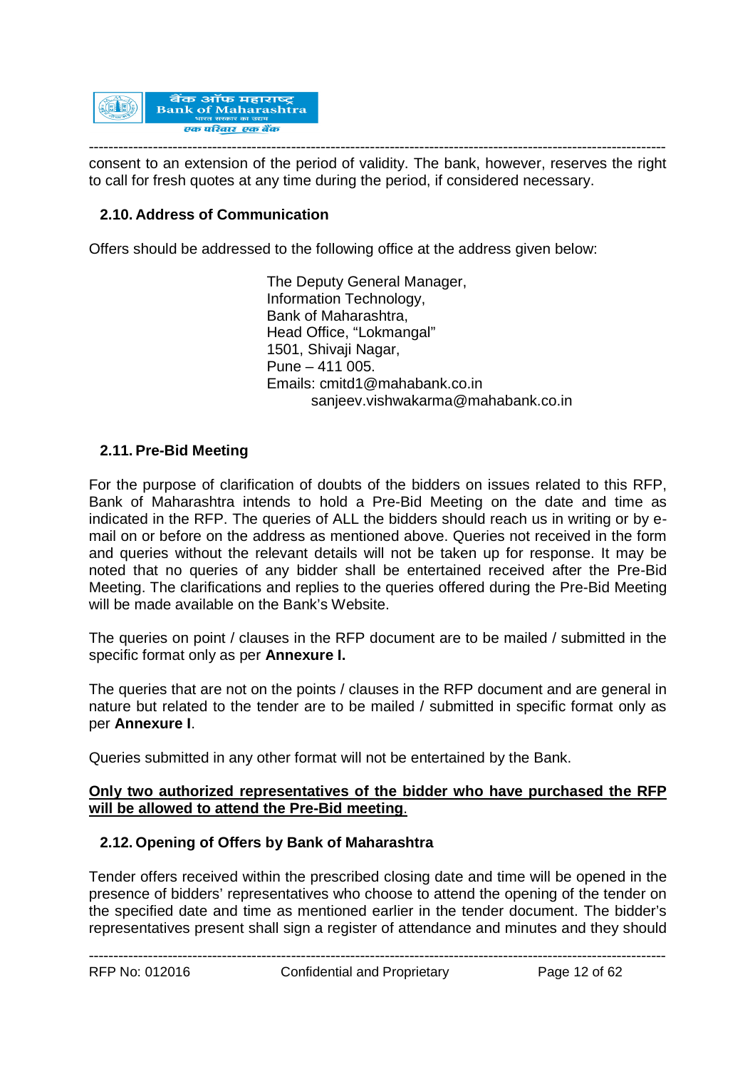consent to an extension of the period of validity. The bank, however, reserves the right to call for fresh quotes at any time during the period, if considered necessary.

### 2.10. Address of Communication

Offers should be addressed to the following office at the address given below:

> The Deputy General Manager,
> Information Technology,
> Bank of Maharashtra,
> Head Office, "Lokmangal"
> 1501, Shivaji Nagar,
> Pune – 411 005.
> Emails: cmitd1@mahabank.co.in
> sanjeev.vishwakarma@mahabank.co.in

### 2.11. Pre-Bid Meeting

For the purpose of clarification of doubts of the bidders on issues related to this RFP, Bank of Maharashtra intends to hold a Pre-Bid Meeting on the date and time as indicated in the RFP. The queries of ALL the bidders should reach us in writing or by e-mail on or before on the address as mentioned above. Queries not received in the form and queries without the relevant details will not be taken up for response. It may be noted that no queries of any bidder shall be entertained received after the Pre-Bid Meeting. The clarifications and replies to the queries offered during the Pre-Bid Meeting will be made available on the Bank's Website.

The queries on point / clauses in the RFP document are to be mailed / submitted in the specific format only as per **Annexure I.**

The queries that are not on the points / clauses in the RFP document and are general in nature but related to the tender are to be mailed / submitted in specific format only as per **Annexure I**.

Queries submitted in any other format will not be entertained by the Bank.

**Only two authorized representatives of the bidder who have purchased the RFP will be allowed to attend the Pre-Bid meeting**.

### 2.12. Opening of Offers by Bank of Maharashtra

Tender offers received within the prescribed closing date and time will be opened in the presence of bidders' representatives who choose to attend the opening of the tender on the specified date and time as mentioned earlier in the tender document. The bidder's representatives present shall sign a register of attendance and minutes and they should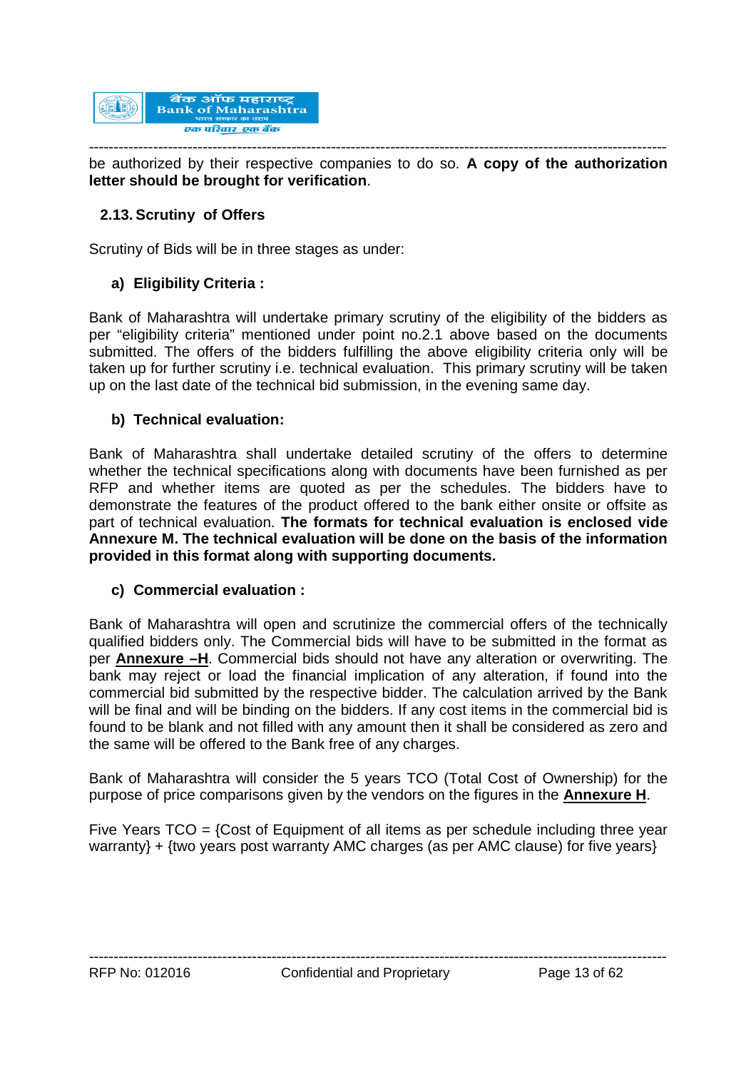be authorized by their respective companies to do so. **A copy of the authorization letter should be brought for verification**.

## 2.13. Scrutiny of Offers

Scrutiny of Bids will be in three stages as under:

### a) Eligibility Criteria :

Bank of Maharashtra will undertake primary scrutiny of the eligibility of the bidders as per "eligibility criteria" mentioned under point no.2.1 above based on the documents submitted. The offers of the bidders fulfilling the above eligibility criteria only will be taken up for further scrutiny i.e. technical evaluation. This primary scrutiny will be taken up on the last date of the technical bid submission, in the evening same day.

### b) Technical evaluation:

Bank of Maharashtra shall undertake detailed scrutiny of the offers to determine whether the technical specifications along with documents have been furnished as per RFP and whether items are quoted as per the schedules. The bidders have to demonstrate the features of the product offered to the bank either onsite or offsite as part of technical evaluation. **The formats for technical evaluation is enclosed vide Annexure M. The technical evaluation will be done on the basis of the information provided in this format along with supporting documents.**

### c) Commercial evaluation :

Bank of Maharashtra will open and scrutinize the commercial offers of the technically qualified bidders only. The Commercial bids will have to be submitted in the format as per **Annexure –H**. Commercial bids should not have any alteration or overwriting. The bank may reject or load the financial implication of any alteration, if found into the commercial bid submitted by the respective bidder. The calculation arrived by the Bank will be final and will be binding on the bidders. If any cost items in the commercial bid is found to be blank and not filled with any amount then it shall be considered as zero and the same will be offered to the Bank free of any charges.

Bank of Maharashtra will consider the 5 years TCO (Total Cost of Ownership) for the purpose of price comparisons given by the vendors on the figures in the **Annexure H**.

Five Years TCO = {Cost of Equipment of all items as per schedule including three year warranty} + {two years post warranty AMC charges (as per AMC clause) for five years}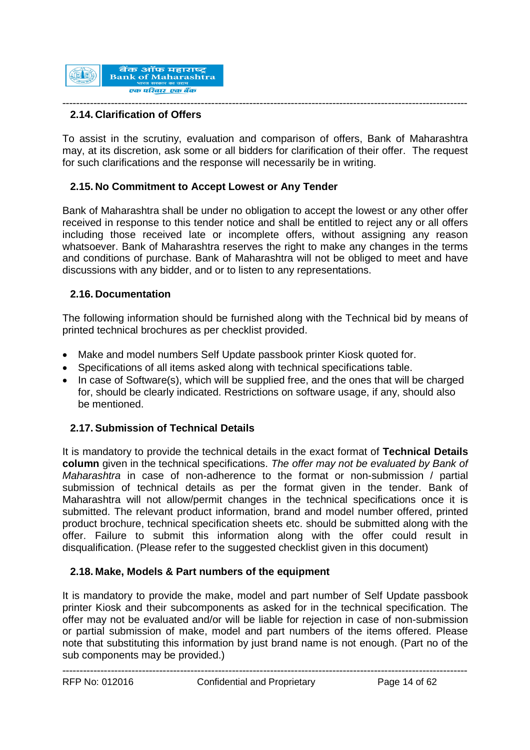## 2.14. Clarification of Offers

To assist in the scrutiny, evaluation and comparison of offers, Bank of Maharashtra may, at its discretion, ask some or all bidders for clarification of their offer. The request for such clarifications and the response will necessarily be in writing.

## 2.15. No Commitment to Accept Lowest or Any Tender

Bank of Maharashtra shall be under no obligation to accept the lowest or any other offer received in response to this tender notice and shall be entitled to reject any or all offers including those received late or incomplete offers, without assigning any reason whatsoever. Bank of Maharashtra reserves the right to make any changes in the terms and conditions of purchase. Bank of Maharashtra will not be obliged to meet and have discussions with any bidder, and or to listen to any representations.

## 2.16. Documentation

The following information should be furnished along with the Technical bid by means of printed technical brochures as per checklist provided.

- Make and model numbers Self Update passbook printer Kiosk quoted for.
- Specifications of all items asked along with technical specifications table.
- In case of Software(s), which will be supplied free, and the ones that will be charged for, should be clearly indicated. Restrictions on software usage, if any, should also be mentioned.

## 2.17. Submission of Technical Details

It is mandatory to provide the technical details in the exact format of **Technical Details column** given in the technical specifications. *The offer may not be evaluated by Bank of Maharashtra* in case of non-adherence to the format or non-submission / partial submission of technical details as per the format given in the tender. Bank of Maharashtra will not allow/permit changes in the technical specifications once it is submitted. The relevant product information, brand and model number offered, printed product brochure, technical specification sheets etc. should be submitted along with the offer. Failure to submit this information along with the offer could result in disqualification. (Please refer to the suggested checklist given in this document)

## 2.18. Make, Models & Part numbers of the equipment

It is mandatory to provide the make, model and part number of Self Update passbook printer Kiosk and their subcomponents as asked for in the technical specification. The offer may not be evaluated and/or will be liable for rejection in case of non-submission or partial submission of make, model and part numbers of the items offered. Please note that substituting this information by just brand name is not enough. (Part no of the sub components may be provided.)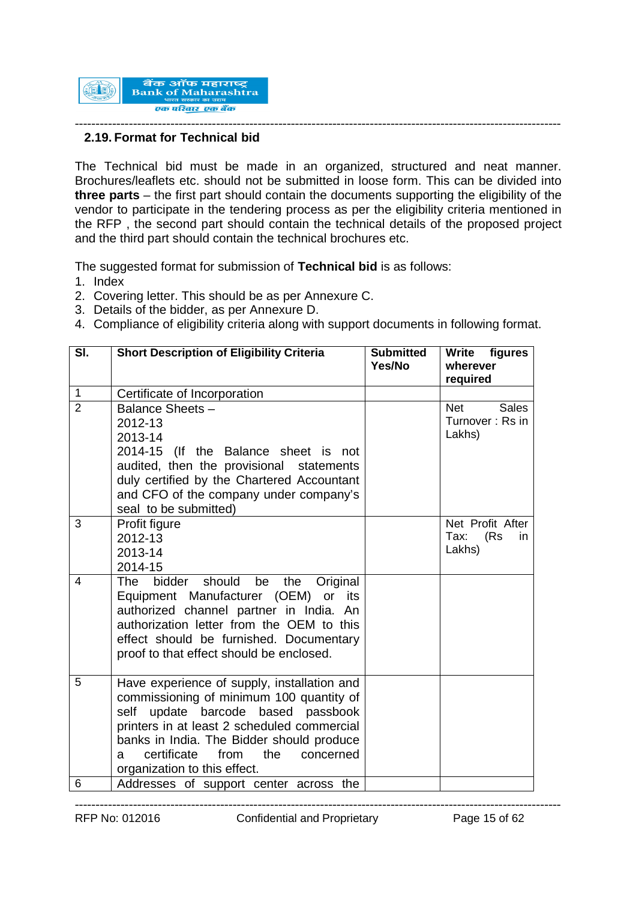## 2.19. Format for Technical bid

The Technical bid must be made in an organized, structured and neat manner. Brochures/leaflets etc. should not be submitted in loose form. This can be divided into **three parts** – the first part should contain the documents supporting the eligibility of the vendor to participate in the tendering process as per the eligibility criteria mentioned in the RFP , the second part should contain the technical details of the proposed project and the third part should contain the technical brochures etc.

The suggested format for submission of **Technical bid** is as follows:

1. Index
2. Covering letter. This should be as per Annexure C.
3. Details of the bidder, as per Annexure D.
4. Compliance of eligibility criteria along with support documents in following format.

| Sl. | Short Description of Eligibility Criteria | Submitted Yes/No | Write figures wherever required |
|---|---|---|---|
| 1 | Certificate of Incorporation | | |
| 2 | Balance Sheets –<br>2012-13<br>2013-14<br>2014-15 (If the Balance sheet is not audited, then the provisional statements duly certified by the Chartered Accountant and CFO of the company under company's seal to be submitted) | | Net Sales Turnover : Rs in Lakhs) |
| 3 | Profit figure<br>2012-13<br>2013-14<br>2014-15 | | Net Profit After Tax: (Rs in Lakhs) |
| 4 | The bidder should be the Original Equipment Manufacturer (OEM) or its authorized channel partner in India. An authorization letter from the OEM to this effect should be furnished. Documentary proof to that effect should be enclosed. | | |
| 5 | Have experience of supply, installation and commissioning of minimum 100 quantity of self update barcode based passbook printers in at least 2 scheduled commercial banks in India. The Bidder should produce a certificate from the concerned organization to this effect. | | |
| 6 | Addresses of support center across the | | |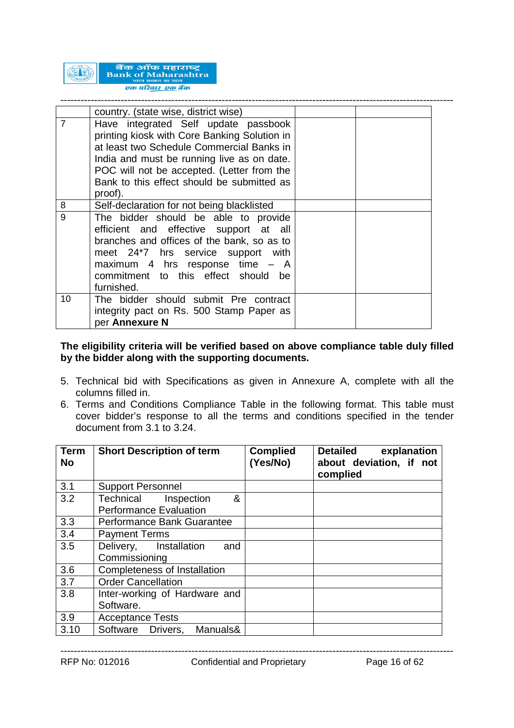|  |  |  |  |
|---|---|---|---|
|  | country. (state wise, district wise) |  |  |
| 7 | Have integrated Self update passbook printing kiosk with Core Banking Solution in at least two Schedule Commercial Banks in India and must be running live as on date. POC will not be accepted. (Letter from the Bank to this effect should be submitted as proof). |  |  |
| 8 | Self-declaration for not being blacklisted |  |  |
| 9 | The bidder should be able to provide efficient and effective support at all branches and offices of the bank, so as to meet 24*7 hrs service support with maximum 4 hrs response time – A commitment to this effect should be furnished. |  |  |
| 10 | The bidder should submit Pre contract integrity pact on Rs. 500 Stamp Paper as per **Annexure N** |  |  |

**The eligibility criteria will be verified based on above compliance table duly filled by the bidder along with the supporting documents.**

5. Technical bid with Specifications as given in Annexure A, complete with all the columns filled in.
6. Terms and Conditions Compliance Table in the following format. This table must cover bidder's response to all the terms and conditions specified in the tender document from 3.1 to 3.24.

| **Term No** | **Short Description of term** | **Complied (Yes/No)** | **Detailed explanation about deviation, if not complied** |
|---|---|---|---|
| 3.1 | Support Personnel |  |  |
| 3.2 | Technical Inspection & Performance Evaluation |  |  |
| 3.3 | Performance Bank Guarantee |  |  |
| 3.4 | Payment Terms |  |  |
| 3.5 | Delivery, Installation and Commissioning |  |  |
| 3.6 | Completeness of Installation |  |  |
| 3.7 | Order Cancellation |  |  |
| 3.8 | Inter-working of Hardware and Software. |  |  |
| 3.9 | Acceptance Tests |  |  |
| 3.10 | Software Drivers, Manuals& |  |  |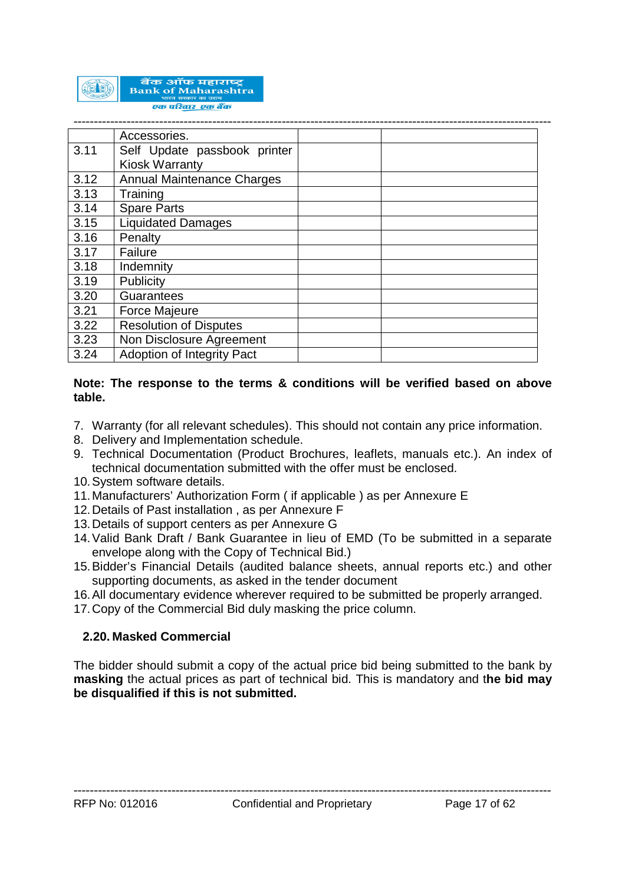|  | Accessories. |  |  |
|---|---|---|---|
| 3.11 | Self Update passbook printer Kiosk Warranty |  |  |
| 3.12 | Annual Maintenance Charges |  |  |
| 3.13 | Training |  |  |
| 3.14 | Spare Parts |  |  |
| 3.15 | Liquidated Damages |  |  |
| 3.16 | Penalty |  |  |
| 3.17 | Failure |  |  |
| 3.18 | Indemnity |  |  |
| 3.19 | Publicity |  |  |
| 3.20 | Guarantees |  |  |
| 3.21 | Force Majeure |  |  |
| 3.22 | Resolution of Disputes |  |  |
| 3.23 | Non Disclosure Agreement |  |  |
| 3.24 | Adoption of Integrity Pact |  |  |

**Note: The response to the terms & conditions will be verified based on above table.**

7. Warranty (for all relevant schedules). This should not contain any price information.
8. Delivery and Implementation schedule.
9. Technical Documentation (Product Brochures, leaflets, manuals etc.). An index of technical documentation submitted with the offer must be enclosed.
10. System software details.
11. Manufacturers' Authorization Form ( if applicable ) as per Annexure E
12. Details of Past installation , as per Annexure F
13. Details of support centers as per Annexure G
14. Valid Bank Draft / Bank Guarantee in lieu of EMD (To be submitted in a separate envelope along with the Copy of Technical Bid.)
15. Bidder's Financial Details (audited balance sheets, annual reports etc.) and other supporting documents, as asked in the tender document
16. All documentary evidence wherever required to be submitted be properly arranged.
17. Copy of the Commercial Bid duly masking the price column.

### 2.20. Masked Commercial

The bidder should submit a copy of the actual price bid being submitted to the bank by **masking** the actual prices as part of technical bid. This is mandatory and t**he bid may be disqualified if this is not submitted.**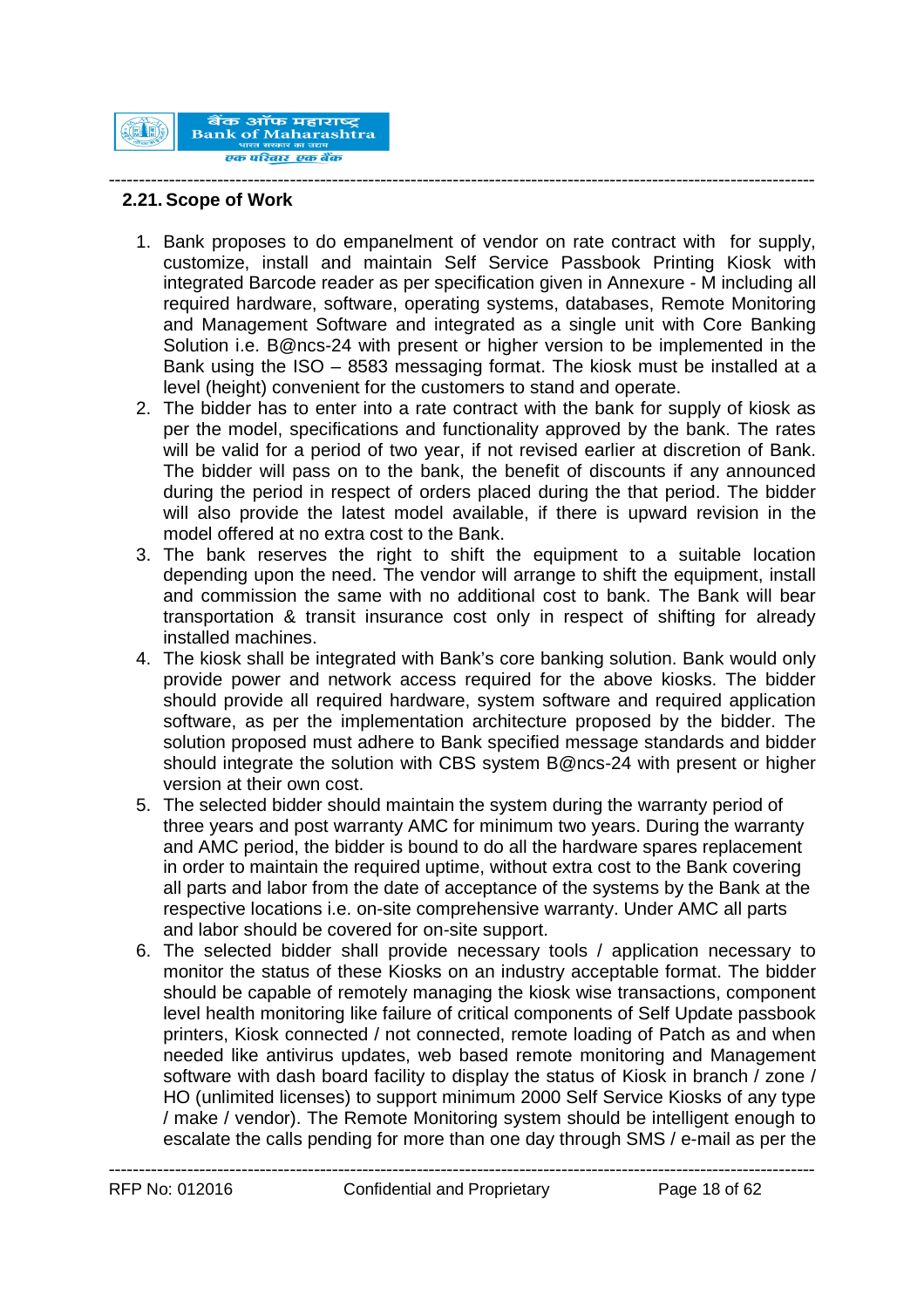## 2.21. Scope of Work

1. Bank proposes to do empanelment of vendor on rate contract with for supply, customize, install and maintain Self Service Passbook Printing Kiosk with integrated Barcode reader as per specification given in Annexure - M including all required hardware, software, operating systems, databases, Remote Monitoring and Management Software and integrated as a single unit with Core Banking Solution i.e. B@ncs-24 with present or higher version to be implemented in the Bank using the ISO – 8583 messaging format. The kiosk must be installed at a level (height) convenient for the customers to stand and operate.
2. The bidder has to enter into a rate contract with the bank for supply of kiosk as per the model, specifications and functionality approved by the bank. The rates will be valid for a period of two year, if not revised earlier at discretion of Bank. The bidder will pass on to the bank, the benefit of discounts if any announced during the period in respect of orders placed during the that period. The bidder will also provide the latest model available, if there is upward revision in the model offered at no extra cost to the Bank.
3. The bank reserves the right to shift the equipment to a suitable location depending upon the need. The vendor will arrange to shift the equipment, install and commission the same with no additional cost to bank. The Bank will bear transportation & transit insurance cost only in respect of shifting for already installed machines.
4. The kiosk shall be integrated with Bank's core banking solution. Bank would only provide power and network access required for the above kiosks. The bidder should provide all required hardware, system software and required application software, as per the implementation architecture proposed by the bidder. The solution proposed must adhere to Bank specified message standards and bidder should integrate the solution with CBS system B@ncs-24 with present or higher version at their own cost.
5. The selected bidder should maintain the system during the warranty period of three years and post warranty AMC for minimum two years. During the warranty and AMC period, the bidder is bound to do all the hardware spares replacement in order to maintain the required uptime, without extra cost to the Bank covering all parts and labor from the date of acceptance of the systems by the Bank at the respective locations i.e. on-site comprehensive warranty. Under AMC all parts and labor should be covered for on-site support.
6. The selected bidder shall provide necessary tools / application necessary to monitor the status of these Kiosks on an industry acceptable format. The bidder should be capable of remotely managing the kiosk wise transactions, component level health monitoring like failure of critical components of Self Update passbook printers, Kiosk connected / not connected, remote loading of Patch as and when needed like antivirus updates, web based remote monitoring and Management software with dash board facility to display the status of Kiosk in branch / zone / HO (unlimited licenses) to support minimum 2000 Self Service Kiosks of any type / make / vendor). The Remote Monitoring system should be intelligent enough to escalate the calls pending for more than one day through SMS / e-mail as per the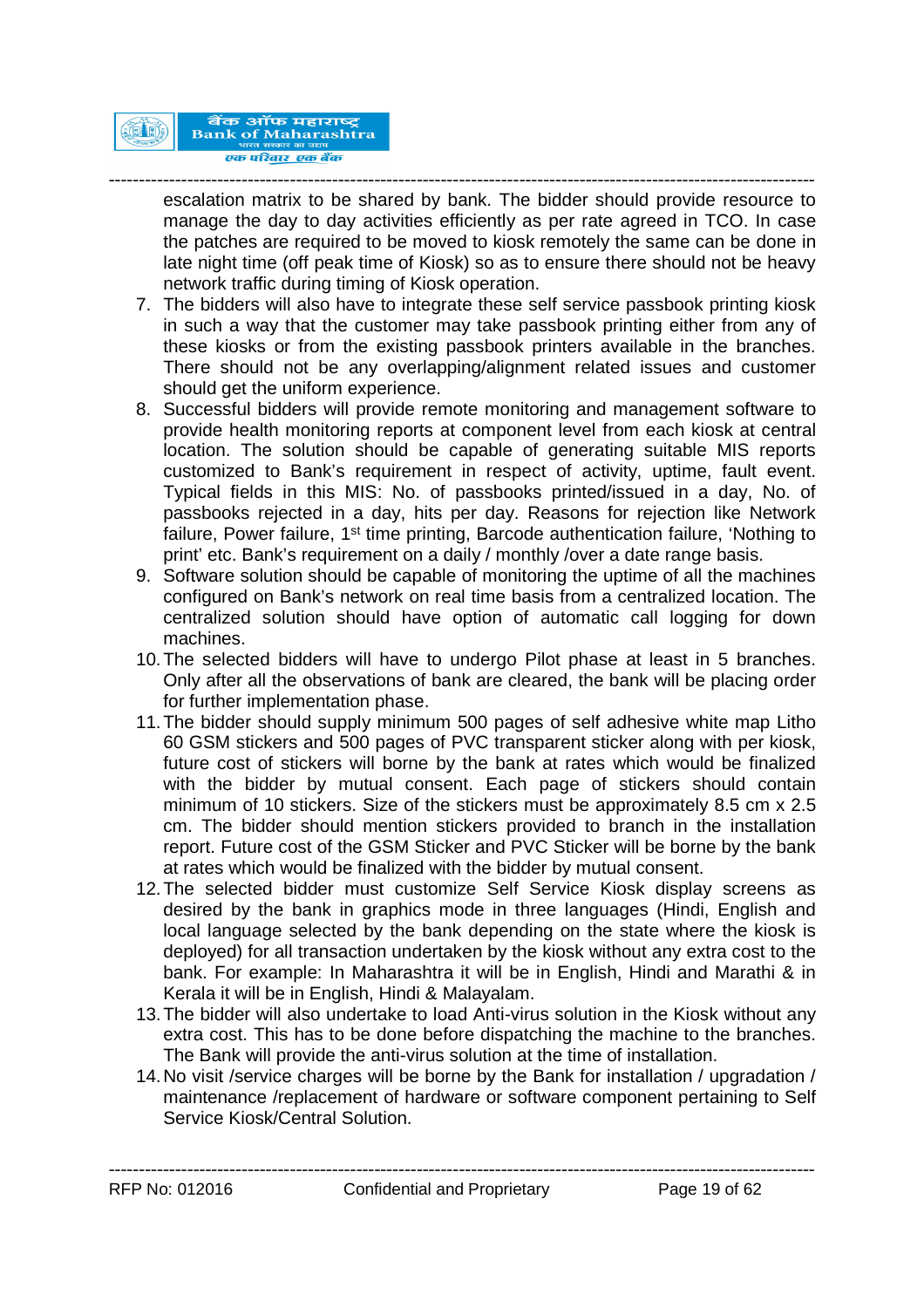escalation matrix to be shared by bank. The bidder should provide resource to manage the day to day activities efficiently as per rate agreed in TCO. In case the patches are required to be moved to kiosk remotely the same can be done in late night time (off peak time of Kiosk) so as to ensure there should not be heavy network traffic during timing of Kiosk operation.

7. The bidders will also have to integrate these self service passbook printing kiosk in such a way that the customer may take passbook printing either from any of these kiosks or from the existing passbook printers available in the branches. There should not be any overlapping/alignment related issues and customer should get the uniform experience.
8. Successful bidders will provide remote monitoring and management software to provide health monitoring reports at component level from each kiosk at central location. The solution should be capable of generating suitable MIS reports customized to Bank's requirement in respect of activity, uptime, fault event. Typical fields in this MIS: No. of passbooks printed/issued in a day, No. of passbooks rejected in a day, hits per day. Reasons for rejection like Network failure, Power failure, 1st time printing, Barcode authentication failure, 'Nothing to print' etc. Bank's requirement on a daily / monthly /over a date range basis.
9. Software solution should be capable of monitoring the uptime of all the machines configured on Bank's network on real time basis from a centralized location. The centralized solution should have option of automatic call logging for down machines.
10. The selected bidders will have to undergo Pilot phase at least in 5 branches. Only after all the observations of bank are cleared, the bank will be placing order for further implementation phase.
11. The bidder should supply minimum 500 pages of self adhesive white map Litho 60 GSM stickers and 500 pages of PVC transparent sticker along with per kiosk, future cost of stickers will borne by the bank at rates which would be finalized with the bidder by mutual consent. Each page of stickers should contain minimum of 10 stickers. Size of the stickers must be approximately 8.5 cm x 2.5 cm. The bidder should mention stickers provided to branch in the installation report. Future cost of the GSM Sticker and PVC Sticker will be borne by the bank at rates which would be finalized with the bidder by mutual consent.
12. The selected bidder must customize Self Service Kiosk display screens as desired by the bank in graphics mode in three languages (Hindi, English and local language selected by the bank depending on the state where the kiosk is deployed) for all transaction undertaken by the kiosk without any extra cost to the bank. For example: In Maharashtra it will be in English, Hindi and Marathi & in Kerala it will be in English, Hindi & Malayalam.
13. The bidder will also undertake to load Anti-virus solution in the Kiosk without any extra cost. This has to be done before dispatching the machine to the branches. The Bank will provide the anti-virus solution at the time of installation.
14. No visit /service charges will be borne by the Bank for installation / upgradation / maintenance /replacement of hardware or software component pertaining to Self Service Kiosk/Central Solution.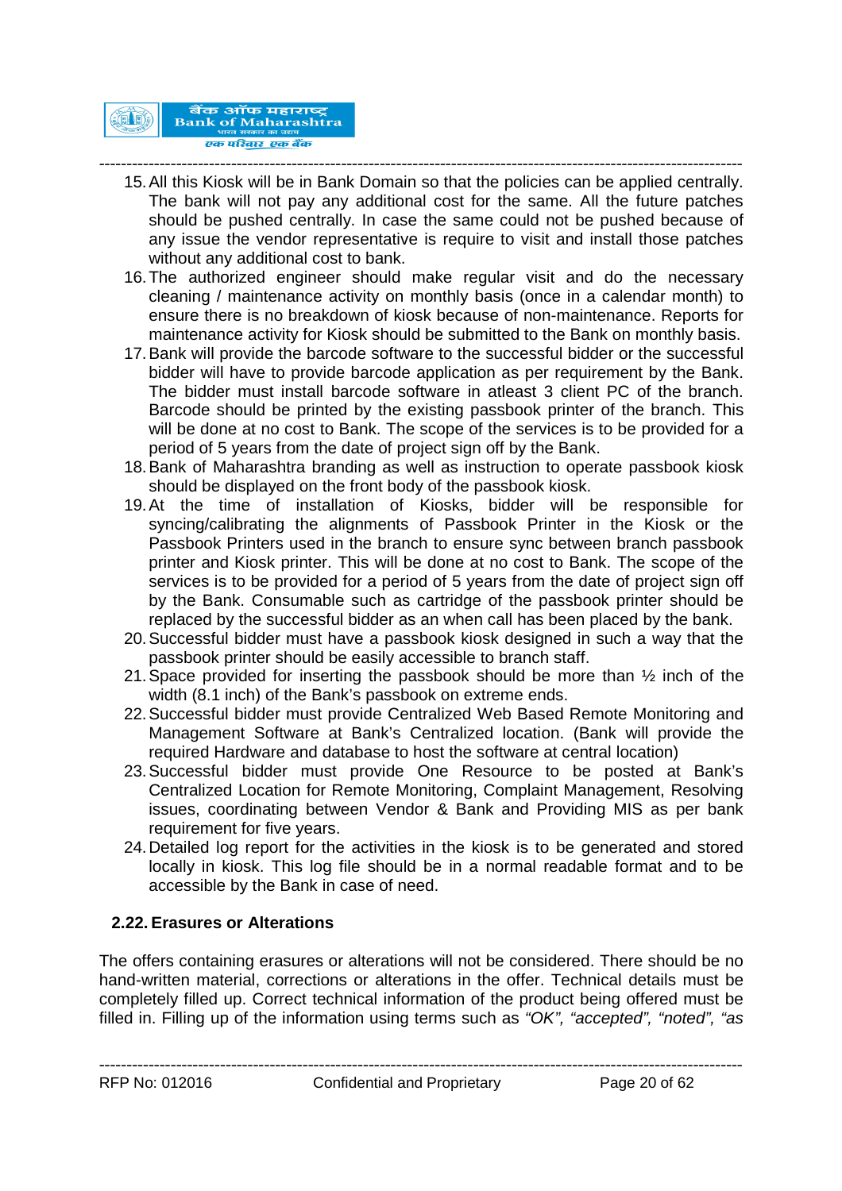15. All this Kiosk will be in Bank Domain so that the policies can be applied centrally. The bank will not pay any additional cost for the same. All the future patches should be pushed centrally. In case the same could not be pushed because of any issue the vendor representative is require to visit and install those patches without any additional cost to bank.
16. The authorized engineer should make regular visit and do the necessary cleaning / maintenance activity on monthly basis (once in a calendar month) to ensure there is no breakdown of kiosk because of non-maintenance. Reports for maintenance activity for Kiosk should be submitted to the Bank on monthly basis.
17. Bank will provide the barcode software to the successful bidder or the successful bidder will have to provide barcode application as per requirement by the Bank. The bidder must install barcode software in atleast 3 client PC of the branch. Barcode should be printed by the existing passbook printer of the branch. This will be done at no cost to Bank. The scope of the services is to be provided for a period of 5 years from the date of project sign off by the Bank.
18. Bank of Maharashtra branding as well as instruction to operate passbook kiosk should be displayed on the front body of the passbook kiosk.
19. At the time of installation of Kiosks, bidder will be responsible for syncing/calibrating the alignments of Passbook Printer in the Kiosk or the Passbook Printers used in the branch to ensure sync between branch passbook printer and Kiosk printer. This will be done at no cost to Bank. The scope of the services is to be provided for a period of 5 years from the date of project sign off by the Bank. Consumable such as cartridge of the passbook printer should be replaced by the successful bidder as an when call has been placed by the bank.
20. Successful bidder must have a passbook kiosk designed in such a way that the passbook printer should be easily accessible to branch staff.
21. Space provided for inserting the passbook should be more than ½ inch of the width (8.1 inch) of the Bank's passbook on extreme ends.
22. Successful bidder must provide Centralized Web Based Remote Monitoring and Management Software at Bank's Centralized location. (Bank will provide the required Hardware and database to host the software at central location)
23. Successful bidder must provide One Resource to be posted at Bank's Centralized Location for Remote Monitoring, Complaint Management, Resolving issues, coordinating between Vendor & Bank and Providing MIS as per bank requirement for five years.
24. Detailed log report for the activities in the kiosk is to be generated and stored locally in kiosk. This log file should be in a normal readable format and to be accessible by the Bank in case of need.

## 2.22. Erasures or Alterations

The offers containing erasures or alterations will not be considered. There should be no hand-written material, corrections or alterations in the offer. Technical details must be completely filled up. Correct technical information of the product being offered must be filled in. Filling up of the information using terms such as *"OK", "accepted", "noted", "as*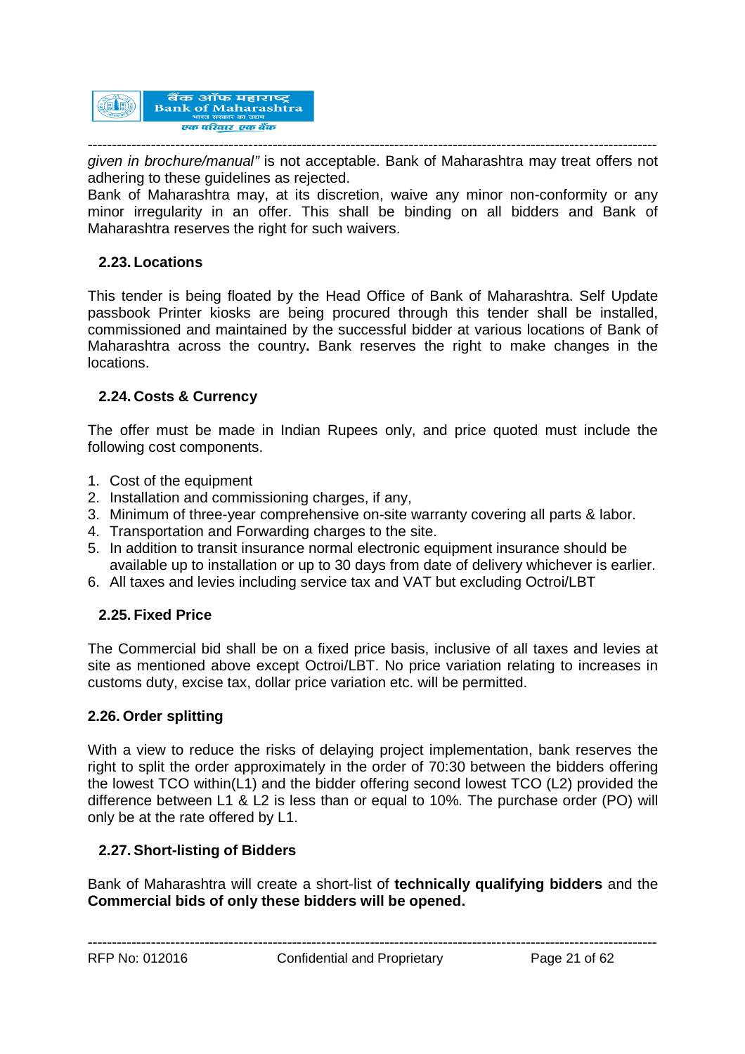*given in brochure/manual"* is not acceptable. Bank of Maharashtra may treat offers not adhering to these guidelines as rejected.

Bank of Maharashtra may, at its discretion, waive any minor non-conformity or any minor irregularity in an offer. This shall be binding on all bidders and Bank of Maharashtra reserves the right for such waivers.

### 2.23. Locations

This tender is being floated by the Head Office of Bank of Maharashtra. Self Update passbook Printer kiosks are being procured through this tender shall be installed, commissioned and maintained by the successful bidder at various locations of Bank of Maharashtra across the country**.** Bank reserves the right to make changes in the locations.

### 2.24. Costs & Currency

The offer must be made in Indian Rupees only, and price quoted must include the following cost components.

1. Cost of the equipment
2. Installation and commissioning charges, if any,
3. Minimum of three-year comprehensive on-site warranty covering all parts & labor.
4. Transportation and Forwarding charges to the site.
5. In addition to transit insurance normal electronic equipment insurance should be available up to installation or up to 30 days from date of delivery whichever is earlier.
6. All taxes and levies including service tax and VAT but excluding Octroi/LBT

### 2.25. Fixed Price

The Commercial bid shall be on a fixed price basis, inclusive of all taxes and levies at site as mentioned above except Octroi/LBT. No price variation relating to increases in customs duty, excise tax, dollar price variation etc. will be permitted.

### 2.26. Order splitting

With a view to reduce the risks of delaying project implementation, bank reserves the right to split the order approximately in the order of 70:30 between the bidders offering the lowest TCO within(L1) and the bidder offering second lowest TCO (L2) provided the difference between L1 & L2 is less than or equal to 10%. The purchase order (PO) will only be at the rate offered by L1.

### 2.27. Short-listing of Bidders

Bank of Maharashtra will create a short-list of **technically qualifying bidders** and the **Commercial bids of only these bidders will be opened.**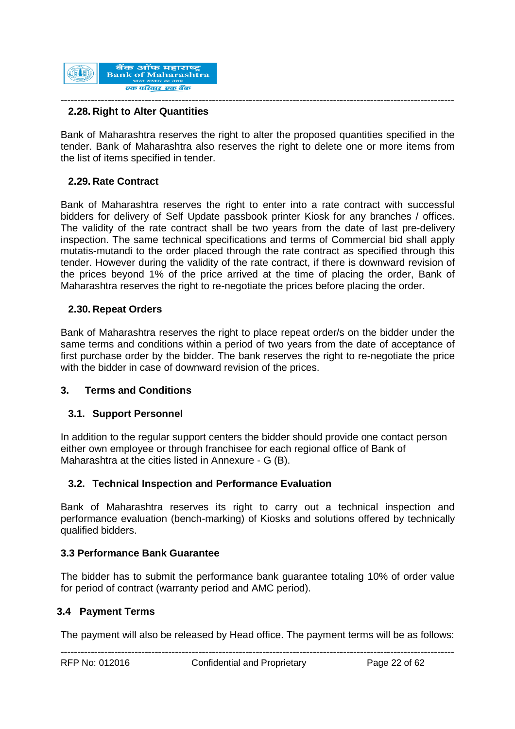### 2.28. Right to Alter Quantities

Bank of Maharashtra reserves the right to alter the proposed quantities specified in the tender. Bank of Maharashtra also reserves the right to delete one or more items from the list of items specified in tender.

### 2.29. Rate Contract

Bank of Maharashtra reserves the right to enter into a rate contract with successful bidders for delivery of Self Update passbook printer Kiosk for any branches / offices. The validity of the rate contract shall be two years from the date of last pre-delivery inspection. The same technical specifications and terms of Commercial bid shall apply mutatis-mutandi to the order placed through the rate contract as specified through this tender. However during the validity of the rate contract, if there is downward revision of the prices beyond 1% of the price arrived at the time of placing the order, Bank of Maharashtra reserves the right to re-negotiate the prices before placing the order.

### 2.30. Repeat Orders

Bank of Maharashtra reserves the right to place repeat order/s on the bidder under the same terms and conditions within a period of two years from the date of acceptance of first purchase order by the bidder. The bank reserves the right to re-negotiate the price with the bidder in case of downward revision of the prices.

## 3. Terms and Conditions

### 3.1. Support Personnel

In addition to the regular support centers the bidder should provide one contact person either own employee or through franchisee for each regional office of Bank of Maharashtra at the cities listed in Annexure - G (B).

### 3.2. Technical Inspection and Performance Evaluation

Bank of Maharashtra reserves its right to carry out a technical inspection and performance evaluation (bench-marking) of Kiosks and solutions offered by technically qualified bidders.

### 3.3 Performance Bank Guarantee

The bidder has to submit the performance bank guarantee totaling 10% of order value for period of contract (warranty period and AMC period).

### 3.4 Payment Terms

The payment will also be released by Head office. The payment terms will be as follows: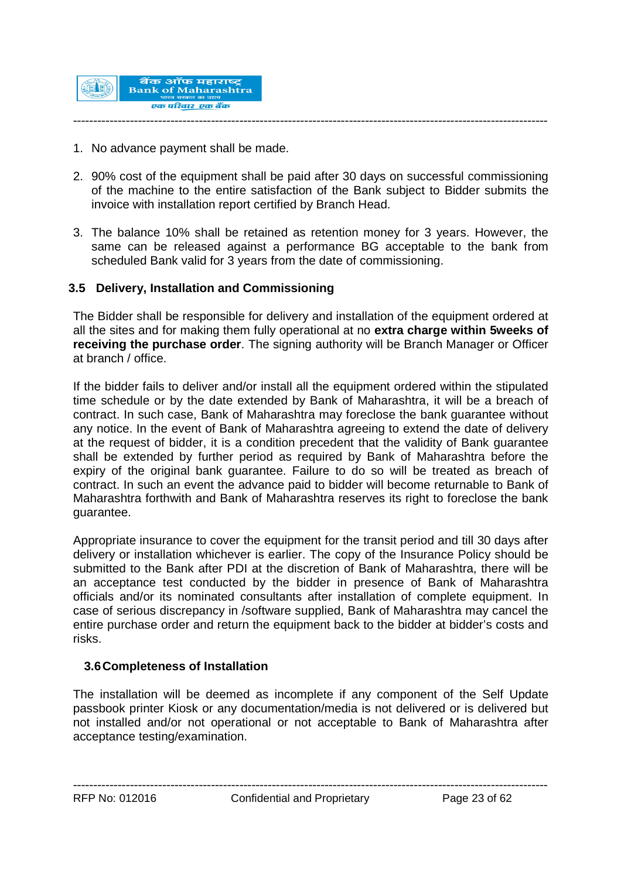1. No advance payment shall be made.

2. 90% cost of the equipment shall be paid after 30 days on successful commissioning of the machine to the entire satisfaction of the Bank subject to Bidder submits the invoice with installation report certified by Branch Head.

3. The balance 10% shall be retained as retention money for 3 years. However, the same can be released against a performance BG acceptable to the bank from scheduled Bank valid for 3 years from the date of commissioning.

### 3.5 Delivery, Installation and Commissioning

The Bidder shall be responsible for delivery and installation of the equipment ordered at all the sites and for making them fully operational at no **extra charge within 5weeks of receiving the purchase order**. The signing authority will be Branch Manager or Officer at branch / office.

If the bidder fails to deliver and/or install all the equipment ordered within the stipulated time schedule or by the date extended by Bank of Maharashtra, it will be a breach of contract. In such case, Bank of Maharashtra may foreclose the bank guarantee without any notice. In the event of Bank of Maharashtra agreeing to extend the date of delivery at the request of bidder, it is a condition precedent that the validity of Bank guarantee shall be extended by further period as required by Bank of Maharashtra before the expiry of the original bank guarantee. Failure to do so will be treated as breach of contract. In such an event the advance paid to bidder will become returnable to Bank of Maharashtra forthwith and Bank of Maharashtra reserves its right to foreclose the bank guarantee.

Appropriate insurance to cover the equipment for the transit period and till 30 days after delivery or installation whichever is earlier. The copy of the Insurance Policy should be submitted to the Bank after PDI at the discretion of Bank of Maharashtra, there will be an acceptance test conducted by the bidder in presence of Bank of Maharashtra officials and/or its nominated consultants after installation of complete equipment. In case of serious discrepancy in /software supplied, Bank of Maharashtra may cancel the entire purchase order and return the equipment back to the bidder at bidder's costs and risks.

### 3.6 Completeness of Installation

The installation will be deemed as incomplete if any component of the Self Update passbook printer Kiosk or any documentation/media is not delivered or is delivered but not installed and/or not operational or not acceptable to Bank of Maharashtra after acceptance testing/examination.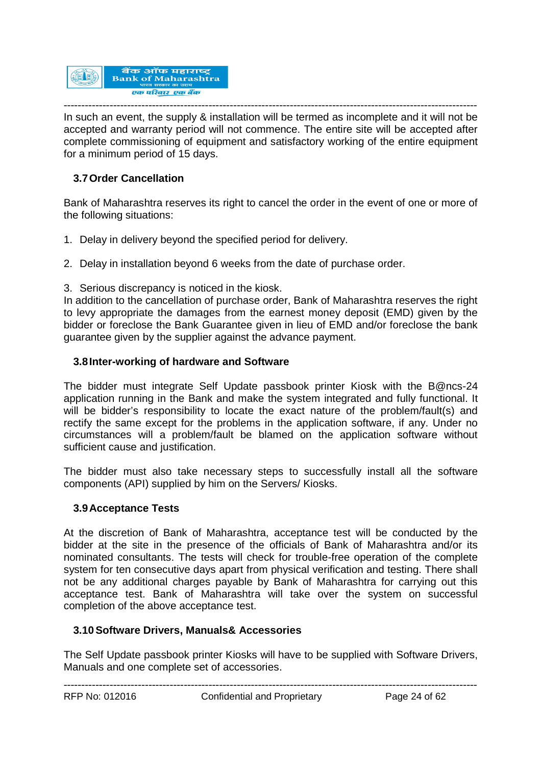In such an event, the supply & installation will be termed as incomplete and it will not be accepted and warranty period will not commence. The entire site will be accepted after complete commissioning of equipment and satisfactory working of the entire equipment for a minimum period of 15 days.

### 3.7 Order Cancellation

Bank of Maharashtra reserves its right to cancel the order in the event of one or more of the following situations:

1. Delay in delivery beyond the specified period for delivery.

2. Delay in installation beyond 6 weeks from the date of purchase order.

3. Serious discrepancy is noticed in the kiosk.

In addition to the cancellation of purchase order, Bank of Maharashtra reserves the right to levy appropriate the damages from the earnest money deposit (EMD) given by the bidder or foreclose the Bank Guarantee given in lieu of EMD and/or foreclose the bank guarantee given by the supplier against the advance payment.

### 3.8 Inter-working of hardware and Software

The bidder must integrate Self Update passbook printer Kiosk with the B@ncs-24 application running in the Bank and make the system integrated and fully functional. It will be bidder's responsibility to locate the exact nature of the problem/fault(s) and rectify the same except for the problems in the application software, if any. Under no circumstances will a problem/fault be blamed on the application software without sufficient cause and justification.

The bidder must also take necessary steps to successfully install all the software components (API) supplied by him on the Servers/ Kiosks.

### 3.9 Acceptance Tests

At the discretion of Bank of Maharashtra, acceptance test will be conducted by the bidder at the site in the presence of the officials of Bank of Maharashtra and/or its nominated consultants. The tests will check for trouble-free operation of the complete system for ten consecutive days apart from physical verification and testing. There shall not be any additional charges payable by Bank of Maharashtra for carrying out this acceptance test. Bank of Maharashtra will take over the system on successful completion of the above acceptance test.

### 3.10 Software Drivers, Manuals& Accessories

The Self Update passbook printer Kiosks will have to be supplied with Software Drivers, Manuals and one complete set of accessories.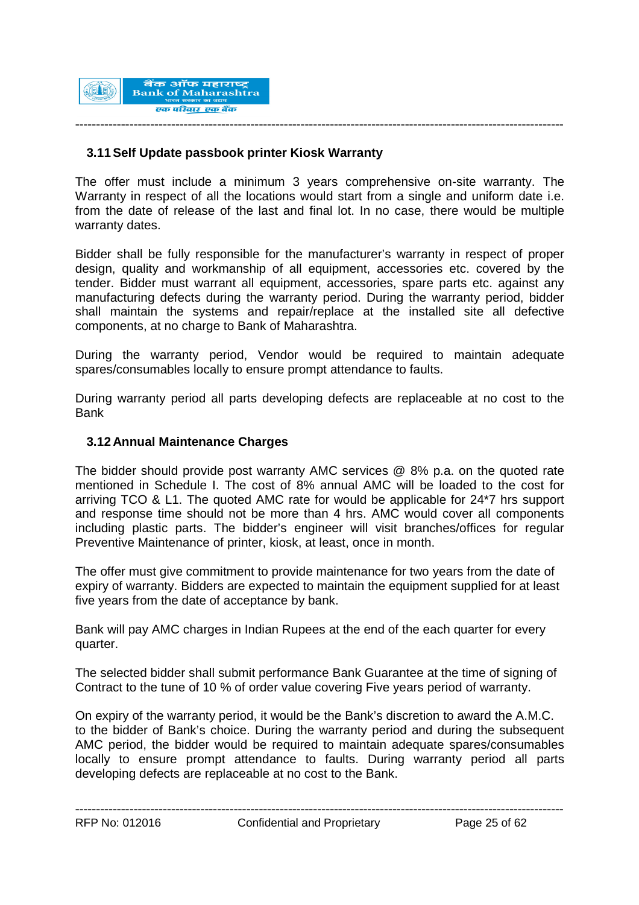### 3.11 Self Update passbook printer Kiosk Warranty

The offer must include a minimum 3 years comprehensive on-site warranty. The Warranty in respect of all the locations would start from a single and uniform date i.e. from the date of release of the last and final lot. In no case, there would be multiple warranty dates.

Bidder shall be fully responsible for the manufacturer's warranty in respect of proper design, quality and workmanship of all equipment, accessories etc. covered by the tender. Bidder must warrant all equipment, accessories, spare parts etc. against any manufacturing defects during the warranty period. During the warranty period, bidder shall maintain the systems and repair/replace at the installed site all defective components, at no charge to Bank of Maharashtra.

During the warranty period, Vendor would be required to maintain adequate spares/consumables locally to ensure prompt attendance to faults.

During warranty period all parts developing defects are replaceable at no cost to the Bank

### 3.12 Annual Maintenance Charges

The bidder should provide post warranty AMC services @ 8% p.a. on the quoted rate mentioned in Schedule I. The cost of 8% annual AMC will be loaded to the cost for arriving TCO & L1. The quoted AMC rate for would be applicable for 24*7 hrs support and response time should not be more than 4 hrs. AMC would cover all components including plastic parts. The bidder's engineer will visit branches/offices for regular Preventive Maintenance of printer, kiosk, at least, once in month.

The offer must give commitment to provide maintenance for two years from the date of expiry of warranty. Bidders are expected to maintain the equipment supplied for at least five years from the date of acceptance by bank.

Bank will pay AMC charges in Indian Rupees at the end of the each quarter for every quarter.

The selected bidder shall submit performance Bank Guarantee at the time of signing of Contract to the tune of 10 % of order value covering Five years period of warranty.

On expiry of the warranty period, it would be the Bank's discretion to award the A.M.C. to the bidder of Bank's choice. During the warranty period and during the subsequent AMC period, the bidder would be required to maintain adequate spares/consumables locally to ensure prompt attendance to faults. During warranty period all parts developing defects are replaceable at no cost to the Bank.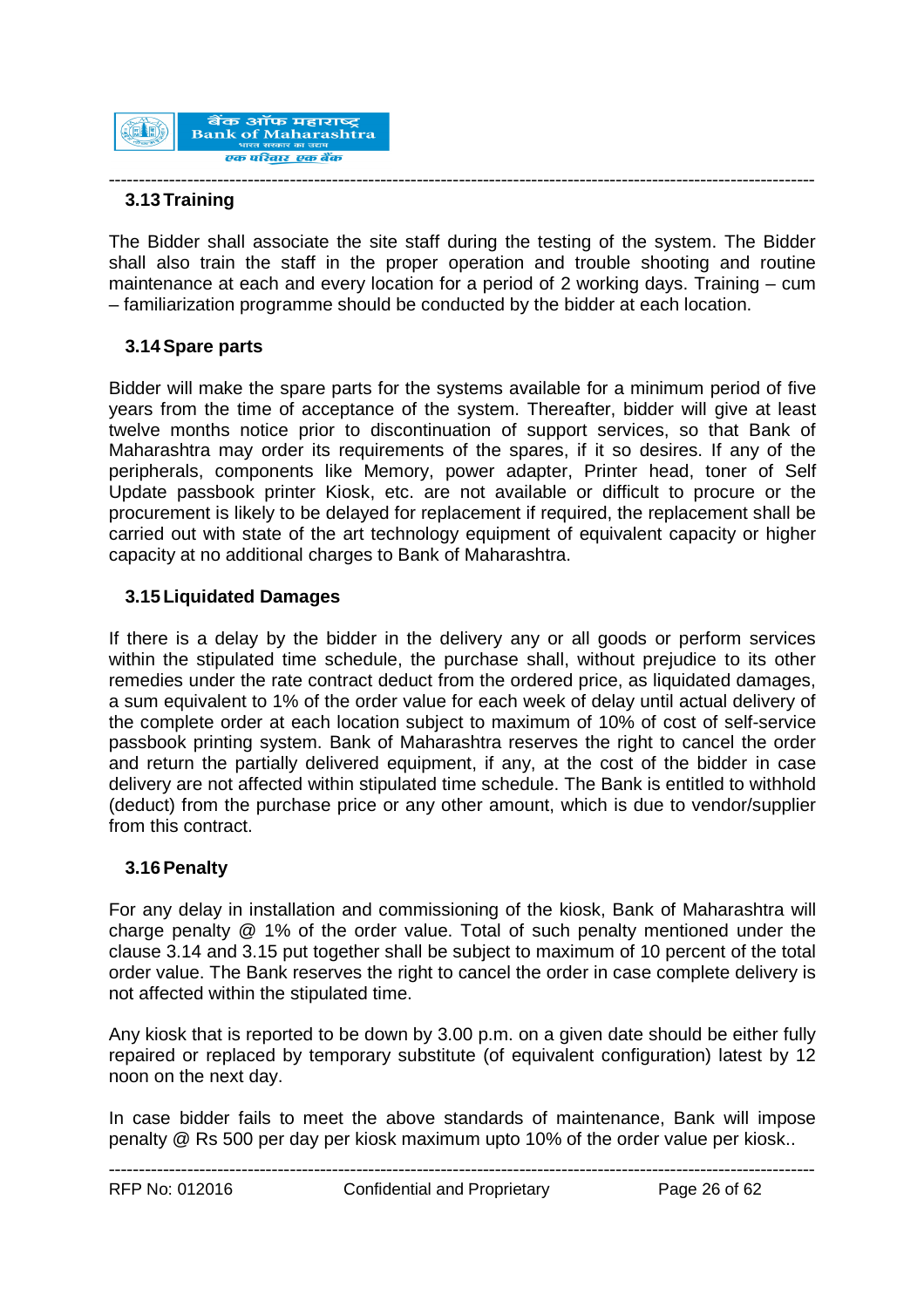### 3.13 Training

The Bidder shall associate the site staff during the testing of the system. The Bidder shall also train the staff in the proper operation and trouble shooting and routine maintenance at each and every location for a period of 2 working days. Training – cum – familiarization programme should be conducted by the bidder at each location.

### 3.14 Spare parts

Bidder will make the spare parts for the systems available for a minimum period of five years from the time of acceptance of the system. Thereafter, bidder will give at least twelve months notice prior to discontinuation of support services, so that Bank of Maharashtra may order its requirements of the spares, if it so desires. If any of the peripherals, components like Memory, power adapter, Printer head, toner of Self Update passbook printer Kiosk, etc. are not available or difficult to procure or the procurement is likely to be delayed for replacement if required, the replacement shall be carried out with state of the art technology equipment of equivalent capacity or higher capacity at no additional charges to Bank of Maharashtra.

### 3.15 Liquidated Damages

If there is a delay by the bidder in the delivery any or all goods or perform services within the stipulated time schedule, the purchase shall, without prejudice to its other remedies under the rate contract deduct from the ordered price, as liquidated damages, a sum equivalent to 1% of the order value for each week of delay until actual delivery of the complete order at each location subject to maximum of 10% of cost of self-service passbook printing system. Bank of Maharashtra reserves the right to cancel the order and return the partially delivered equipment, if any, at the cost of the bidder in case delivery are not affected within stipulated time schedule. The Bank is entitled to withhold (deduct) from the purchase price or any other amount, which is due to vendor/supplier from this contract.

### 3.16 Penalty

For any delay in installation and commissioning of the kiosk, Bank of Maharashtra will charge penalty @ 1% of the order value. Total of such penalty mentioned under the clause 3.14 and 3.15 put together shall be subject to maximum of 10 percent of the total order value. The Bank reserves the right to cancel the order in case complete delivery is not affected within the stipulated time.

Any kiosk that is reported to be down by 3.00 p.m. on a given date should be either fully repaired or replaced by temporary substitute (of equivalent configuration) latest by 12 noon on the next day.

In case bidder fails to meet the above standards of maintenance, Bank will impose penalty @ Rs 500 per day per kiosk maximum upto 10% of the order value per kiosk..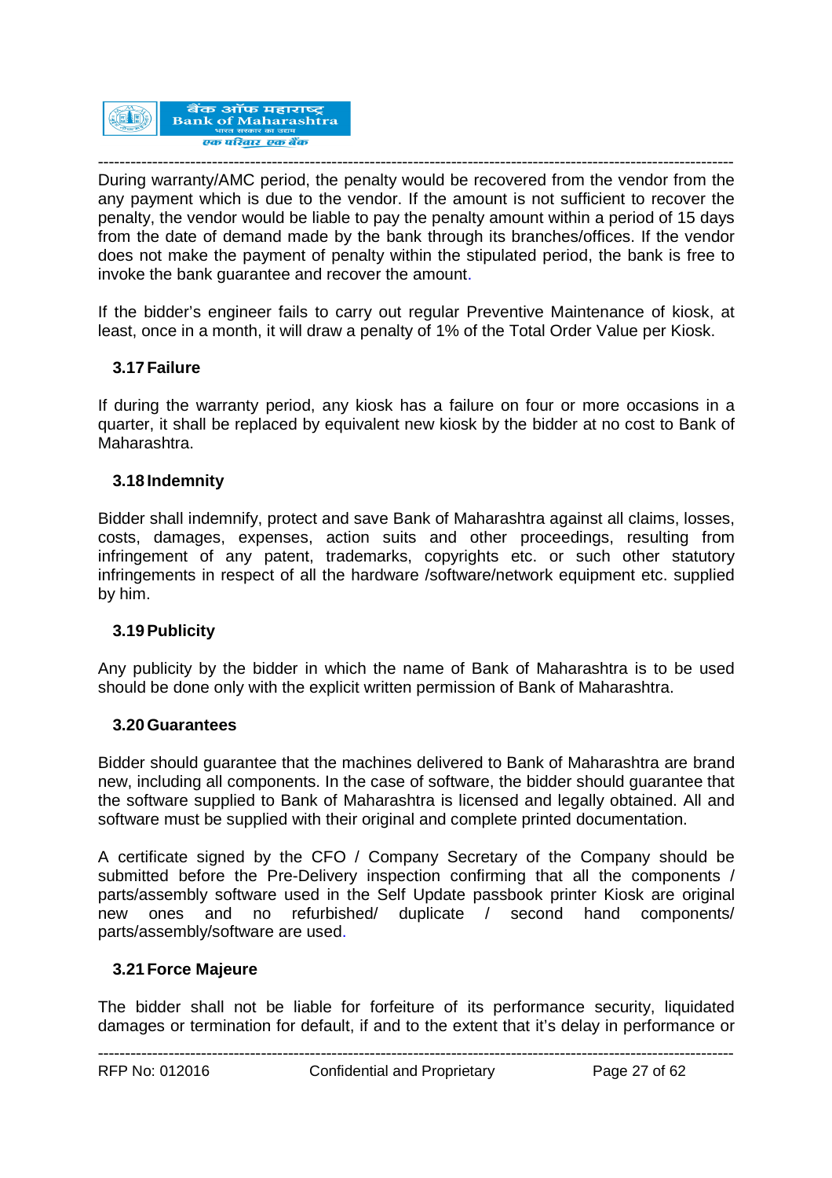During warranty/AMC period, the penalty would be recovered from the vendor from the any payment which is due to the vendor. If the amount is not sufficient to recover the penalty, the vendor would be liable to pay the penalty amount within a period of 15 days from the date of demand made by the bank through its branches/offices. If the vendor does not make the payment of penalty within the stipulated period, the bank is free to invoke the bank guarantee and recover the amount.

If the bidder's engineer fails to carry out regular Preventive Maintenance of kiosk, at least, once in a month, it will draw a penalty of 1% of the Total Order Value per Kiosk.

### 3.17 Failure

If during the warranty period, any kiosk has a failure on four or more occasions in a quarter, it shall be replaced by equivalent new kiosk by the bidder at no cost to Bank of Maharashtra.

### 3.18 Indemnity

Bidder shall indemnify, protect and save Bank of Maharashtra against all claims, losses, costs, damages, expenses, action suits and other proceedings, resulting from infringement of any patent, trademarks, copyrights etc. or such other statutory infringements in respect of all the hardware /software/network equipment etc. supplied by him.

### 3.19 Publicity

Any publicity by the bidder in which the name of Bank of Maharashtra is to be used should be done only with the explicit written permission of Bank of Maharashtra.

### 3.20 Guarantees

Bidder should guarantee that the machines delivered to Bank of Maharashtra are brand new, including all components. In the case of software, the bidder should guarantee that the software supplied to Bank of Maharashtra is licensed and legally obtained. All and software must be supplied with their original and complete printed documentation.

A certificate signed by the CFO / Company Secretary of the Company should be submitted before the Pre-Delivery inspection confirming that all the components / parts/assembly software used in the Self Update passbook printer Kiosk are original new ones and no refurbished/ duplicate / second hand components/ parts/assembly/software are used.

### 3.21 Force Majeure

The bidder shall not be liable for forfeiture of its performance security, liquidated damages or termination for default, if and to the extent that it's delay in performance or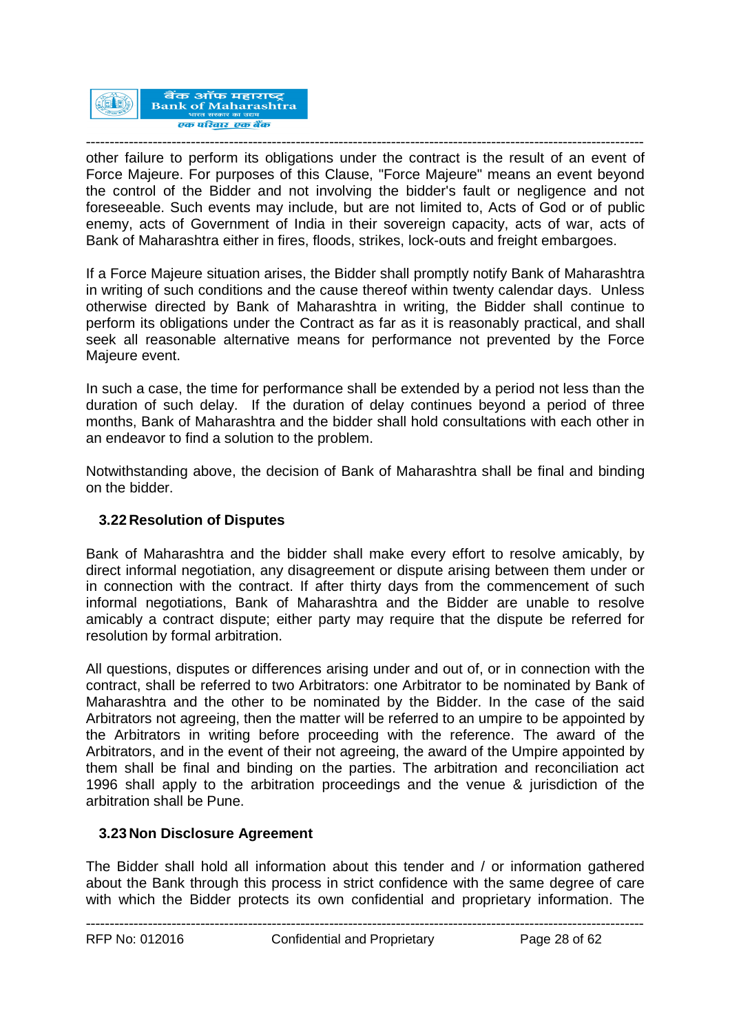other failure to perform its obligations under the contract is the result of an event of Force Majeure. For purposes of this Clause, "Force Majeure" means an event beyond the control of the Bidder and not involving the bidder's fault or negligence and not foreseeable. Such events may include, but are not limited to, Acts of God or of public enemy, acts of Government of India in their sovereign capacity, acts of war, acts of Bank of Maharashtra either in fires, floods, strikes, lock-outs and freight embargoes.

If a Force Majeure situation arises, the Bidder shall promptly notify Bank of Maharashtra in writing of such conditions and the cause thereof within twenty calendar days. Unless otherwise directed by Bank of Maharashtra in writing, the Bidder shall continue to perform its obligations under the Contract as far as it is reasonably practical, and shall seek all reasonable alternative means for performance not prevented by the Force Majeure event.

In such a case, the time for performance shall be extended by a period not less than the duration of such delay. If the duration of delay continues beyond a period of three months, Bank of Maharashtra and the bidder shall hold consultations with each other in an endeavor to find a solution to the problem.

Notwithstanding above, the decision of Bank of Maharashtra shall be final and binding on the bidder.

### 3.22 Resolution of Disputes

Bank of Maharashtra and the bidder shall make every effort to resolve amicably, by direct informal negotiation, any disagreement or dispute arising between them under or in connection with the contract. If after thirty days from the commencement of such informal negotiations, Bank of Maharashtra and the Bidder are unable to resolve amicably a contract dispute; either party may require that the dispute be referred for resolution by formal arbitration.

All questions, disputes or differences arising under and out of, or in connection with the contract, shall be referred to two Arbitrators: one Arbitrator to be nominated by Bank of Maharashtra and the other to be nominated by the Bidder. In the case of the said Arbitrators not agreeing, then the matter will be referred to an umpire to be appointed by the Arbitrators in writing before proceeding with the reference. The award of the Arbitrators, and in the event of their not agreeing, the award of the Umpire appointed by them shall be final and binding on the parties. The arbitration and reconciliation act 1996 shall apply to the arbitration proceedings and the venue & jurisdiction of the arbitration shall be Pune.

### 3.23 Non Disclosure Agreement

The Bidder shall hold all information about this tender and / or information gathered about the Bank through this process in strict confidence with the same degree of care with which the Bidder protects its own confidential and proprietary information. The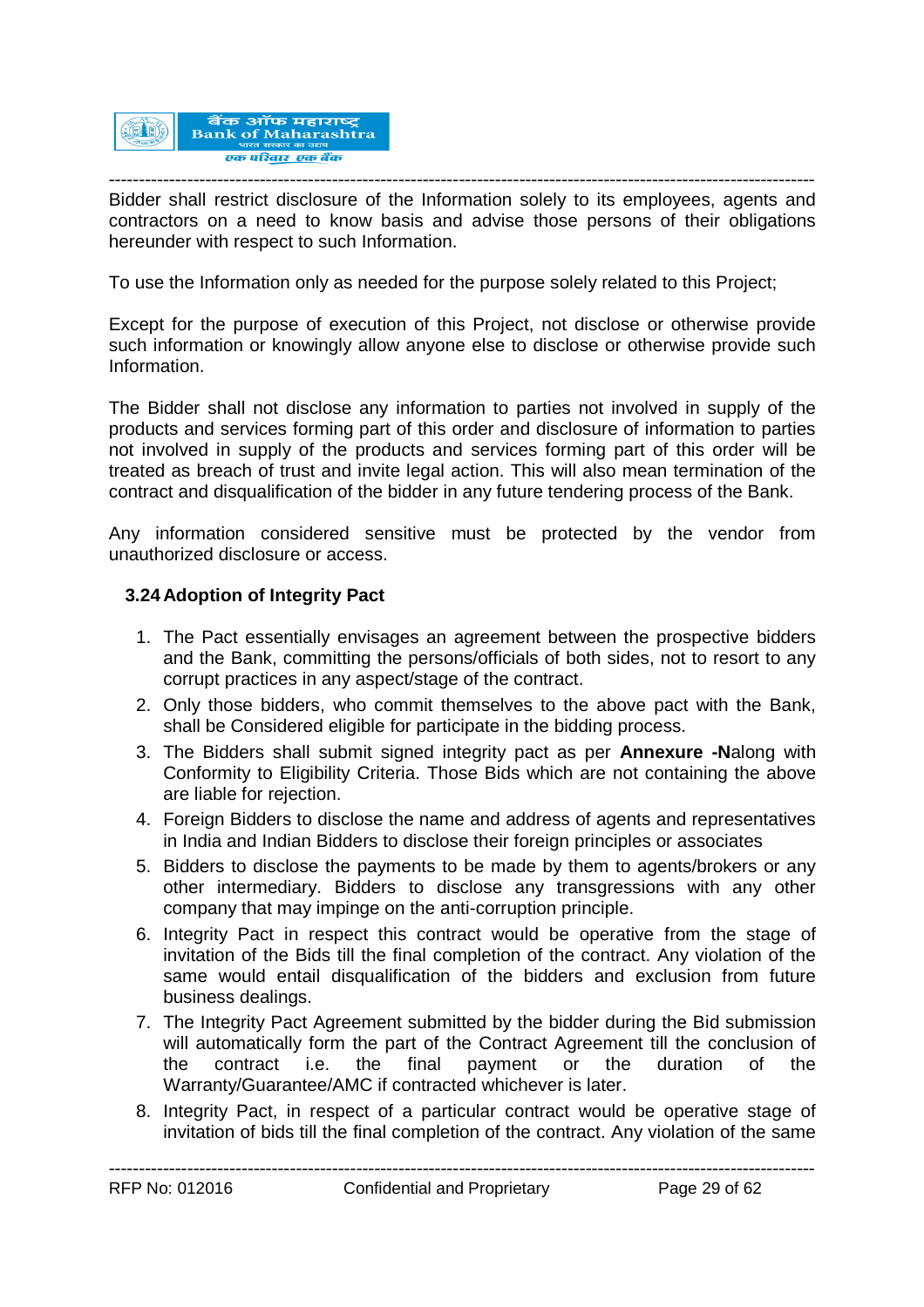Bidder shall restrict disclosure of the Information solely to its employees, agents and contractors on a need to know basis and advise those persons of their obligations hereunder with respect to such Information.

To use the Information only as needed for the purpose solely related to this Project;

Except for the purpose of execution of this Project, not disclose or otherwise provide such information or knowingly allow anyone else to disclose or otherwise provide such Information.

The Bidder shall not disclose any information to parties not involved in supply of the products and services forming part of this order and disclosure of information to parties not involved in supply of the products and services forming part of this order will be treated as breach of trust and invite legal action. This will also mean termination of the contract and disqualification of the bidder in any future tendering process of the Bank.

Any information considered sensitive must be protected by the vendor from unauthorized disclosure or access.

### 3.24 Adoption of Integrity Pact

1. The Pact essentially envisages an agreement between the prospective bidders and the Bank, committing the persons/officials of both sides, not to resort to any corrupt practices in any aspect/stage of the contract.
2. Only those bidders, who commit themselves to the above pact with the Bank, shall be Considered eligible for participate in the bidding process.
3. The Bidders shall submit signed integrity pact as per **Annexure -N**along with Conformity to Eligibility Criteria. Those Bids which are not containing the above are liable for rejection.
4. Foreign Bidders to disclose the name and address of agents and representatives in India and Indian Bidders to disclose their foreign principles or associates
5. Bidders to disclose the payments to be made by them to agents/brokers or any other intermediary. Bidders to disclose any transgressions with any other company that may impinge on the anti-corruption principle.
6. Integrity Pact in respect this contract would be operative from the stage of invitation of the Bids till the final completion of the contract. Any violation of the same would entail disqualification of the bidders and exclusion from future business dealings.
7. The Integrity Pact Agreement submitted by the bidder during the Bid submission will automatically form the part of the Contract Agreement till the conclusion of the contract i.e. the final payment or the duration of the Warranty/Guarantee/AMC if contracted whichever is later.
8. Integrity Pact, in respect of a particular contract would be operative stage of invitation of bids till the final completion of the contract. Any violation of the same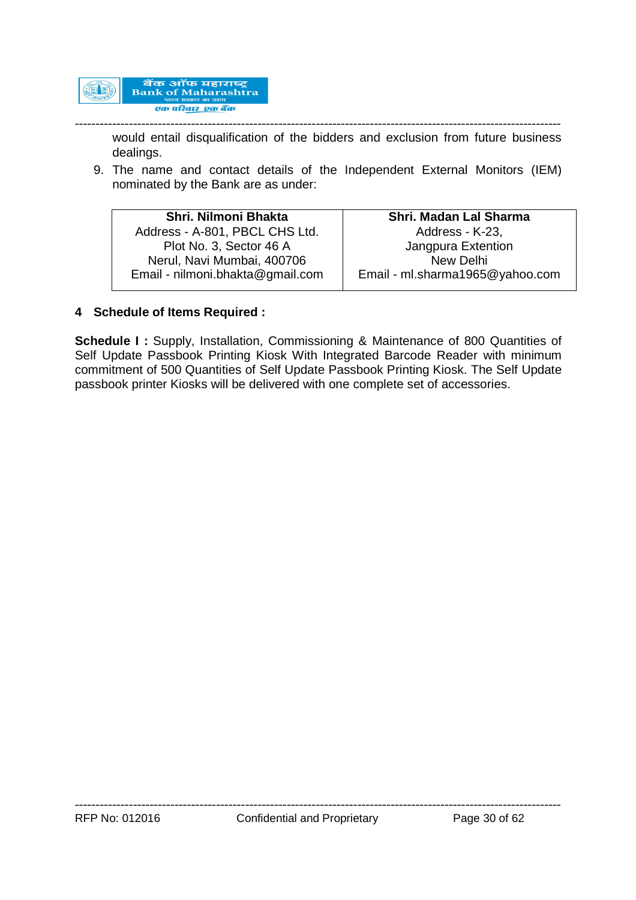would entail disqualification of the bidders and exclusion from future business dealings.

9. The name and contact details of the Independent External Monitors (IEM) nominated by the Bank are as under:

| **Shri. Nilmoni Bhakta**<br>Address - A-801, PBCL CHS Ltd.<br>Plot No. 3, Sector 46 A<br>Nerul, Navi Mumbai, 400706<br>Email - nilmoni.bhakta@gmail.com | **Shri. Madan Lal Sharma**<br>Address - K-23,<br>Jangpura Extention<br>New Delhi<br>Email - ml.sharma1965@yahoo.com |
|---|---|

## 4 Schedule of Items Required :

**Schedule I :** Supply, Installation, Commissioning & Maintenance of 800 Quantities of Self Update Passbook Printing Kiosk With Integrated Barcode Reader with minimum commitment of 500 Quantities of Self Update Passbook Printing Kiosk. The Self Update passbook printer Kiosks will be delivered with one complete set of accessories.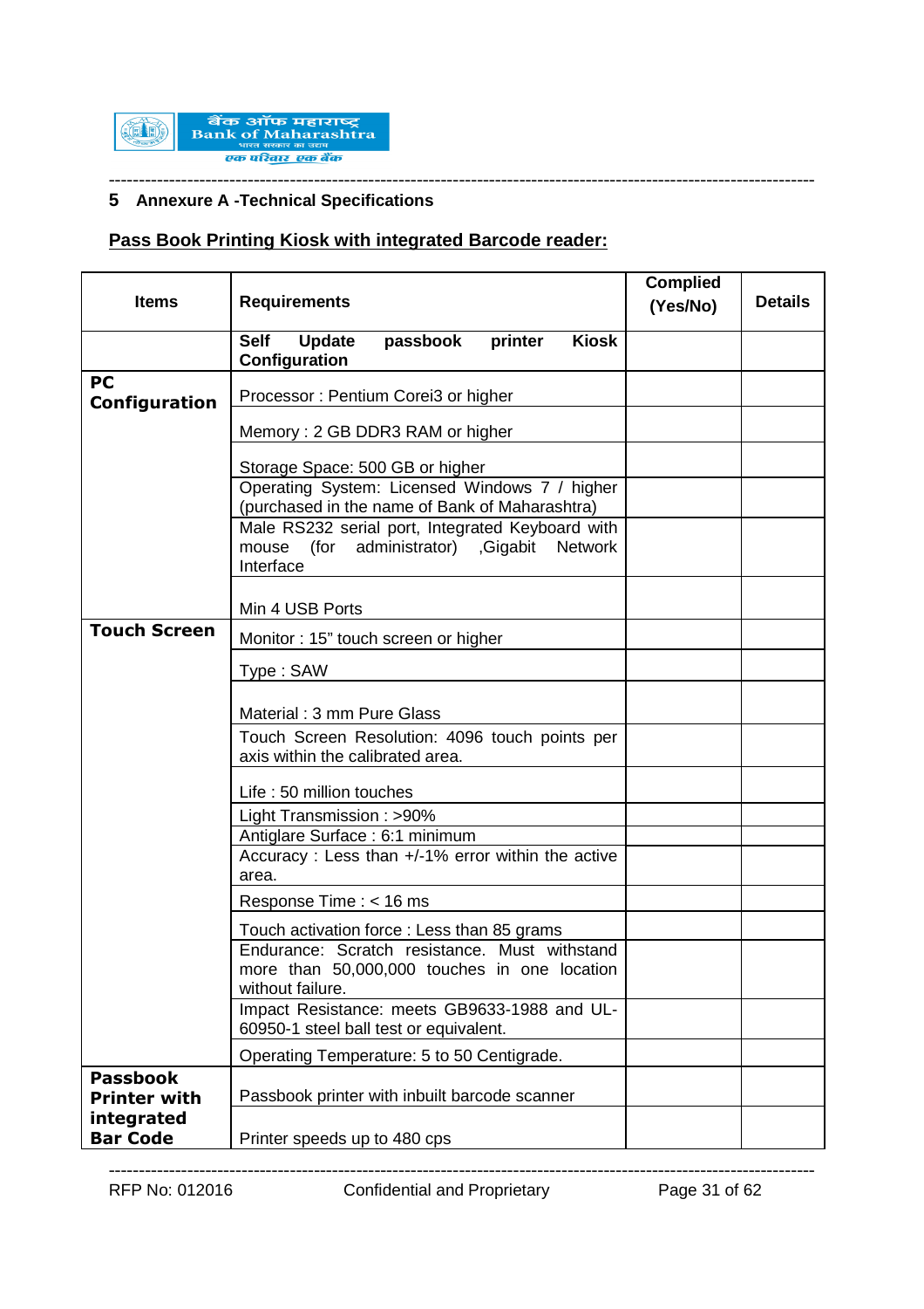## 5 Annexure A -Technical Specifications

**Pass Book Printing Kiosk with integrated Barcode reader:**

| Items | Requirements | Complied (Yes/No) | Details |
|---|---|---|---|
| | **Self Update passbook printer Kiosk Configuration** | | |
| **PC Configuration** | Processor : Pentium Corei3 or higher | | |
| | Memory : 2 GB DDR3 RAM or higher | | |
| | Storage Space: 500 GB or higher | | |
| | Operating System: Licensed Windows 7 / higher (purchased in the name of Bank of Maharashtra) | | |
| | Male RS232 serial port, Integrated Keyboard with mouse (for administrator) ,Gigabit Network Interface | | |
| | Min 4 USB Ports | | |
| **Touch Screen** | Monitor : 15" touch screen or higher | | |
| | Type : SAW | | |
| | Material : 3 mm Pure Glass | | |
| | Touch Screen Resolution: 4096 touch points per axis within the calibrated area. | | |
| | Life : 50 million touches | | |
| | Light Transmission : >90% | | |
| | Antiglare Surface : 6:1 minimum | | |
| | Accuracy : Less than +/-1% error within the active area. | | |
| | Response Time : < 16 ms | | |
| | Touch activation force : Less than 85 grams | | |
| | Endurance: Scratch resistance. Must withstand more than 50,000,000 touches in one location without failure. | | |
| | Impact Resistance: meets GB9633-1988 and UL-60950-1 steel ball test or equivalent. | | |
| | Operating Temperature: 5 to 50 Centigrade. | | |
| **Passbook Printer with integrated Bar Code** | Passbook printer with inbuilt barcode scanner | | |
| | Printer speeds up to 480 cps | | |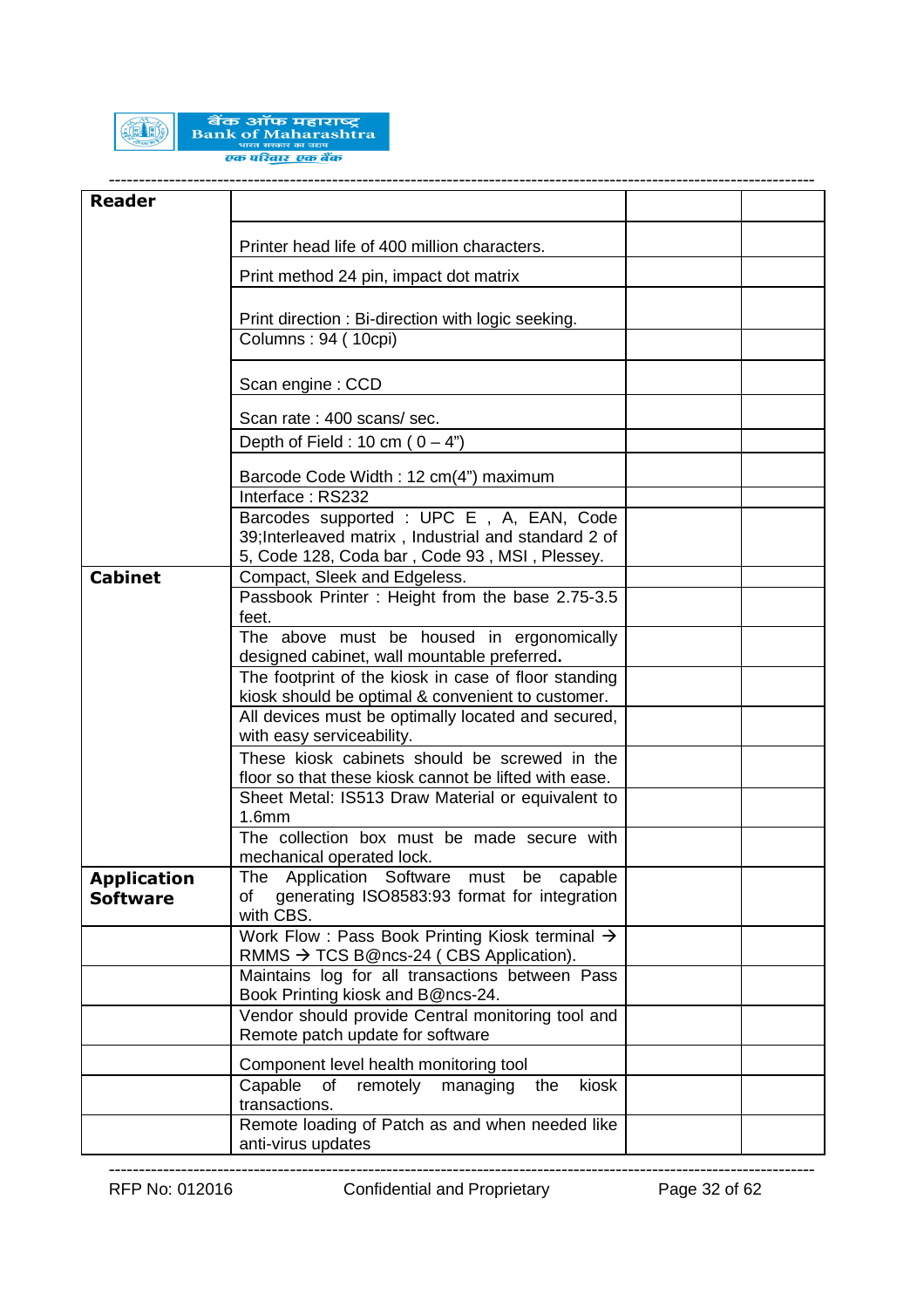| **Reader** | | | |
|---|---|---|---|
| | Printer head life of 400 million characters. | | |
| | Print method 24 pin, impact dot matrix | | |
| | Print direction : Bi-direction with logic seeking. | | |
| | Columns : 94 ( 10cpi) | | |
| | Scan engine : CCD | | |
| | Scan rate : 400 scans/ sec. | | |
| | Depth of Field : 10 cm ( 0 – 4") | | |
| | Barcode Code Width : 12 cm(4") maximum | | |
| | Interface : RS232 | | |
| | Barcodes supported : UPC E , A, EAN, Code 39;Interleaved matrix , Industrial and standard 2 of 5, Code 128, Coda bar , Code 93 , MSI , Plessey. | | |
| **Cabinet** | Compact, Sleek and Edgeless. | | |
| | Passbook Printer : Height from the base 2.75-3.5 feet. | | |
| | The above must be housed in ergonomically designed cabinet, wall mountable preferred. | | |
| | The footprint of the kiosk in case of floor standing kiosk should be optimal & convenient to customer. | | |
| | All devices must be optimally located and secured, with easy serviceability. | | |
| | These kiosk cabinets should be screwed in the floor so that these kiosk cannot be lifted with ease. | | |
| | Sheet Metal: IS513 Draw Material or equivalent to 1.6mm | | |
| | The collection box must be made secure with mechanical operated lock. | | |
| **Application Software** | The Application Software must be capable of generating ISO8583:93 format for integration with CBS. | | |
| | Work Flow : Pass Book Printing Kiosk terminal → RMMS → TCS B@ncs-24 ( CBS Application). | | |
| | Maintains log for all transactions between Pass Book Printing kiosk and B@ncs-24. | | |
| | Vendor should provide Central monitoring tool and Remote patch update for software | | |
| | Component level health monitoring tool | | |
| | Capable of remotely managing the kiosk transactions. | | |
| | Remote loading of Patch as and when needed like anti-virus updates | | |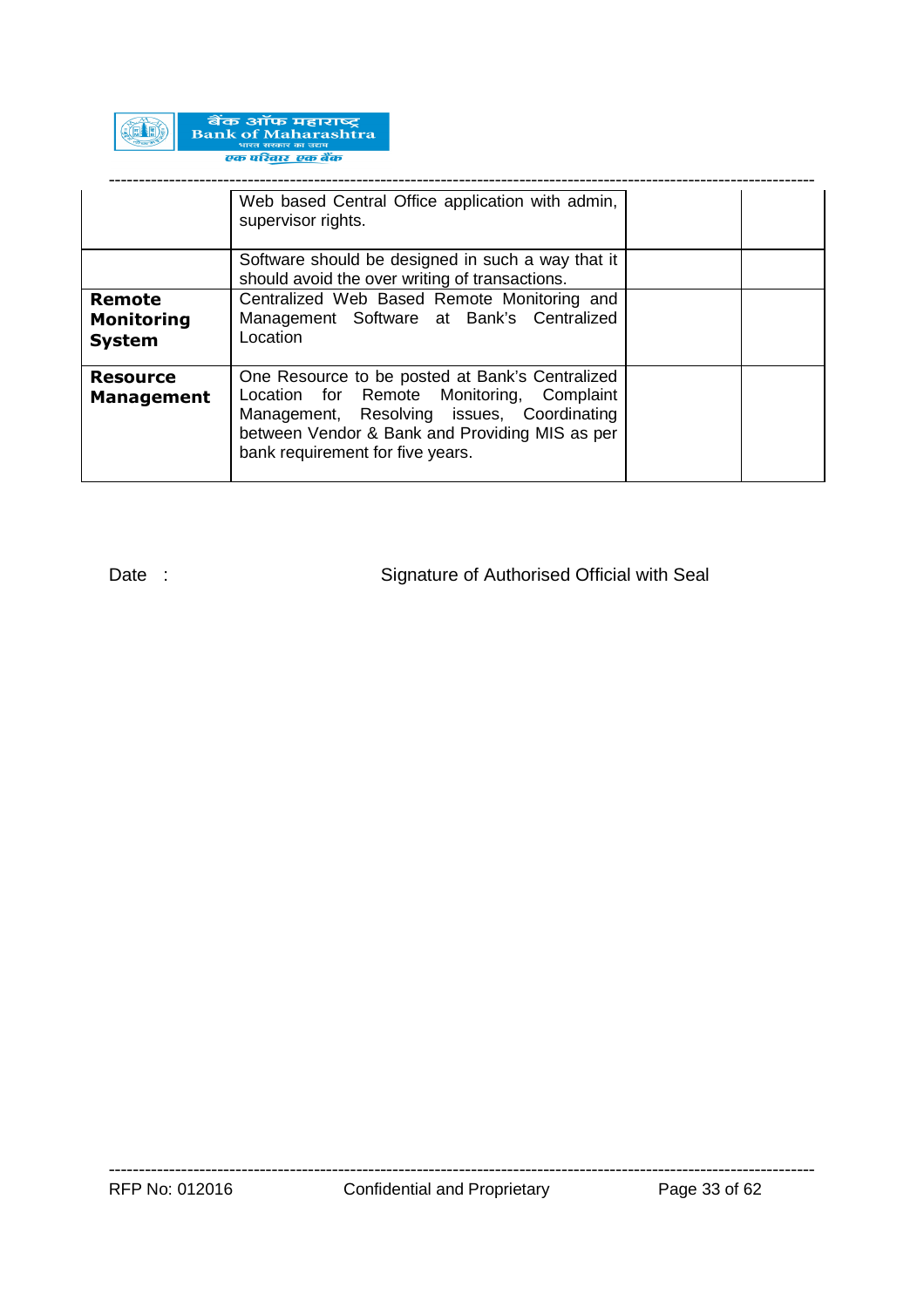| | | | |
|---|---|---|---|
| | Web based Central Office application with admin, supervisor rights. | | |
| | Software should be designed in such a way that it should avoid the over writing of transactions. | | |
| **Remote Monitoring System** | Centralized Web Based Remote Monitoring and Management Software at Bank's Centralized Location | | |
| **Resource Management** | One Resource to be posted at Bank's Centralized Location for Remote Monitoring, Complaint Management, Resolving issues, Coordinating between Vendor & Bank and Providing MIS as per bank requirement for five years. | | |

Date :                                        Signature of Authorised Official with Seal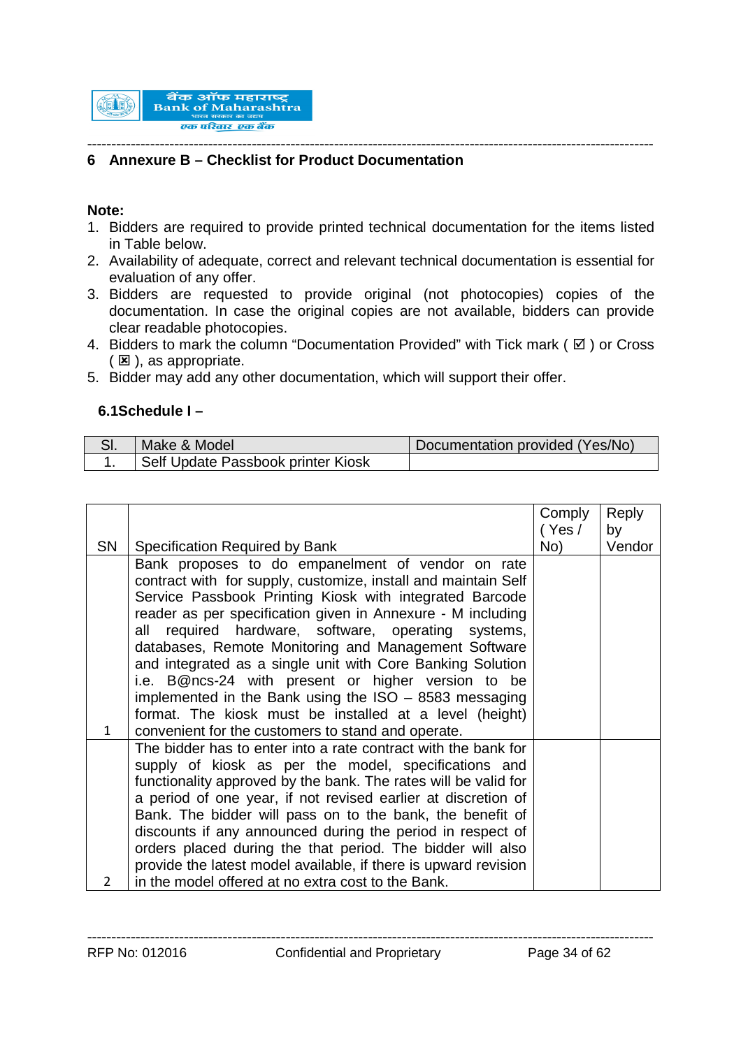## 6 Annexure B – Checklist for Product Documentation

**Note:**

1. Bidders are required to provide printed technical documentation for the items listed in Table below.
2. Availability of adequate, correct and relevant technical documentation is essential for evaluation of any offer.
3. Bidders are requested to provide original (not photocopies) copies of the documentation. In case the original copies are not available, bidders can provide clear readable photocopies.
4. Bidders to mark the column "Documentation Provided" with Tick mark ( ☑ ) or Cross ( ☒ ), as appropriate.
5. Bidder may add any other documentation, which will support their offer.

### 6.1Schedule I –

| Sl. | Make & Model | Documentation provided (Yes/No) |
|---|---|---|
| 1. | Self Update Passbook printer Kiosk | |

| SN | Specification Required by Bank | Comply ( Yes / No) | Reply by Vendor |
|---|---|---|---|
| 1 | Bank proposes to do empanelment of vendor on rate contract with for supply, customize, install and maintain Self Service Passbook Printing Kiosk with integrated Barcode reader as per specification given in Annexure - M including all required hardware, software, operating systems, databases, Remote Monitoring and Management Software and integrated as a single unit with Core Banking Solution i.e. B@ncs-24 with present or higher version to be implemented in the Bank using the ISO – 8583 messaging format. The kiosk must be installed at a level (height) convenient for the customers to stand and operate. | | |
| 2 | The bidder has to enter into a rate contract with the bank for supply of kiosk as per the model, specifications and functionality approved by the bank. The rates will be valid for a period of one year, if not revised earlier at discretion of Bank. The bidder will pass on to the bank, the benefit of discounts if any announced during the period in respect of orders placed during the that period. The bidder will also provide the latest model available, if there is upward revision in the model offered at no extra cost to the Bank. | | |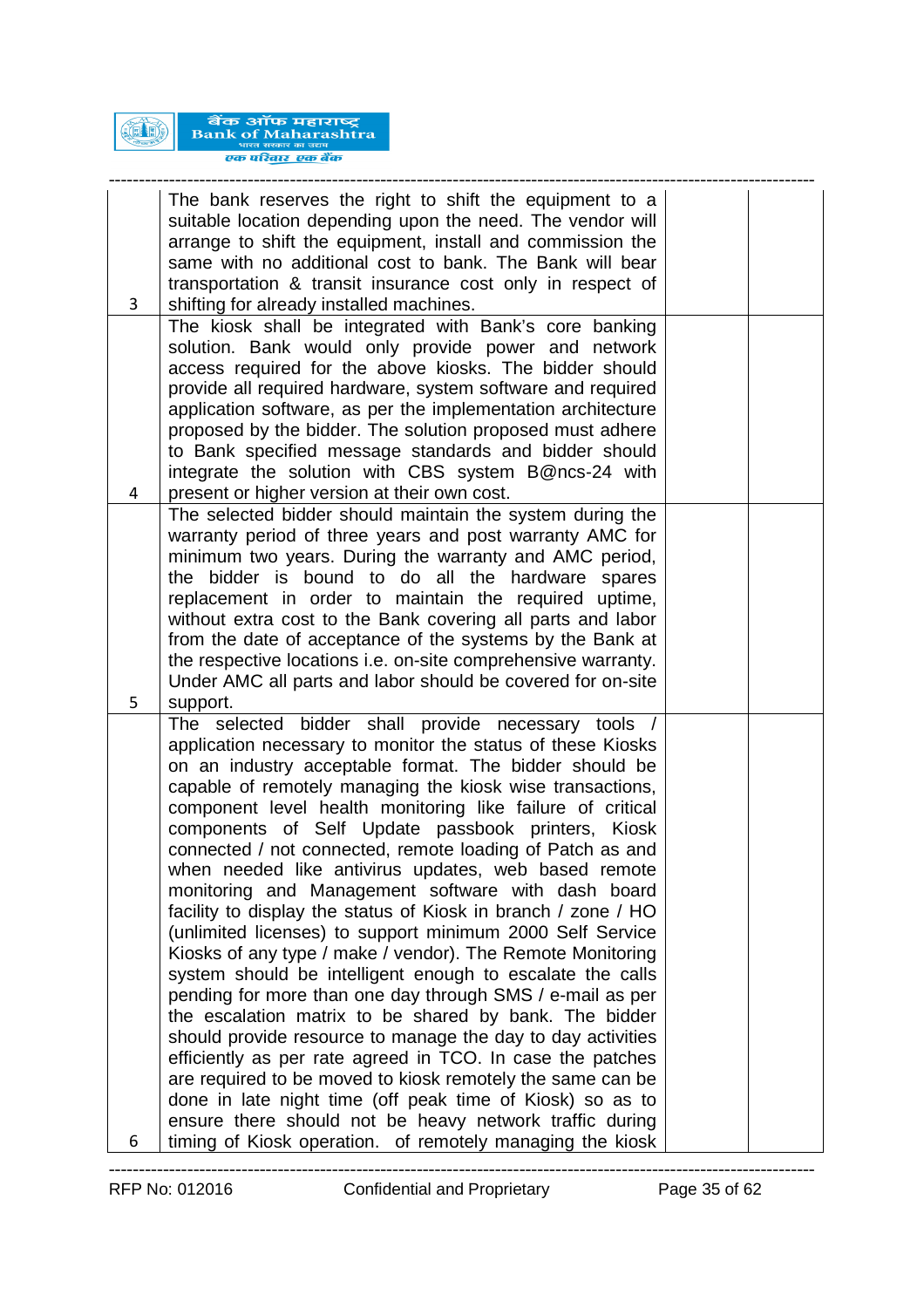| | | | |
|---|---|---|---|
| 3 | The bank reserves the right to shift the equipment to a suitable location depending upon the need. The vendor will arrange to shift the equipment, install and commission the same with no additional cost to bank. The Bank will bear transportation & transit insurance cost only in respect of shifting for already installed machines. | | |
| 4 | The kiosk shall be integrated with Bank's core banking solution. Bank would only provide power and network access required for the above kiosks. The bidder should provide all required hardware, system software and required application software, as per the implementation architecture proposed by the bidder. The solution proposed must adhere to Bank specified message standards and bidder should integrate the solution with CBS system B@ncs-24 with present or higher version at their own cost. | | |
| 5 | The selected bidder should maintain the system during the warranty period of three years and post warranty AMC for minimum two years. During the warranty and AMC period, the bidder is bound to do all the hardware spares replacement in order to maintain the required uptime, without extra cost to the Bank covering all parts and labor from the date of acceptance of the systems by the Bank at the respective locations i.e. on-site comprehensive warranty. Under AMC all parts and labor should be covered for on-site support. | | |
| 6 | The selected bidder shall provide necessary tools / application necessary to monitor the status of these Kiosks on an industry acceptable format. The bidder should be capable of remotely managing the kiosk wise transactions, component level health monitoring like failure of critical components of Self Update passbook printers, Kiosk connected / not connected, remote loading of Patch as and when needed like antivirus updates, web based remote monitoring and Management software with dash board facility to display the status of Kiosk in branch / zone / HO (unlimited licenses) to support minimum 2000 Self Service Kiosks of any type / make / vendor). The Remote Monitoring system should be intelligent enough to escalate the calls pending for more than one day through SMS / e-mail as per the escalation matrix to be shared by bank. The bidder should provide resource to manage the day to day activities efficiently as per rate agreed in TCO. In case the patches are required to be moved to kiosk remotely the same can be done in late night time (off peak time of Kiosk) so as to ensure there should not be heavy network traffic during timing of Kiosk operation. of remotely managing the kiosk | | |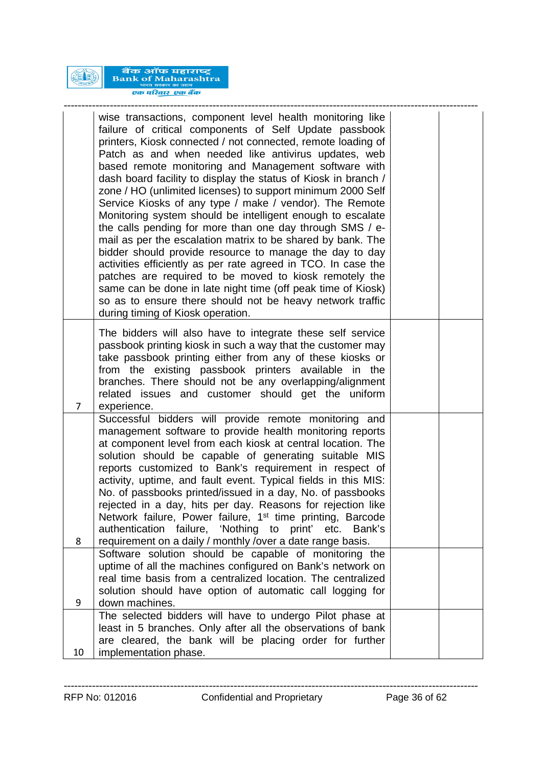| | | | |
|---|---|---|---|
| | wise transactions, component level health monitoring like failure of critical components of Self Update passbook printers, Kiosk connected / not connected, remote loading of Patch as and when needed like antivirus updates, web based remote monitoring and Management software with dash board facility to display the status of Kiosk in branch / zone / HO (unlimited licenses) to support minimum 2000 Self Service Kiosks of any type / make / vendor). The Remote Monitoring system should be intelligent enough to escalate the calls pending for more than one day through SMS / e-mail as per the escalation matrix to be shared by bank. The bidder should provide resource to manage the day to day activities efficiently as per rate agreed in TCO. In case the patches are required to be moved to kiosk remotely the same can be done in late night time (off peak time of Kiosk) so as to ensure there should not be heavy network traffic during timing of Kiosk operation. | | |
| 7 | The bidders will also have to integrate these self service passbook printing kiosk in such a way that the customer may take passbook printing either from any of these kiosks or from the existing passbook printers available in the branches. There should not be any overlapping/alignment related issues and customer should get the uniform experience. | | |
| 8 | Successful bidders will provide remote monitoring and management software to provide health monitoring reports at component level from each kiosk at central location. The solution should be capable of generating suitable MIS reports customized to Bank's requirement in respect of activity, uptime, and fault event. Typical fields in this MIS: No. of passbooks printed/issued in a day, No. of passbooks rejected in a day, hits per day. Reasons for rejection like Network failure, Power failure, 1st time printing, Barcode authentication failure, 'Nothing to print' etc. Bank's requirement on a daily / monthly /over a date range basis. | | |
| 9 | Software solution should be capable of monitoring the uptime of all the machines configured on Bank's network on real time basis from a centralized location. The centralized solution should have option of automatic call logging for down machines. | | |
| 10 | The selected bidders will have to undergo Pilot phase at least in 5 branches. Only after all the observations of bank are cleared, the bank will be placing order for further implementation phase. | | |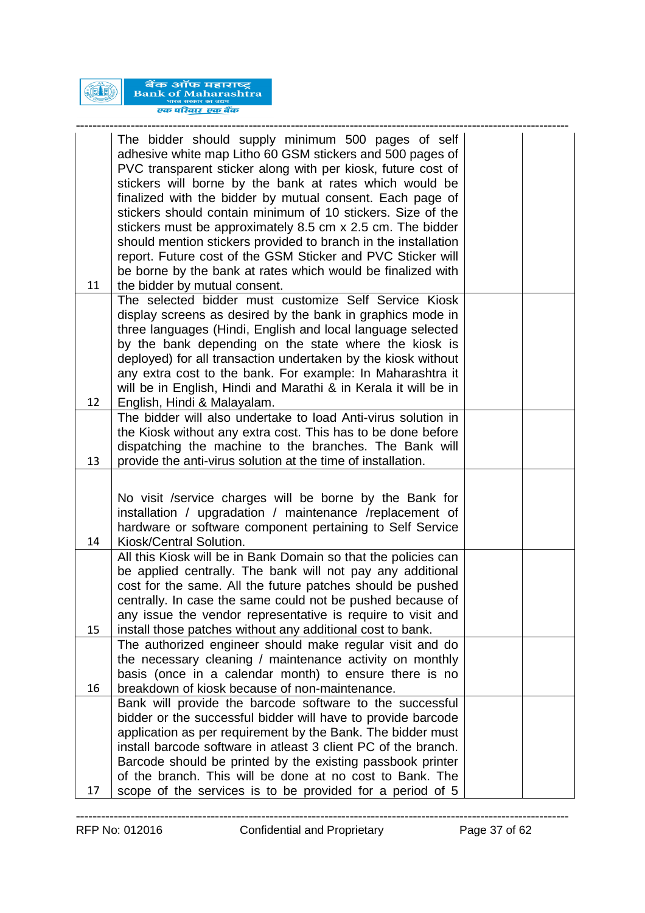| | | | |
|---|---|---|---|
| 11 | The bidder should supply minimum 500 pages of self adhesive white map Litho 60 GSM stickers and 500 pages of PVC transparent sticker along with per kiosk, future cost of stickers will borne by the bank at rates which would be finalized with the bidder by mutual consent. Each page of stickers should contain minimum of 10 stickers. Size of the stickers must be approximately 8.5 cm x 2.5 cm. The bidder should mention stickers provided to branch in the installation report. Future cost of the GSM Sticker and PVC Sticker will be borne by the bank at rates which would be finalized with the bidder by mutual consent. | | |
| 12 | The selected bidder must customize Self Service Kiosk display screens as desired by the bank in graphics mode in three languages (Hindi, English and local language selected by the bank depending on the state where the kiosk is deployed) for all transaction undertaken by the kiosk without any extra cost to the bank. For example: In Maharashtra it will be in English, Hindi and Marathi & in Kerala it will be in English, Hindi & Malayalam. | | |
| 13 | The bidder will also undertake to load Anti-virus solution in the Kiosk without any extra cost. This has to be done before dispatching the machine to the branches. The Bank will provide the anti-virus solution at the time of installation. | | |
| 14 | No visit /service charges will be borne by the Bank for installation / upgradation / maintenance /replacement of hardware or software component pertaining to Self Service Kiosk/Central Solution. | | |
| 15 | All this Kiosk will be in Bank Domain so that the policies can be applied centrally. The bank will not pay any additional cost for the same. All the future patches should be pushed centrally. In case the same could not be pushed because of any issue the vendor representative is require to visit and install those patches without any additional cost to bank. | | |
| 16 | The authorized engineer should make regular visit and do the necessary cleaning / maintenance activity on monthly basis (once in a calendar month) to ensure there is no breakdown of kiosk because of non-maintenance. | | |
| 17 | Bank will provide the barcode software to the successful bidder or the successful bidder will have to provide barcode application as per requirement by the Bank. The bidder must install barcode software in atleast 3 client PC of the branch. Barcode should be printed by the existing passbook printer of the branch. This will be done at no cost to Bank. The scope of the services is to be provided for a period of 5 | | |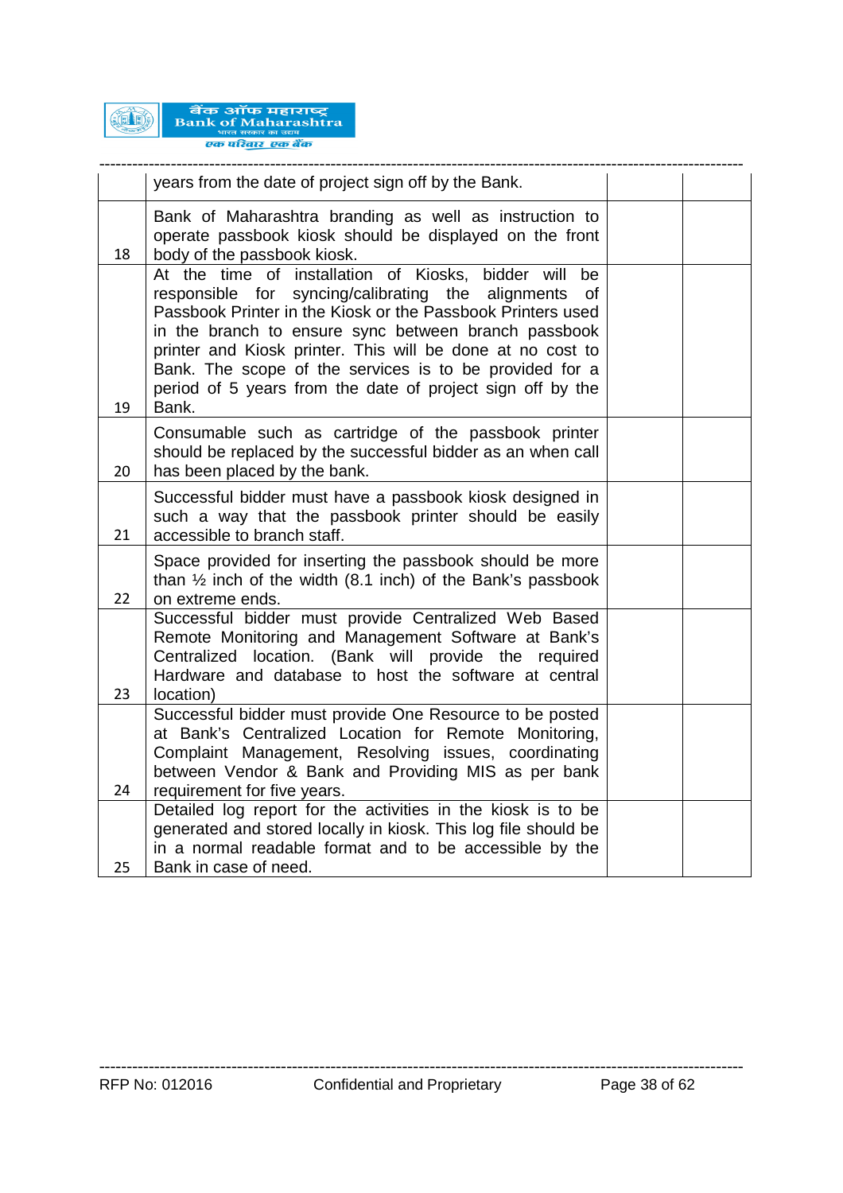|  |  |  |  |
|---|---|---|---|
|  | years from the date of project sign off by the Bank. |  |  |
| 18 | Bank of Maharashtra branding as well as instruction to operate passbook kiosk should be displayed on the front body of the passbook kiosk. |  |  |
| 19 | At the time of installation of Kiosks, bidder will be responsible for syncing/calibrating the alignments of Passbook Printer in the Kiosk or the Passbook Printers used in the branch to ensure sync between branch passbook printer and Kiosk printer. This will be done at no cost to Bank. The scope of the services is to be provided for a period of 5 years from the date of project sign off by the Bank. |  |  |
| 20 | Consumable such as cartridge of the passbook printer should be replaced by the successful bidder as an when call has been placed by the bank. |  |  |
| 21 | Successful bidder must have a passbook kiosk designed in such a way that the passbook printer should be easily accessible to branch staff. |  |  |
| 22 | Space provided for inserting the passbook should be more than ½ inch of the width (8.1 inch) of the Bank's passbook on extreme ends. |  |  |
| 23 | Successful bidder must provide Centralized Web Based Remote Monitoring and Management Software at Bank's Centralized location. (Bank will provide the required Hardware and database to host the software at central location) |  |  |
| 24 | Successful bidder must provide One Resource to be posted at Bank's Centralized Location for Remote Monitoring, Complaint Management, Resolving issues, coordinating between Vendor & Bank and Providing MIS as per bank requirement for five years. |  |  |
| 25 | Detailed log report for the activities in the kiosk is to be generated and stored locally in kiosk. This log file should be in a normal readable format and to be accessible by the Bank in case of need. |  |  |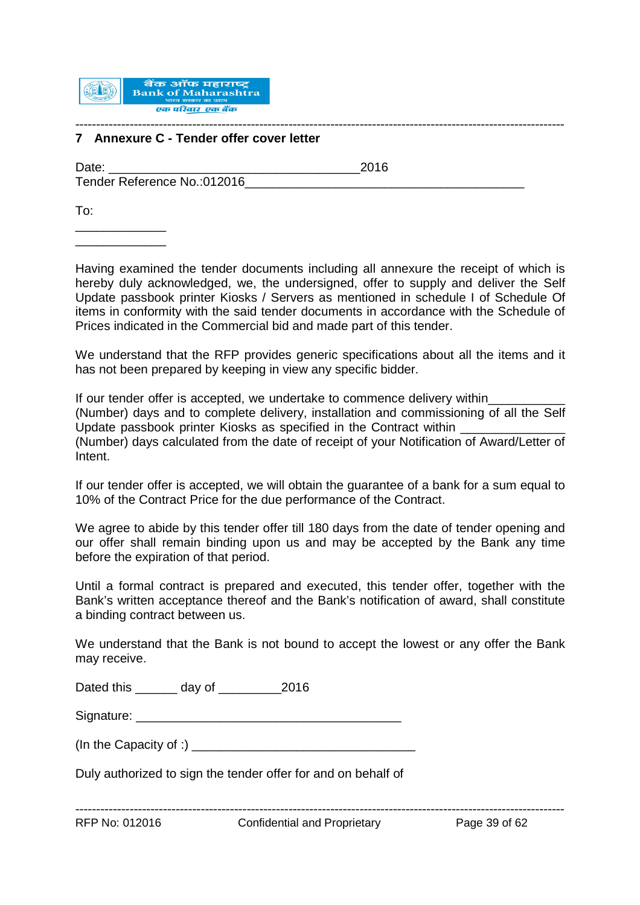## 7 Annexure C - Tender offer cover letter

Date: ___________________________________2016
Tender Reference No.:012016_______________________________________

To:

_____________
_____________

Having examined the tender documents including all annexure the receipt of which is hereby duly acknowledged, we, the undersigned, offer to supply and deliver the Self Update passbook printer Kiosks / Servers as mentioned in schedule I of Schedule Of items in conformity with the said tender documents in accordance with the Schedule of Prices indicated in the Commercial bid and made part of this tender.

We understand that the RFP provides generic specifications about all the items and it has not been prepared by keeping in view any specific bidder.

If our tender offer is accepted, we undertake to commence delivery within___________ (Number) days and to complete delivery, installation and commissioning of all the Self Update passbook printer Kiosks as specified in the Contract within _______________ (Number) days calculated from the date of receipt of your Notification of Award/Letter of Intent.

If our tender offer is accepted, we will obtain the guarantee of a bank for a sum equal to 10% of the Contract Price for the due performance of the Contract.

We agree to abide by this tender offer till 180 days from the date of tender opening and our offer shall remain binding upon us and may be accepted by the Bank any time before the expiration of that period.

Until a formal contract is prepared and executed, this tender offer, together with the Bank's written acceptance thereof and the Bank's notification of award, shall constitute a binding contract between us.

We understand that the Bank is not bound to accept the lowest or any offer the Bank may receive.

Dated this ______ day of _________2016

Signature: ________________________________________

(In the Capacity of :) __________________________________

Duly authorized to sign the tender offer for and on behalf of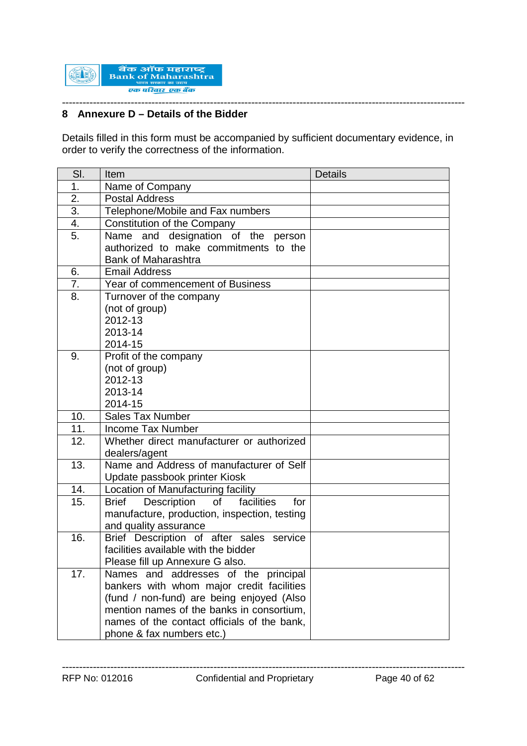## 8 Annexure D – Details of the Bidder

Details filled in this form must be accompanied by sufficient documentary evidence, in order to verify the correctness of the information.

| Sl. | Item | Details |
|---|---|---|
| 1. | Name of Company | |
| 2. | Postal Address | |
| 3. | Telephone/Mobile and Fax numbers | |
| 4. | Constitution of the Company | |
| 5. | Name and designation of the person authorized to make commitments to the Bank of Maharashtra | |
| 6. | Email Address | |
| 7. | Year of commencement of Business | |
| 8. | Turnover of the company (not of group)<br>2012-13<br>2013-14<br>2014-15 | |
| 9. | Profit of the company (not of group)<br>2012-13<br>2013-14<br>2014-15 | |
| 10. | Sales Tax Number | |
| 11. | Income Tax Number | |
| 12. | Whether direct manufacturer or authorized dealers/agent | |
| 13. | Name and Address of manufacturer of Self Update passbook printer Kiosk | |
| 14. | Location of Manufacturing facility | |
| 15. | Brief Description of facilities for manufacture, production, inspection, testing and quality assurance | |
| 16. | Brief Description of after sales service facilities available with the bidder<br>Please fill up Annexure G also. | |
| 17. | Names and addresses of the principal bankers with whom major credit facilities (fund / non-fund) are being enjoyed (Also mention names of the banks in consortium, names of the contact officials of the bank, phone & fax numbers etc.) | |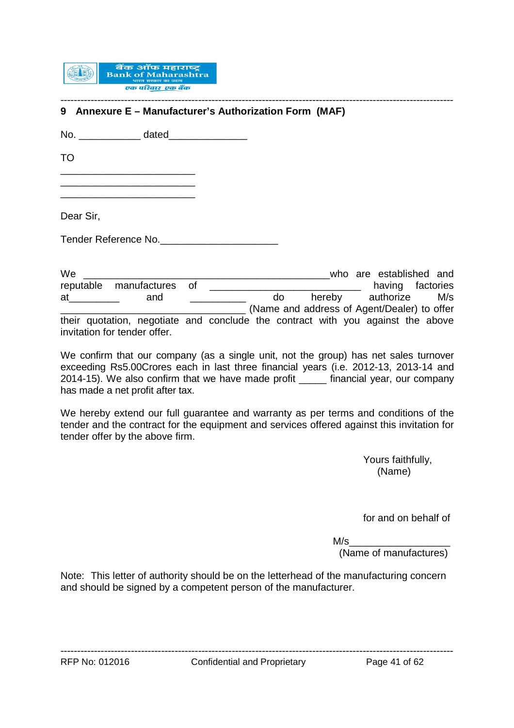## 9 Annexure E – Manufacturer's Authorization Form (MAF)

No. ___________ dated______________

TO

_________________________
_________________________
_________________________

Dear Sir,

Tender Reference No.______________________

We _______________________________________________who are established and reputable manufactures of ____________________________ having factories at_________ and __________ do hereby authorize M/s __________________________________ (Name and address of Agent/Dealer) to offer their quotation, negotiate and conclude the contract with you against the above invitation for tender offer.

We confirm that our company (as a single unit, not the group) has net sales turnover exceeding Rs5.00Crores each in last three financial years (i.e. 2012-13, 2013-14 and 2014-15). We also confirm that we have made profit _____ financial year, our company has made a net profit after tax.

We hereby extend our full guarantee and warranty as per terms and conditions of the tender and the contract for the equipment and services offered against this invitation for tender offer by the above firm.

Yours faithfully,
(Name)

for and on behalf of

M/s___________________
(Name of manufactures)

Note: This letter of authority should be on the letterhead of the manufacturing concern and should be signed by a competent person of the manufacturer.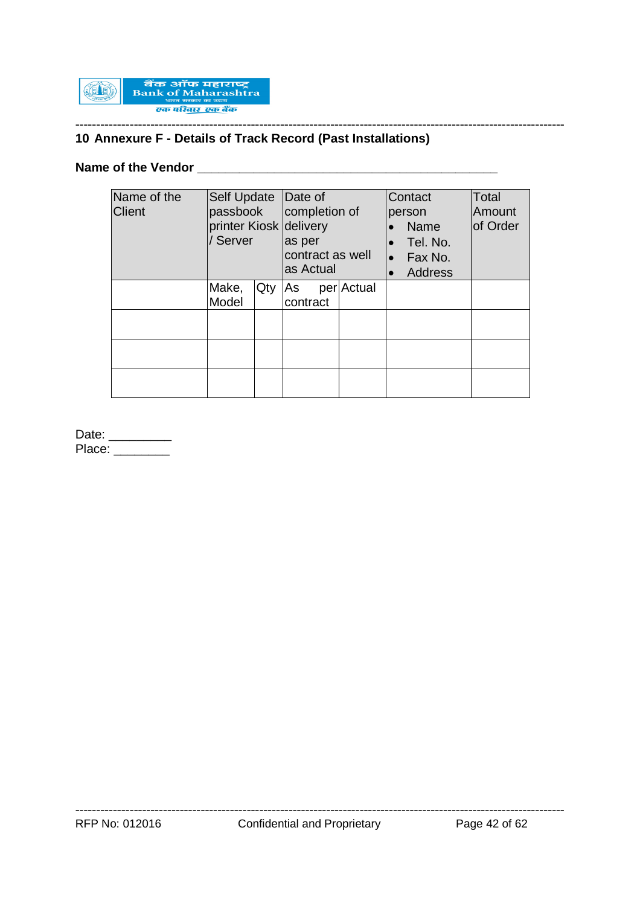## 10 Annexure F - Details of Track Record (Past Installations)

**Name of the Vendor** _______________________________________

| Name of the Client | Self Update passbook printer Kiosk / Server | | Date of completion of delivery as per contract as well as Actual | | Contact person<br>• Name<br>• Tel. No.<br>• Fax No.<br>• Address | Total Amount of Order |
|---|---|---|---|---|---|---|
| | Make, Model | Qty | As per contract | Actual | | |
| | | | | | | |
| | | | | | | |
| | | | | | | |

Date: _________
Place: ________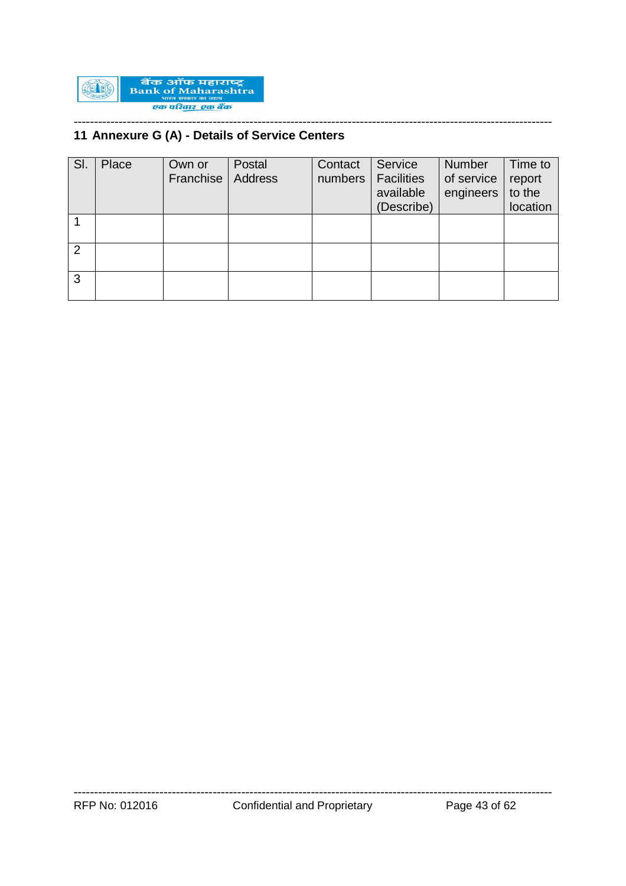## 11 Annexure G (A) - Details of Service Centers

| Sl. | Place | Own or Franchise | Postal Address | Contact numbers | Service Facilities available (Describe) | Number of service engineers | Time to report to the location |
|---|---|---|---|---|---|---|---|
| 1 | | | | | | | |
| 2 | | | | | | | |
| 3 | | | | | | | |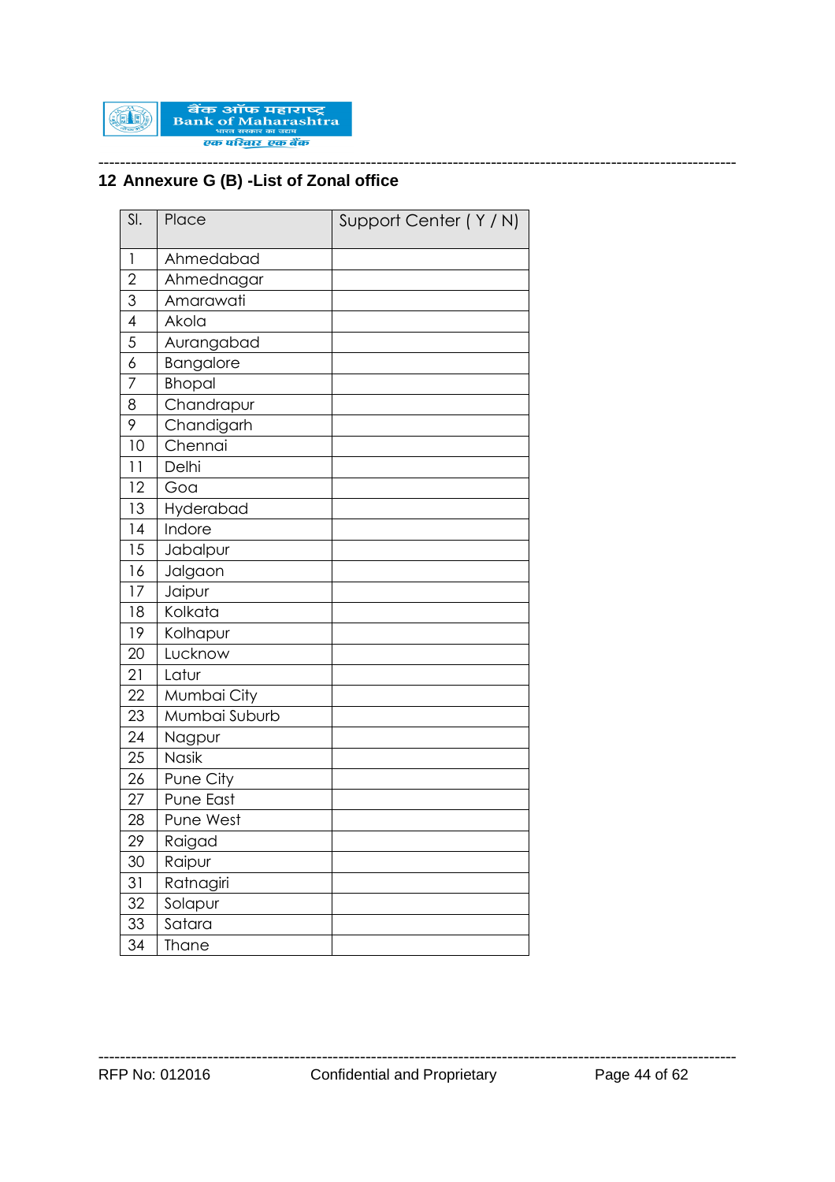## 12 Annexure G (B) -List of Zonal office

| Sl. | Place | Support Center ( Y / N) |
|---|---|---|
| 1 | Ahmedabad | |
| 2 | Ahmednagar | |
| 3 | Amarawati | |
| 4 | Akola | |
| 5 | Aurangabad | |
| 6 | Bangalore | |
| 7 | Bhopal | |
| 8 | Chandrapur | |
| 9 | Chandigarh | |
| 10 | Chennai | |
| 11 | Delhi | |
| 12 | Goa | |
| 13 | Hyderabad | |
| 14 | Indore | |
| 15 | Jabalpur | |
| 16 | Jalgaon | |
| 17 | Jaipur | |
| 18 | Kolkata | |
| 19 | Kolhapur | |
| 20 | Lucknow | |
| 21 | Latur | |
| 22 | Mumbai City | |
| 23 | Mumbai Suburb | |
| 24 | Nagpur | |
| 25 | Nasik | |
| 26 | Pune City | |
| 27 | Pune East | |
| 28 | Pune West | |
| 29 | Raigad | |
| 30 | Raipur | |
| 31 | Ratnagiri | |
| 32 | Solapur | |
| 33 | Satara | |
| 34 | Thane | |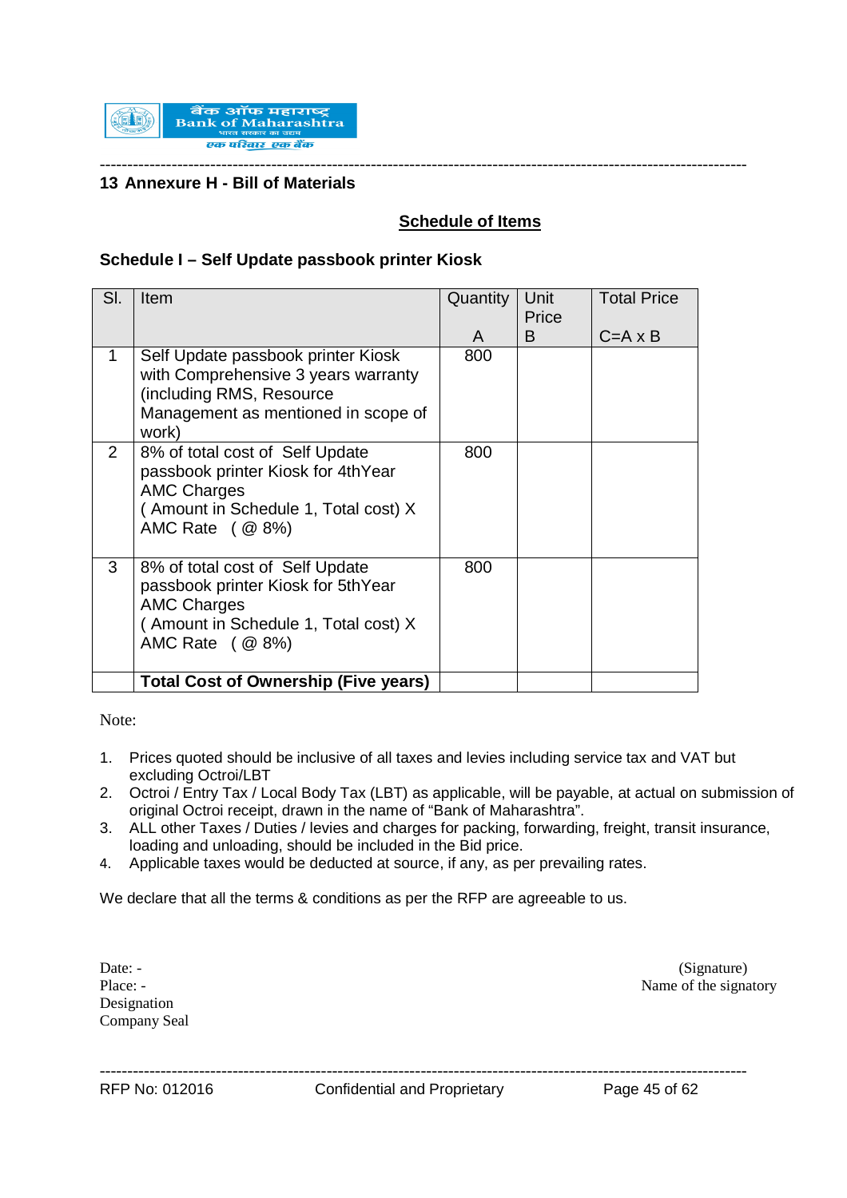## 13 Annexure H - Bill of Materials

**Schedule of Items**

**Schedule I – Self Update passbook printer Kiosk**

| Sl. | Item | Quantity<br>A | Unit Price<br>B | Total Price<br>C=A x B |
|---|---|---|---|---|
| 1 | Self Update passbook printer Kiosk with Comprehensive 3 years warranty (including RMS, Resource Management as mentioned in scope of work) | 800 | | |
| 2 | 8% of total cost of Self Update passbook printer Kiosk for 4thYear AMC Charges ( Amount in Schedule 1, Total cost) X AMC Rate ( @ 8%) | 800 | | |
| 3 | 8% of total cost of Self Update passbook printer Kiosk for 5thYear AMC Charges ( Amount in Schedule 1, Total cost) X AMC Rate ( @ 8%) | 800 | | |
| | **Total Cost of Ownership (Five years)** | | | |

Note:

1. Prices quoted should be inclusive of all taxes and levies including service tax and VAT but excluding Octroi/LBT
2. Octroi / Entry Tax / Local Body Tax (LBT) as applicable, will be payable, at actual on submission of original Octroi receipt, drawn in the name of "Bank of Maharashtra".
3. ALL other Taxes / Duties / levies and charges for packing, forwarding, freight, transit insurance, loading and unloading, should be included in the Bid price.
4. Applicable taxes would be deducted at source, if any, as per prevailing rates.

We declare that all the terms & conditions as per the RFP are agreeable to us.

Date: -
Place: -
Designation
Company Seal

(Signature)
Name of the signatory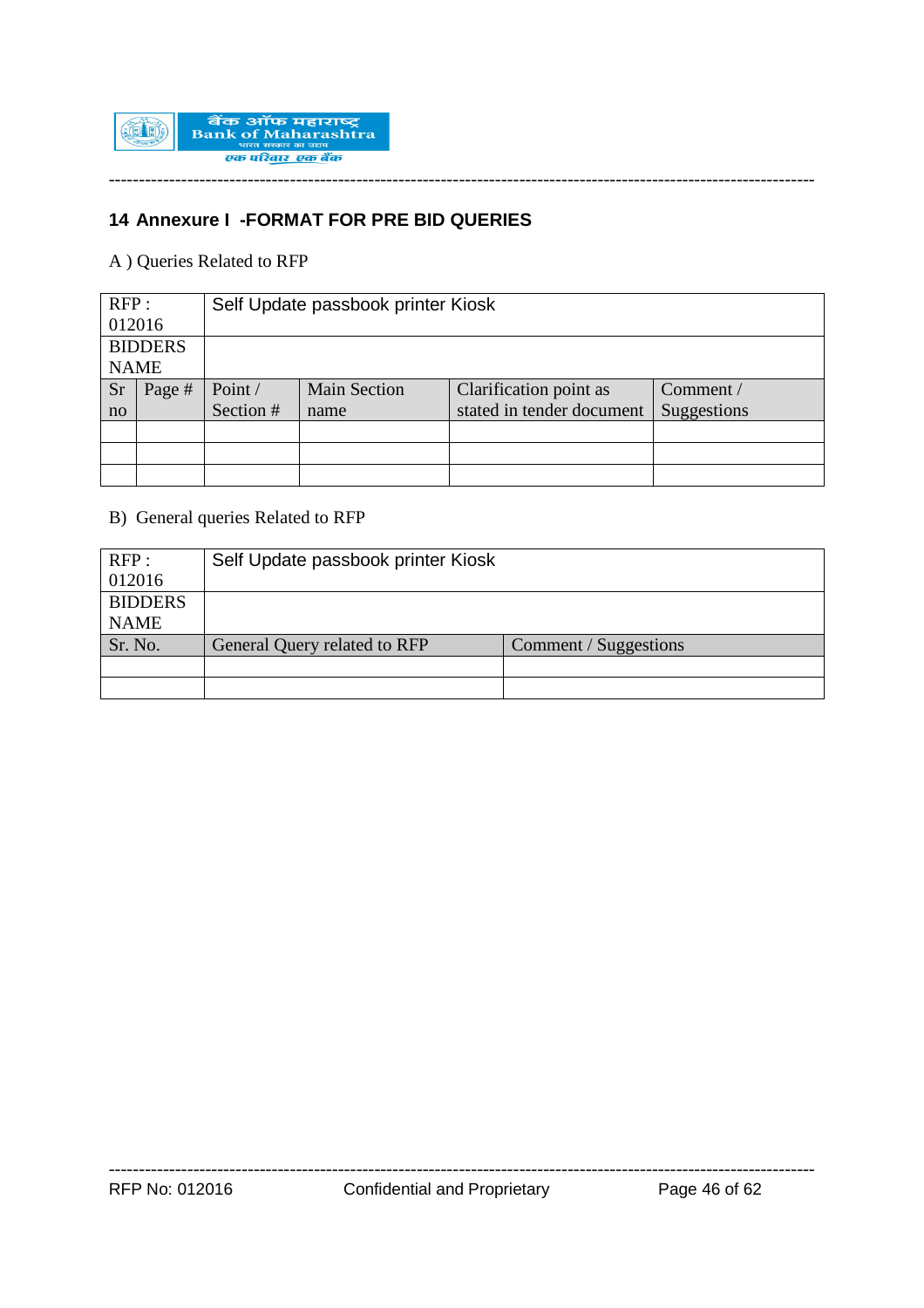## 14 Annexure I -FORMAT FOR PRE BID QUERIES

A ) Queries Related to RFP

| RFP : 012016 | Self Update passbook printer Kiosk | | | | |
|---|---|---|---|---|---|
| BIDDERS NAME | | | | | |
| Sr no | Page # | Point / Section # | Main Section name | Clarification point as stated in tender document | Comment / Suggestions |
| | | | | | |
| | | | | | |
| | | | | | |

B) General queries Related to RFP

| RFP : 012016 | Self Update passbook printer Kiosk | |
|---|---|---|
| BIDDERS NAME | | |
| Sr. No. | General Query related to RFP | Comment / Suggestions |
| | | |
| | | |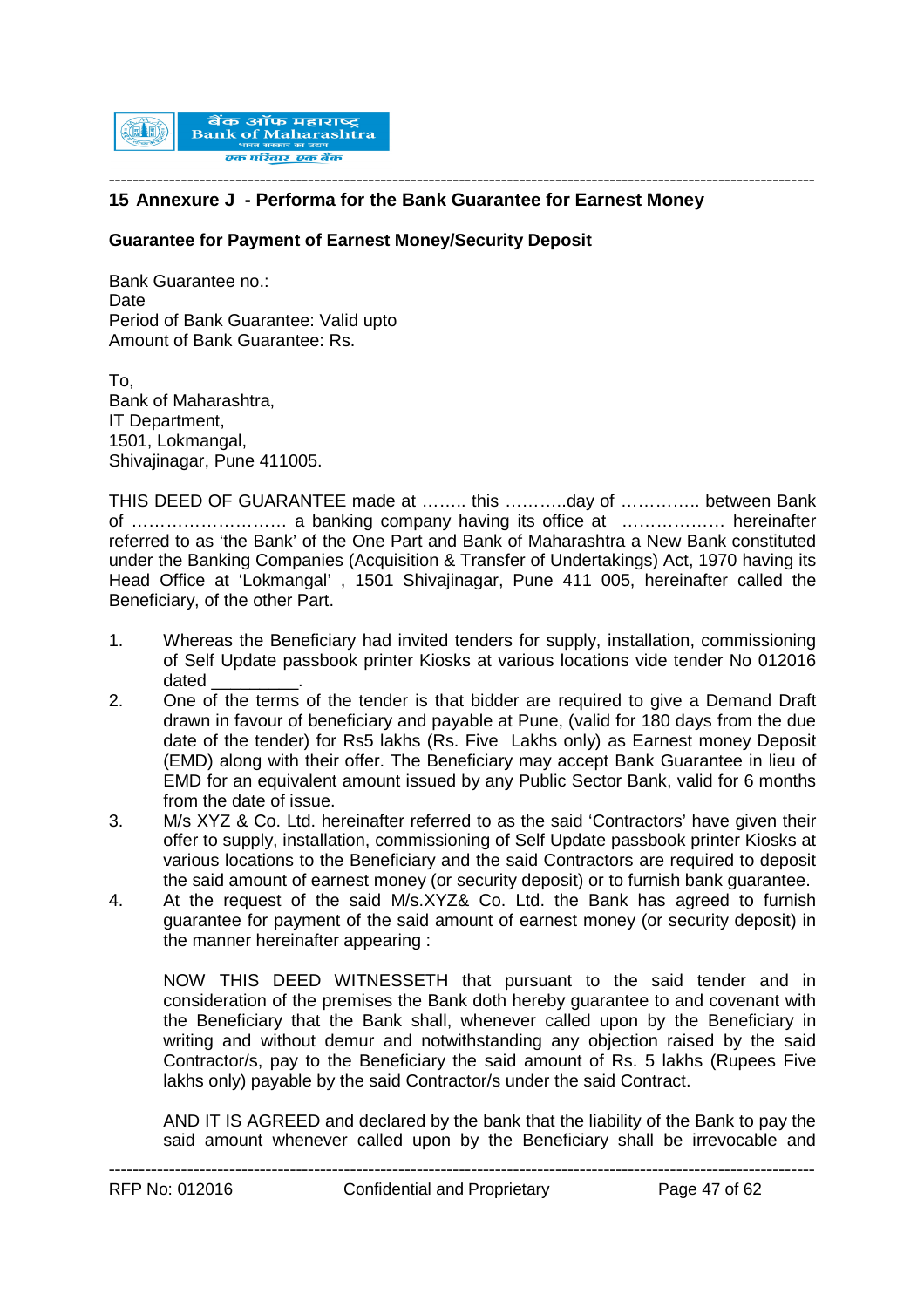## 15 Annexure J - Performa for the Bank Guarantee for Earnest Money

**Guarantee for Payment of Earnest Money/Security Deposit**

Bank Guarantee no.:
Date
Period of Bank Guarantee: Valid upto
Amount of Bank Guarantee: Rs.

To,
Bank of Maharashtra,
IT Department,
1501, Lokmangal,
Shivajinagar, Pune 411005.

THIS DEED OF GUARANTEE made at …….. this ………..day of ………….. between Bank of ……………………… a banking company having its office at ……………… hereinafter referred to as 'the Bank' of the One Part and Bank of Maharashtra a New Bank constituted under the Banking Companies (Acquisition & Transfer of Undertakings) Act, 1970 having its Head Office at 'Lokmangal' , 1501 Shivajinagar, Pune 411 005, hereinafter called the Beneficiary, of the other Part.

1. Whereas the Beneficiary had invited tenders for supply, installation, commissioning of Self Update passbook printer Kiosks at various locations vide tender No 012016 dated _________.
2. One of the terms of the tender is that bidder are required to give a Demand Draft drawn in favour of beneficiary and payable at Pune, (valid for 180 days from the due date of the tender) for Rs5 lakhs (Rs. Five Lakhs only) as Earnest money Deposit (EMD) along with their offer. The Beneficiary may accept Bank Guarantee in lieu of EMD for an equivalent amount issued by any Public Sector Bank, valid for 6 months from the date of issue.
3. M/s XYZ & Co. Ltd. hereinafter referred to as the said 'Contractors' have given their offer to supply, installation, commissioning of Self Update passbook printer Kiosks at various locations to the Beneficiary and the said Contractors are required to deposit the said amount of earnest money (or security deposit) or to furnish bank guarantee.
4. At the request of the said M/s.XYZ& Co. Ltd. the Bank has agreed to furnish guarantee for payment of the said amount of earnest money (or security deposit) in the manner hereinafter appearing :

   NOW THIS DEED WITNESSETH that pursuant to the said tender and in consideration of the premises the Bank doth hereby guarantee to and covenant with the Beneficiary that the Bank shall, whenever called upon by the Beneficiary in writing and without demur and notwithstanding any objection raised by the said Contractor/s, pay to the Beneficiary the said amount of Rs. 5 lakhs (Rupees Five lakhs only) payable by the said Contractor/s under the said Contract.

   AND IT IS AGREED and declared by the bank that the liability of the Bank to pay the said amount whenever called upon by the Beneficiary shall be irrevocable and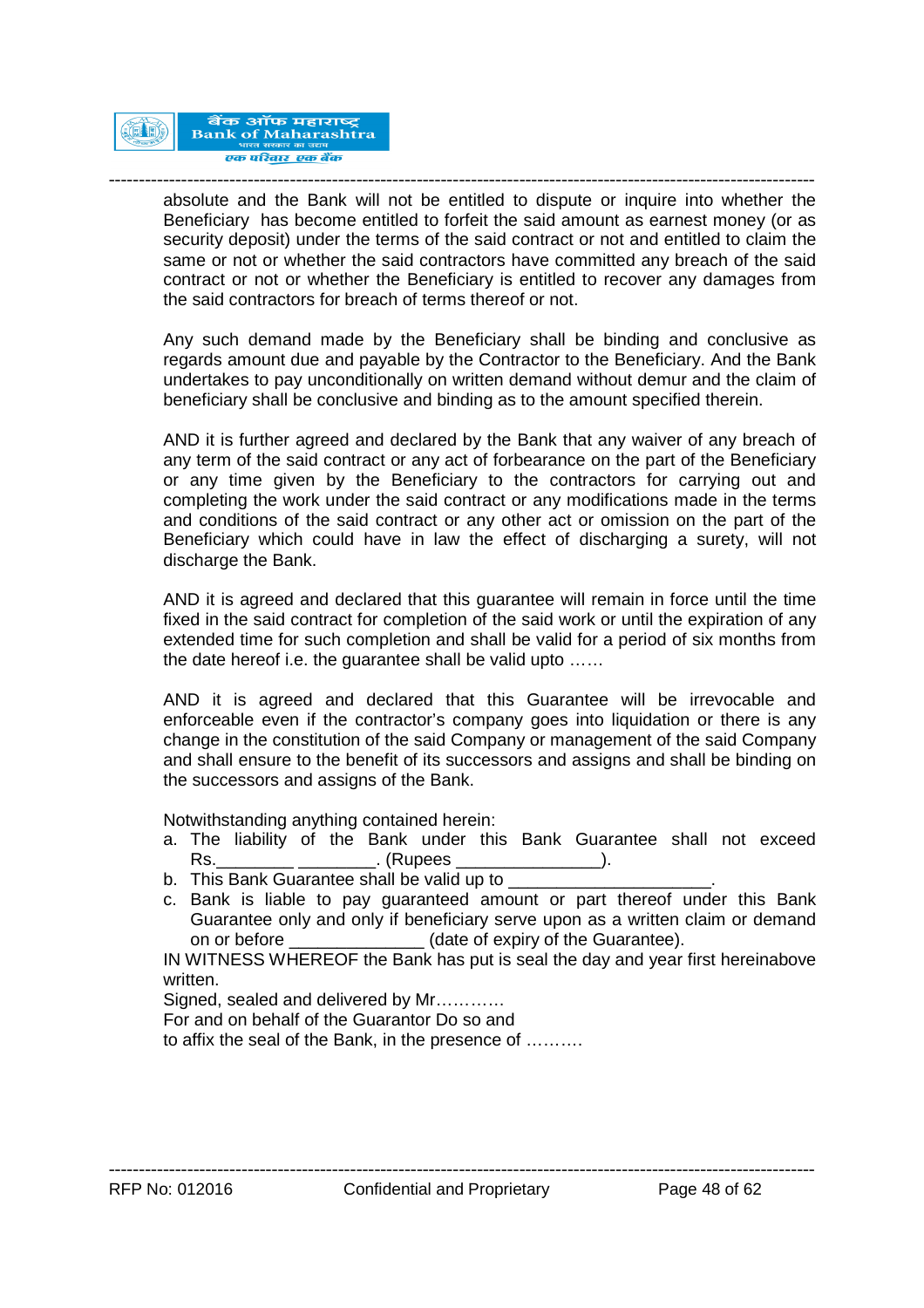absolute and the Bank will not be entitled to dispute or inquire into whether the Beneficiary has become entitled to forfeit the said amount as earnest money (or as security deposit) under the terms of the said contract or not and entitled to claim the same or not or whether the said contractors have committed any breach of the said contract or not or whether the Beneficiary is entitled to recover any damages from the said contractors for breach of terms thereof or not.

Any such demand made by the Beneficiary shall be binding and conclusive as regards amount due and payable by the Contractor to the Beneficiary. And the Bank undertakes to pay unconditionally on written demand without demur and the claim of beneficiary shall be conclusive and binding as to the amount specified therein.

AND it is further agreed and declared by the Bank that any waiver of any breach of any term of the said contract or any act of forbearance on the part of the Beneficiary or any time given by the Beneficiary to the contractors for carrying out and completing the work under the said contract or any modifications made in the terms and conditions of the said contract or any other act or omission on the part of the Beneficiary which could have in law the effect of discharging a surety, will not discharge the Bank.

AND it is agreed and declared that this guarantee will remain in force until the time fixed in the said contract for completion of the said work or until the expiration of any extended time for such completion and shall be valid for a period of six months from the date hereof i.e. the guarantee shall be valid upto ……

AND it is agreed and declared that this Guarantee will be irrevocable and enforceable even if the contractor's company goes into liquidation or there is any change in the constitution of the said Company or management of the said Company and shall ensure to the benefit of its successors and assigns and shall be binding on the successors and assigns of the Bank.

Notwithstanding anything contained herein:

a. The liability of the Bank under this Bank Guarantee shall not exceed Rs.________ ________. (Rupees _______________).
b. This Bank Guarantee shall be valid up to _____________________.
c. Bank is liable to pay guaranteed amount or part thereof under this Bank Guarantee only and only if beneficiary serve upon as a written claim or demand on or before ______________ (date of expiry of the Guarantee).

IN WITNESS WHEREOF the Bank has put is seal the day and year first hereinabove written.

Signed, sealed and delivered by Mr…………

For and on behalf of the Guarantor Do so and

to affix the seal of the Bank, in the presence of ……….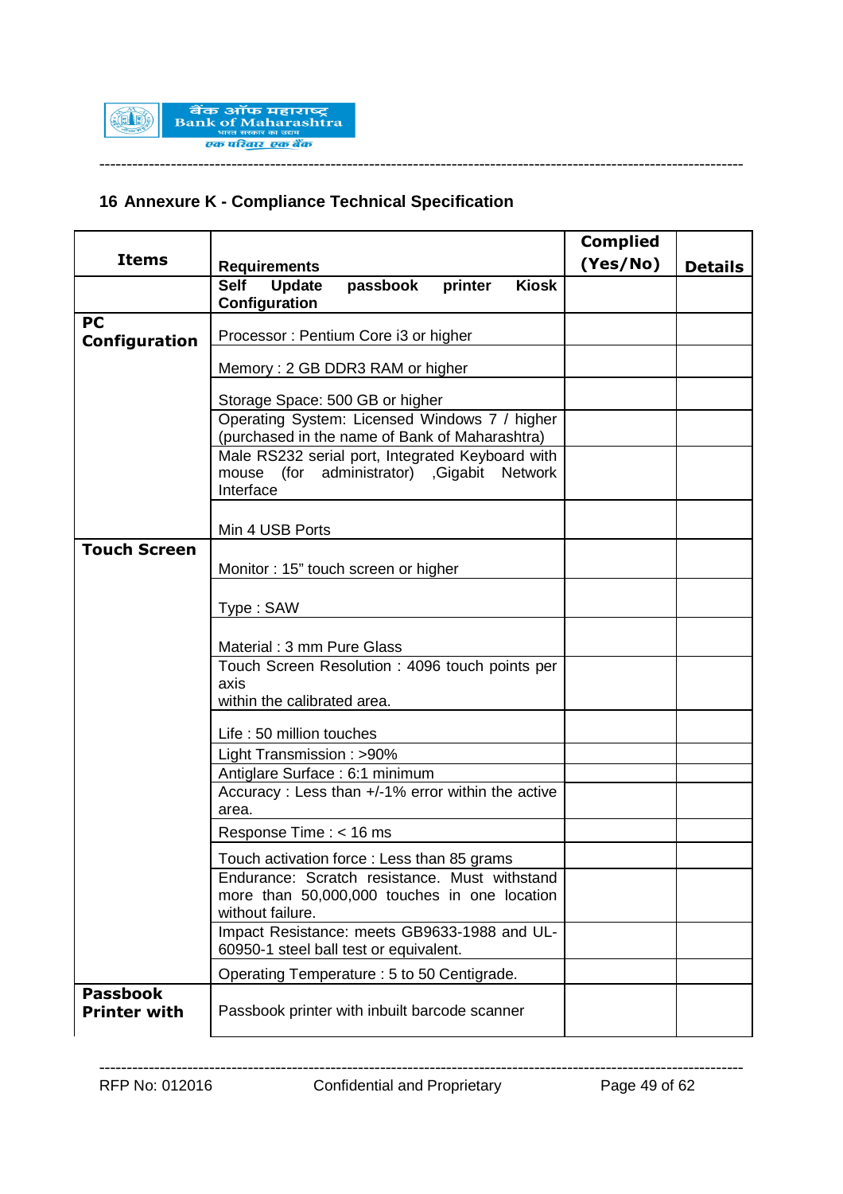## 16 Annexure K - Compliance Technical Specification

| Items | Requirements | Complied (Yes/No) | Details |
|---|---|---|---|
| | **Self Update passbook printer Kiosk Configuration** | | |
| **PC Configuration** | Processor : Pentium Core i3 or higher | | |
| | Memory : 2 GB DDR3 RAM or higher | | |
| | Storage Space: 500 GB or higher | | |
| | Operating System: Licensed Windows 7 / higher (purchased in the name of Bank of Maharashtra) | | |
| | Male RS232 serial port, Integrated Keyboard with mouse (for administrator) ,Gigabit Network Interface | | |
| | Min 4 USB Ports | | |
| **Touch Screen** | Monitor : 15” touch screen or higher | | |
| | Type : SAW | | |
| | Material : 3 mm Pure Glass | | |
| | Touch Screen Resolution : 4096 touch points per axis within the calibrated area. | | |
| | Life : 50 million touches | | |
| | Light Transmission : >90% | | |
| | Antiglare Surface : 6:1 minimum | | |
| | Accuracy : Less than +/-1% error within the active area. | | |
| | Response Time : < 16 ms | | |
| | Touch activation force : Less than 85 grams | | |
| | Endurance: Scratch resistance. Must withstand more than 50,000,000 touches in one location without failure. | | |
| | Impact Resistance: meets GB9633-1988 and UL-60950-1 steel ball test or equivalent. | | |
| | Operating Temperature : 5 to 50 Centigrade. | | |
| **Passbook Printer with** | Passbook printer with inbuilt barcode scanner | | |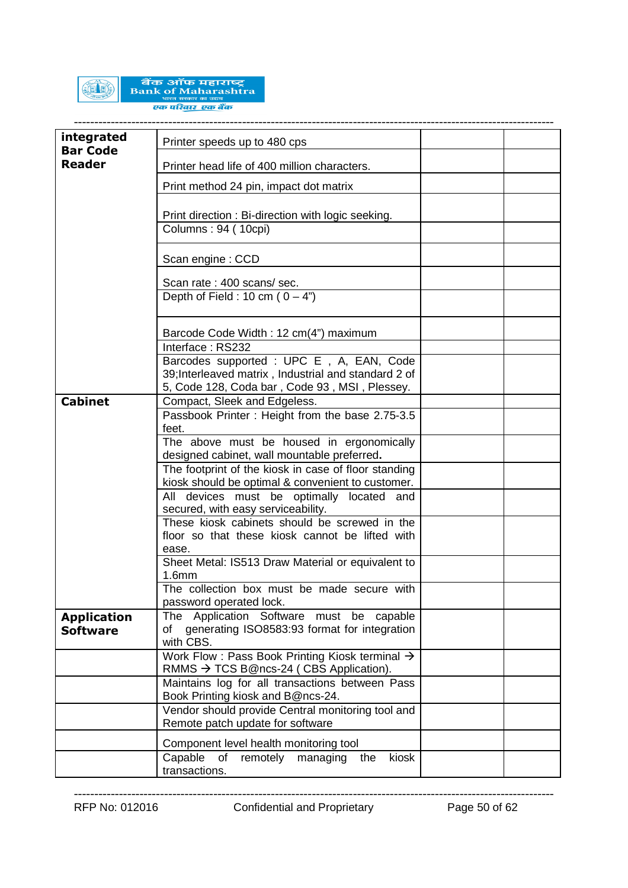| integrated Bar Code Reader | Printer speeds up to 480 cps | | |
|---|---|---|---|
| | Printer head life of 400 million characters. | | |
| | Print method 24 pin, impact dot matrix | | |
| | Print direction : Bi-direction with logic seeking. | | |
| | Columns : 94 ( 10cpi) | | |
| | Scan engine : CCD | | |
| | Scan rate : 400 scans/ sec. | | |
| | Depth of Field : 10 cm ( 0 – 4”) | | |
| | Barcode Code Width : 12 cm(4”) maximum | | |
| | Interface : RS232 | | |
| | Barcodes supported : UPC E , A, EAN, Code 39;Interleaved matrix , Industrial and standard 2 of 5, Code 128, Coda bar , Code 93 , MSI , Plessey. | | |
| **Cabinet** | Compact, Sleek and Edgeless. | | |
| | Passbook Printer : Height from the base 2.75-3.5 feet. | | |
| | The above must be housed in ergonomically designed cabinet, wall mountable preferred**.** | | |
| | The footprint of the kiosk in case of floor standing kiosk should be optimal & convenient to customer. | | |
| | All devices must be optimally located and secured, with easy serviceability. | | |
| | These kiosk cabinets should be screwed in the floor so that these kiosk cannot be lifted with ease. | | |
| | Sheet Metal: IS513 Draw Material or equivalent to 1.6mm | | |
| | The collection box must be made secure with password operated lock. | | |
| **Application Software** | The Application Software must be capable of generating ISO8583:93 format for integration with CBS. | | |
| | Work Flow : Pass Book Printing Kiosk terminal → RMMS → TCS B@ncs-24 ( CBS Application). | | |
| | Maintains log for all transactions between Pass Book Printing kiosk and B@ncs-24. | | |
| | Vendor should provide Central monitoring tool and Remote patch update for software | | |
| | Component level health monitoring tool | | |
| | Capable of remotely managing the kiosk transactions. | | |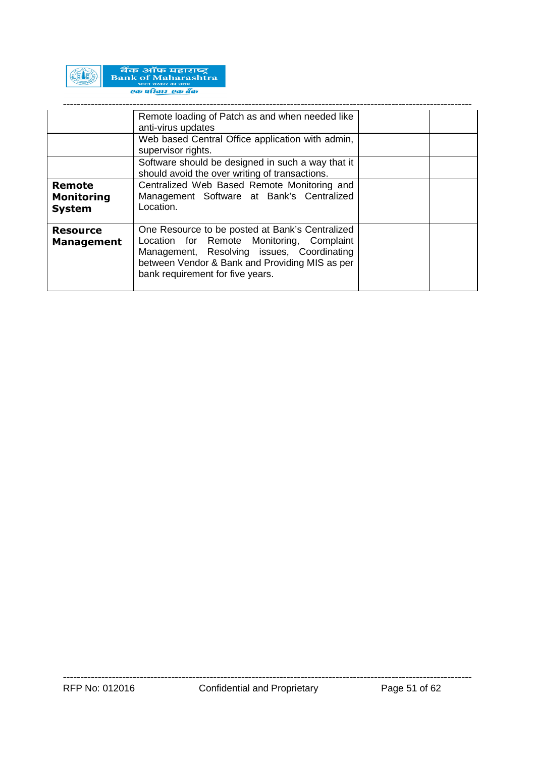| | | | |
|---|---|---|---|
| | Remote loading of Patch as and when needed like anti-virus updates | | |
| | Web based Central Office application with admin, supervisor rights. | | |
| | Software should be designed in such a way that it should avoid the over writing of transactions. | | |
| **Remote Monitoring System** | Centralized Web Based Remote Monitoring and Management Software at Bank's Centralized Location. | | |
| **Resource Management** | One Resource to be posted at Bank's Centralized Location for Remote Monitoring, Complaint Management, Resolving issues, Coordinating between Vendor & Bank and Providing MIS as per bank requirement for five years. | | |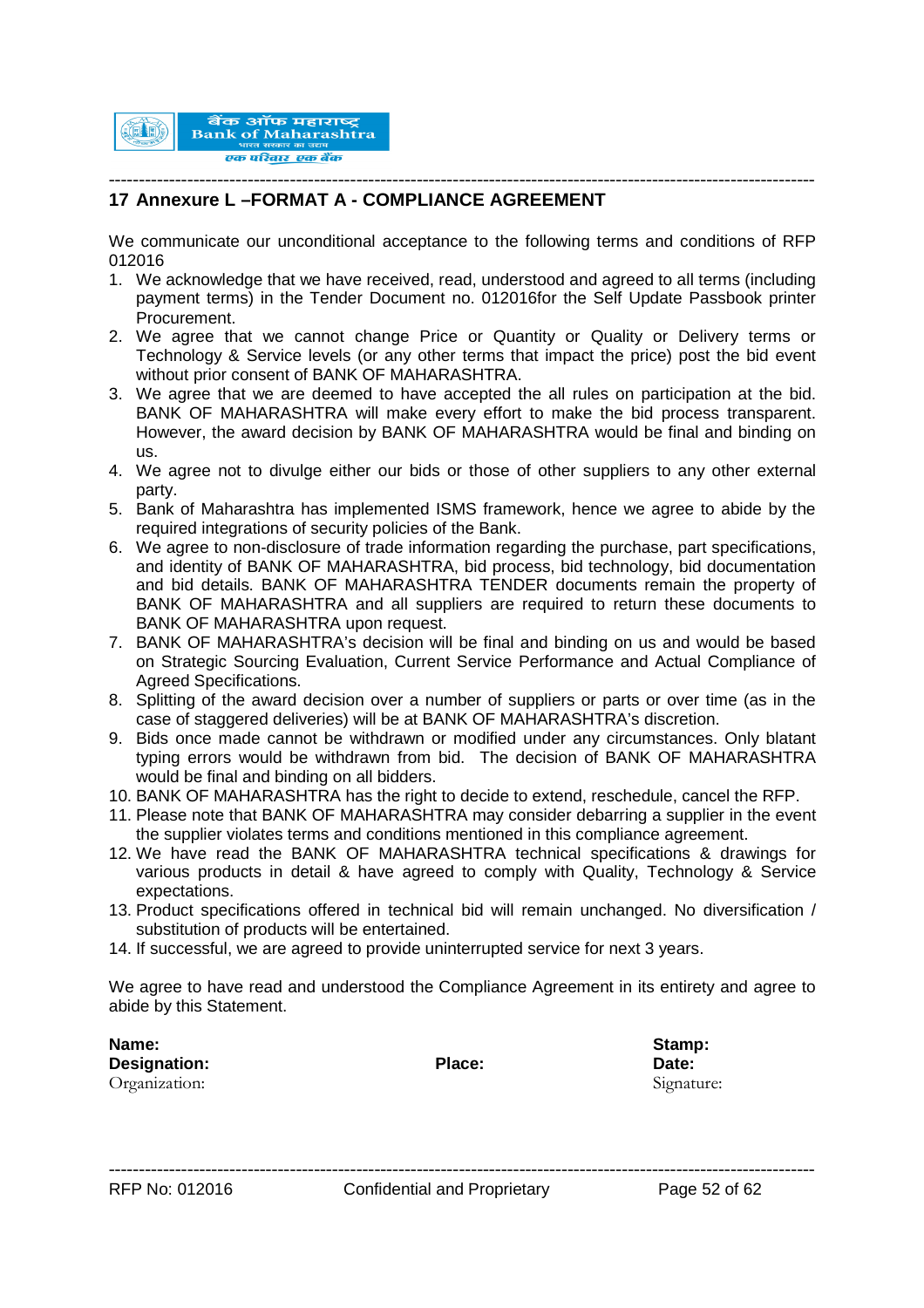## 17 Annexure L –FORMAT A - COMPLIANCE AGREEMENT

We communicate our unconditional acceptance to the following terms and conditions of RFP 012016

1. We acknowledge that we have received, read, understood and agreed to all terms (including payment terms) in the Tender Document no. 012016for the Self Update Passbook printer Procurement.
2. We agree that we cannot change Price or Quantity or Quality or Delivery terms or Technology & Service levels (or any other terms that impact the price) post the bid event without prior consent of BANK OF MAHARASHTRA.
3. We agree that we are deemed to have accepted the all rules on participation at the bid. BANK OF MAHARASHTRA will make every effort to make the bid process transparent. However, the award decision by BANK OF MAHARASHTRA would be final and binding on us.
4. We agree not to divulge either our bids or those of other suppliers to any other external party.
5. Bank of Maharashtra has implemented ISMS framework, hence we agree to abide by the required integrations of security policies of the Bank.
6. We agree to non-disclosure of trade information regarding the purchase, part specifications, and identity of BANK OF MAHARASHTRA, bid process, bid technology, bid documentation and bid details. BANK OF MAHARASHTRA TENDER documents remain the property of BANK OF MAHARASHTRA and all suppliers are required to return these documents to BANK OF MAHARASHTRA upon request.
7. BANK OF MAHARASHTRA's decision will be final and binding on us and would be based on Strategic Sourcing Evaluation, Current Service Performance and Actual Compliance of Agreed Specifications.
8. Splitting of the award decision over a number of suppliers or parts or over time (as in the case of staggered deliveries) will be at BANK OF MAHARASHTRA's discretion.
9. Bids once made cannot be withdrawn or modified under any circumstances. Only blatant typing errors would be withdrawn from bid. The decision of BANK OF MAHARASHTRA would be final and binding on all bidders.
10. BANK OF MAHARASHTRA has the right to decide to extend, reschedule, cancel the RFP.
11. Please note that BANK OF MAHARASHTRA may consider debarring a supplier in the event the supplier violates terms and conditions mentioned in this compliance agreement.
12. We have read the BANK OF MAHARASHTRA technical specifications & drawings for various products in detail & have agreed to comply with Quality, Technology & Service expectations.
13. Product specifications offered in technical bid will remain unchanged. No diversification / substitution of products will be entertained.
14. If successful, we are agreed to provide uninterrupted service for next 3 years.

We agree to have read and understood the Compliance Agreement in its entirety and agree to abide by this Statement.

**Name:**
**Designation:**
Organization:

**Place:**

**Stamp:**
**Date:**
Signature: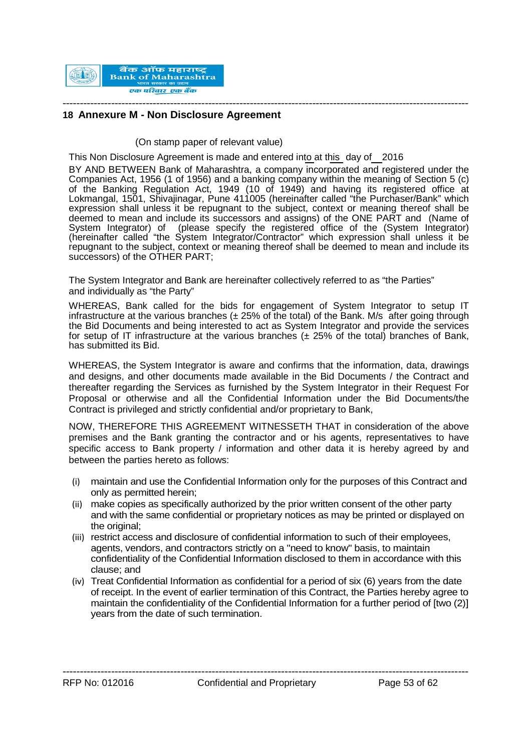## 18 Annexure M - Non Disclosure Agreement

(On stamp paper of relevant value)

This Non Disclosure Agreement is made and entered into at this day of 2016

BY AND BETWEEN Bank of Maharashtra, a company incorporated and registered under the Companies Act, 1956 (1 of 1956) and a banking company within the meaning of Section 5 (c) of the Banking Regulation Act, 1949 (10 of 1949) and having its registered office at Lokmangal, 1501, Shivajinagar, Pune 411005 (hereinafter called "the Purchaser/Bank" which expression shall unless it be repugnant to the subject, context or meaning thereof shall be deemed to mean and include its successors and assigns) of the ONE PART and (Name of System Integrator) of (please specify the registered office of the (System Integrator) (hereinafter called "the System Integrator/Contractor" which expression shall unless it be repugnant to the subject, context or meaning thereof shall be deemed to mean and include its successors) of the OTHER PART;

The System Integrator and Bank are hereinafter collectively referred to as "the Parties" and individually as "the Party"

WHEREAS, Bank called for the bids for engagement of System Integrator to setup IT infrastructure at the various branches (± 25% of the total) of the Bank. M/s after going through the Bid Documents and being interested to act as System Integrator and provide the services for setup of IT infrastructure at the various branches (± 25% of the total) branches of Bank, has submitted its Bid.

WHEREAS, the System Integrator is aware and confirms that the information, data, drawings and designs, and other documents made available in the Bid Documents / the Contract and thereafter regarding the Services as furnished by the System Integrator in their Request For Proposal or otherwise and all the Confidential Information under the Bid Documents/the Contract is privileged and strictly confidential and/or proprietary to Bank,

NOW, THEREFORE THIS AGREEMENT WITNESSETH THAT in consideration of the above premises and the Bank granting the contractor and or his agents, representatives to have specific access to Bank property / information and other data it is hereby agreed by and between the parties hereto as follows:

(i) maintain and use the Confidential Information only for the purposes of this Contract and only as permitted herein;
(ii) make copies as specifically authorized by the prior written consent of the other party and with the same confidential or proprietary notices as may be printed or displayed on the original;
(iii) restrict access and disclosure of confidential information to such of their employees, agents, vendors, and contractors strictly on a "need to know" basis, to maintain confidentiality of the Confidential Information disclosed to them in accordance with this clause; and
(iv) Treat Confidential Information as confidential for a period of six (6) years from the date of receipt. In the event of earlier termination of this Contract, the Parties hereby agree to maintain the confidentiality of the Confidential Information for a further period of [two (2)] years from the date of such termination.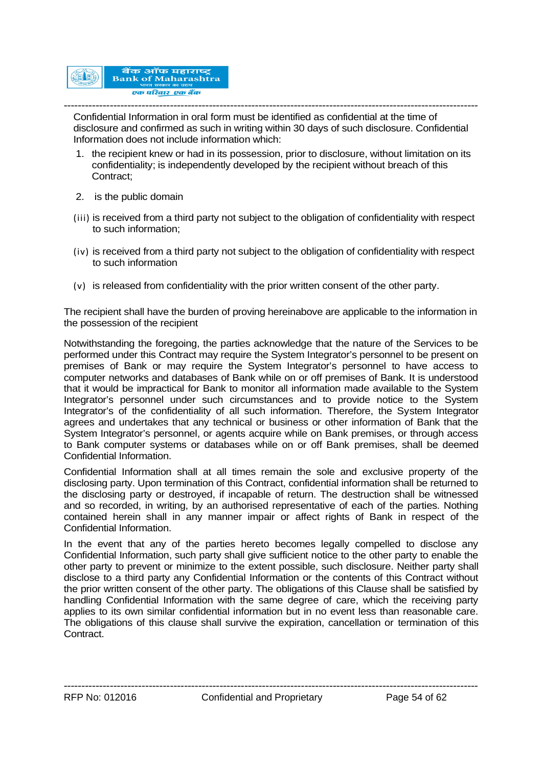Confidential Information in oral form must be identified as confidential at the time of disclosure and confirmed as such in writing within 30 days of such disclosure. Confidential Information does not include information which:

1. the recipient knew or had in its possession, prior to disclosure, without limitation on its confidentiality; is independently developed by the recipient without breach of this Contract;

2. is the public domain

(iii) is received from a third party not subject to the obligation of confidentiality with respect to such information;

(iv) is received from a third party not subject to the obligation of confidentiality with respect to such information

(v) is released from confidentiality with the prior written consent of the other party.

The recipient shall have the burden of proving hereinabove are applicable to the information in the possession of the recipient

Notwithstanding the foregoing, the parties acknowledge that the nature of the Services to be performed under this Contract may require the System Integrator's personnel to be present on premises of Bank or may require the System Integrator's personnel to have access to computer networks and databases of Bank while on or off premises of Bank. It is understood that it would be impractical for Bank to monitor all information made available to the System Integrator's personnel under such circumstances and to provide notice to the System Integrator's of the confidentiality of all such information. Therefore, the System Integrator agrees and undertakes that any technical or business or other information of Bank that the System Integrator's personnel, or agents acquire while on Bank premises, or through access to Bank computer systems or databases while on or off Bank premises, shall be deemed Confidential Information.

Confidential Information shall at all times remain the sole and exclusive property of the disclosing party. Upon termination of this Contract, confidential information shall be returned to the disclosing party or destroyed, if incapable of return. The destruction shall be witnessed and so recorded, in writing, by an authorised representative of each of the parties. Nothing contained herein shall in any manner impair or affect rights of Bank in respect of the Confidential Information.

In the event that any of the parties hereto becomes legally compelled to disclose any Confidential Information, such party shall give sufficient notice to the other party to enable the other party to prevent or minimize to the extent possible, such disclosure. Neither party shall disclose to a third party any Confidential Information or the contents of this Contract without the prior written consent of the other party. The obligations of this Clause shall be satisfied by handling Confidential Information with the same degree of care, which the receiving party applies to its own similar confidential information but in no event less than reasonable care. The obligations of this clause shall survive the expiration, cancellation or termination of this Contract.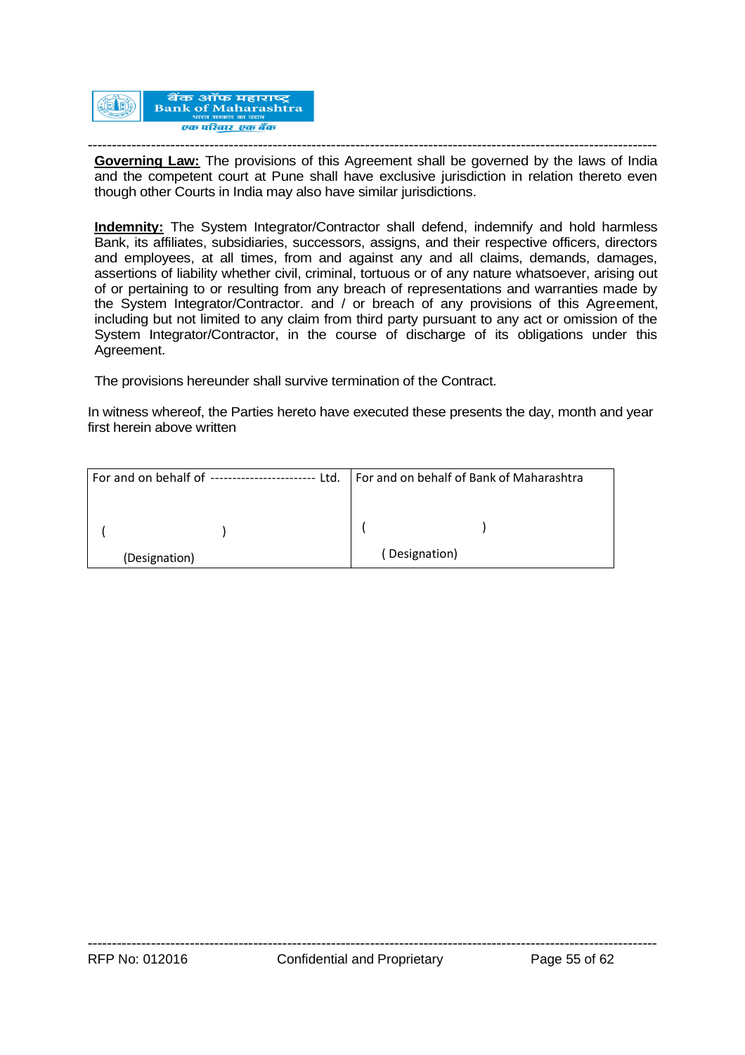**Governing Law:** The provisions of this Agreement shall be governed by the laws of India and the competent court at Pune shall have exclusive jurisdiction in relation thereto even though other Courts in India may also have similar jurisdictions.

**Indemnity:** The System Integrator/Contractor shall defend, indemnify and hold harmless Bank, its affiliates, subsidiaries, successors, assigns, and their respective officers, directors and employees, at all times, from and against any and all claims, demands, damages, assertions of liability whether civil, criminal, tortuous or of any nature whatsoever, arising out of or pertaining to or resulting from any breach of representations and warranties made by the System Integrator/Contractor. and / or breach of any provisions of this Agreement, including but not limited to any claim from third party pursuant to any act or omission of the System Integrator/Contractor, in the course of discharge of its obligations under this Agreement.

The provisions hereunder shall survive termination of the Contract.

In witness whereof, the Parties hereto have executed these presents the day, month and year first herein above written

| For and on behalf of ------------------------ Ltd. | For and on behalf of Bank of Maharashtra |
|---|---|
| (                    ) | (                    ) |
| (Designation) | ( Designation) |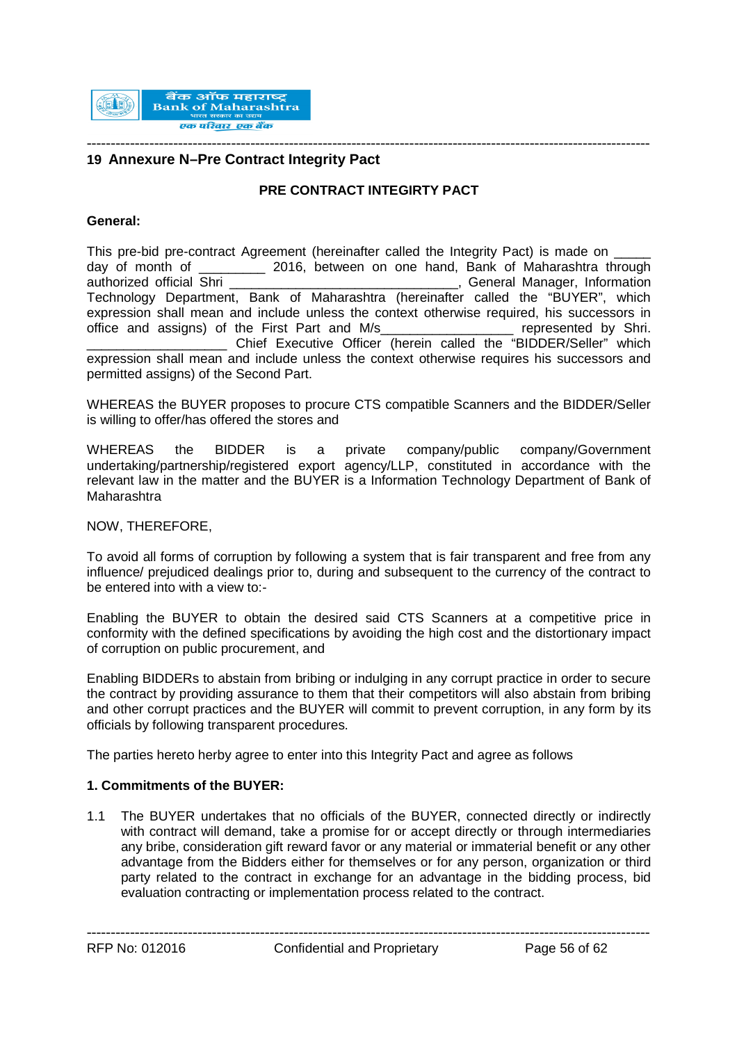## 19 Annexure N–Pre Contract Integrity Pact

**PRE CONTRACT INTEGIRTY PACT**

**General:**

This pre-bid pre-contract Agreement (hereinafter called the Integrity Pact) is made on _____ day of month of _________ 2016, between on one hand, Bank of Maharashtra through authorized official Shri ______________________________, General Manager, Information Technology Department, Bank of Maharashtra (hereinafter called the "BUYER", which expression shall mean and include unless the context otherwise required, his successors in office and assigns) of the First Part and M/s_________________ represented by Shri. __________________ Chief Executive Officer (herein called the "BIDDER/Seller" which expression shall mean and include unless the context otherwise requires his successors and permitted assigns) of the Second Part.

WHEREAS the BUYER proposes to procure CTS compatible Scanners and the BIDDER/Seller is willing to offer/has offered the stores and

WHEREAS the BIDDER is a private company/public company/Government undertaking/partnership/registered export agency/LLP, constituted in accordance with the relevant law in the matter and the BUYER is a Information Technology Department of Bank of Maharashtra

NOW, THEREFORE,

To avoid all forms of corruption by following a system that is fair transparent and free from any influence/ prejudiced dealings prior to, during and subsequent to the currency of the contract to be entered into with a view to:-

Enabling the BUYER to obtain the desired said CTS Scanners at a competitive price in conformity with the defined specifications by avoiding the high cost and the distortionary impact of corruption on public procurement, and

Enabling BIDDERs to abstain from bribing or indulging in any corrupt practice in order to secure the contract by providing assurance to them that their competitors will also abstain from bribing and other corrupt practices and the BUYER will commit to prevent corruption, in any form by its officials by following transparent procedures.

The parties hereto herby agree to enter into this Integrity Pact and agree as follows

**1. Commitments of the BUYER:**

1.1 The BUYER undertakes that no officials of the BUYER, connected directly or indirectly with contract will demand, take a promise for or accept directly or through intermediaries any bribe, consideration gift reward favor or any material or immaterial benefit or any other advantage from the Bidders either for themselves or for any person, organization or third party related to the contract in exchange for an advantage in the bidding process, bid evaluation contracting or implementation process related to the contract.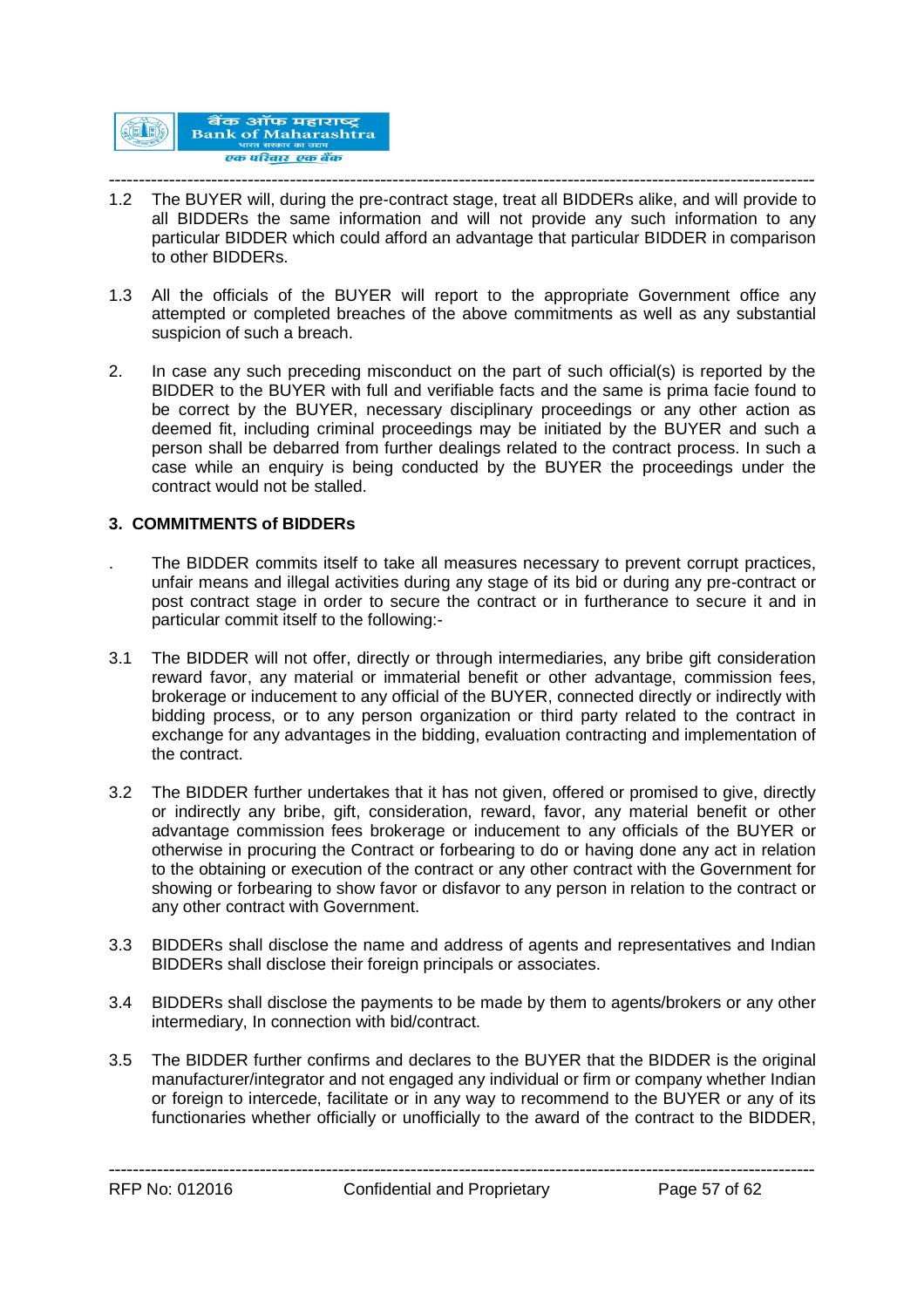1.2 The BUYER will, during the pre-contract stage, treat all BIDDERs alike, and will provide to all BIDDERs the same information and will not provide any such information to any particular BIDDER which could afford an advantage that particular BIDDER in comparison to other BIDDERs.

1.3 All the officials of the BUYER will report to the appropriate Government office any attempted or completed breaches of the above commitments as well as any substantial suspicion of such a breach.

2. In case any such preceding misconduct on the part of such official(s) is reported by the BIDDER to the BUYER with full and verifiable facts and the same is prima facie found to be correct by the BUYER, necessary disciplinary proceedings or any other action as deemed fit, including criminal proceedings may be initiated by the BUYER and such a person shall be debarred from further dealings related to the contract process. In such a case while an enquiry is being conducted by the BUYER the proceedings under the contract would not be stalled.

**3. COMMITMENTS of BIDDERs**

. The BIDDER commits itself to take all measures necessary to prevent corrupt practices, unfair means and illegal activities during any stage of its bid or during any pre-contract or post contract stage in order to secure the contract or in furtherance to secure it and in particular commit itself to the following:-

3.1 The BIDDER will not offer, directly or through intermediaries, any bribe gift consideration reward favor, any material or immaterial benefit or other advantage, commission fees, brokerage or inducement to any official of the BUYER, connected directly or indirectly with bidding process, or to any person organization or third party related to the contract in exchange for any advantages in the bidding, evaluation contracting and implementation of the contract.

3.2 The BIDDER further undertakes that it has not given, offered or promised to give, directly or indirectly any bribe, gift, consideration, reward, favor, any material benefit or other advantage commission fees brokerage or inducement to any officials of the BUYER or otherwise in procuring the Contract or forbearing to do or having done any act in relation to the obtaining or execution of the contract or any other contract with the Government for showing or forbearing to show favor or disfavor to any person in relation to the contract or any other contract with Government.

3.3 BIDDERs shall disclose the name and address of agents and representatives and Indian BIDDERs shall disclose their foreign principals or associates.

3.4 BIDDERs shall disclose the payments to be made by them to agents/brokers or any other intermediary, In connection with bid/contract.

3.5 The BIDDER further confirms and declares to the BUYER that the BIDDER is the original manufacturer/integrator and not engaged any individual or firm or company whether Indian or foreign to intercede, facilitate or in any way to recommend to the BUYER or any of its functionaries whether officially or unofficially to the award of the contract to the BIDDER,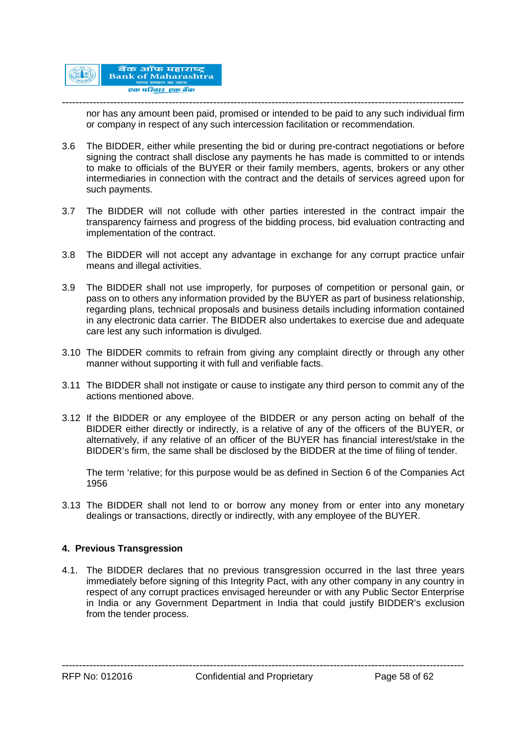nor has any amount been paid, promised or intended to be paid to any such individual firm or company in respect of any such intercession facilitation or recommendation.

3.6 The BIDDER, either while presenting the bid or during pre-contract negotiations or before signing the contract shall disclose any payments he has made is committed to or intends to make to officials of the BUYER or their family members, agents, brokers or any other intermediaries in connection with the contract and the details of services agreed upon for such payments.

3.7 The BIDDER will not collude with other parties interested in the contract impair the transparency fairness and progress of the bidding process, bid evaluation contracting and implementation of the contract.

3.8 The BIDDER will not accept any advantage in exchange for any corrupt practice unfair means and illegal activities.

3.9 The BIDDER shall not use improperly, for purposes of competition or personal gain, or pass on to others any information provided by the BUYER as part of business relationship, regarding plans, technical proposals and business details including information contained in any electronic data carrier. The BIDDER also undertakes to exercise due and adequate care lest any such information is divulged.

3.10 The BIDDER commits to refrain from giving any complaint directly or through any other manner without supporting it with full and verifiable facts.

3.11 The BIDDER shall not instigate or cause to instigate any third person to commit any of the actions mentioned above.

3.12 If the BIDDER or any employee of the BIDDER or any person acting on behalf of the BIDDER either directly or indirectly, is a relative of any of the officers of the BUYER, or alternatively, if any relative of an officer of the BUYER has financial interest/stake in the BIDDER's firm, the same shall be disclosed by the BIDDER at the time of filing of tender.

The term 'relative; for this purpose would be as defined in Section 6 of the Companies Act 1956

3.13 The BIDDER shall not lend to or borrow any money from or enter into any monetary dealings or transactions, directly or indirectly, with any employee of the BUYER.

**4. Previous Transgression**

4.1. The BIDDER declares that no previous transgression occurred in the last three years immediately before signing of this Integrity Pact, with any other company in any country in respect of any corrupt practices envisaged hereunder or with any Public Sector Enterprise in India or any Government Department in India that could justify BIDDER's exclusion from the tender process.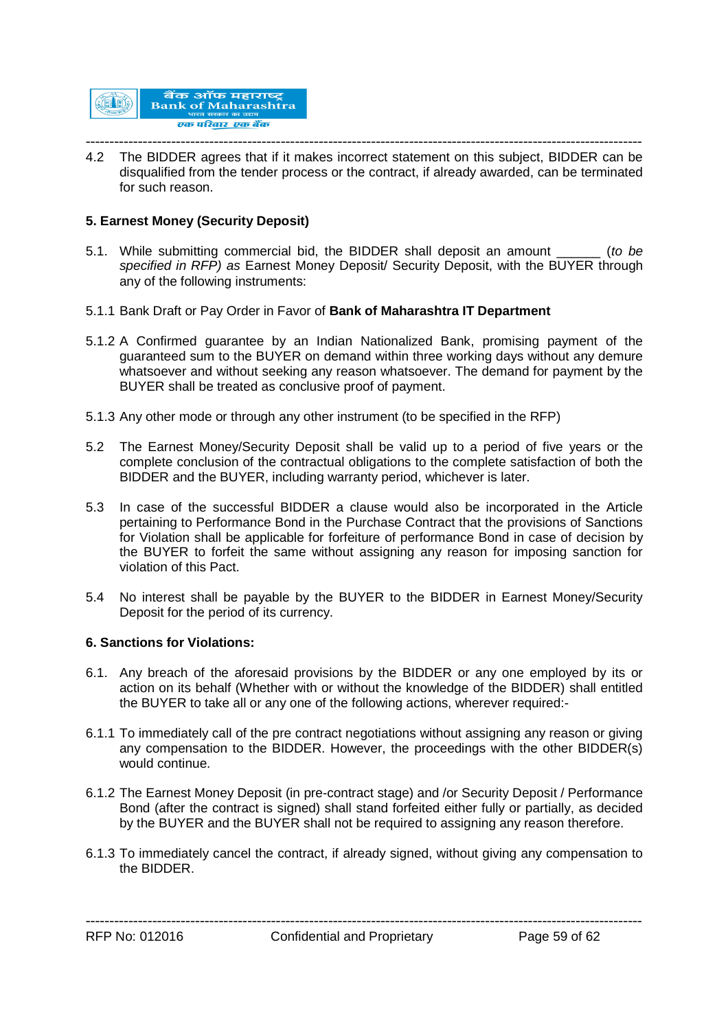4.2 The BIDDER agrees that if it makes incorrect statement on this subject, BIDDER can be disqualified from the tender process or the contract, if already awarded, can be terminated for such reason.

**5. Earnest Money (Security Deposit)**

5.1. While submitting commercial bid, the BIDDER shall deposit an amount ______ (*to be specified in RFP) as* Earnest Money Deposit/ Security Deposit, with the BUYER through any of the following instruments:

5.1.1 Bank Draft or Pay Order in Favor of **Bank of Maharashtra IT Department**

5.1.2 A Confirmed guarantee by an Indian Nationalized Bank, promising payment of the guaranteed sum to the BUYER on demand within three working days without any demure whatsoever and without seeking any reason whatsoever. The demand for payment by the BUYER shall be treated as conclusive proof of payment.

5.1.3 Any other mode or through any other instrument (to be specified in the RFP)

5.2 The Earnest Money/Security Deposit shall be valid up to a period of five years or the complete conclusion of the contractual obligations to the complete satisfaction of both the BIDDER and the BUYER, including warranty period, whichever is later.

5.3 In case of the successful BIDDER a clause would also be incorporated in the Article pertaining to Performance Bond in the Purchase Contract that the provisions of Sanctions for Violation shall be applicable for forfeiture of performance Bond in case of decision by the BUYER to forfeit the same without assigning any reason for imposing sanction for violation of this Pact.

5.4 No interest shall be payable by the BUYER to the BIDDER in Earnest Money/Security Deposit for the period of its currency.

**6. Sanctions for Violations:**

6.1. Any breach of the aforesaid provisions by the BIDDER or any one employed by its or action on its behalf (Whether with or without the knowledge of the BIDDER) shall entitled the BUYER to take all or any one of the following actions, wherever required:-

6.1.1 To immediately call of the pre contract negotiations without assigning any reason or giving any compensation to the BIDDER. However, the proceedings with the other BIDDER(s) would continue.

6.1.2 The Earnest Money Deposit (in pre-contract stage) and /or Security Deposit / Performance Bond (after the contract is signed) shall stand forfeited either fully or partially, as decided by the BUYER and the BUYER shall not be required to assigning any reason therefore.

6.1.3 To immediately cancel the contract, if already signed, without giving any compensation to the BIDDER.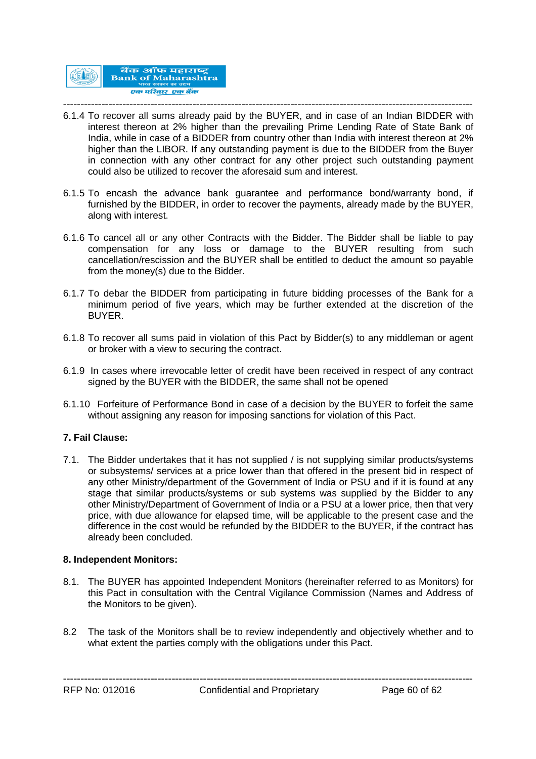6.1.4 To recover all sums already paid by the BUYER, and in case of an Indian BIDDER with interest thereon at 2% higher than the prevailing Prime Lending Rate of State Bank of India, while in case of a BIDDER from country other than India with interest thereon at 2% higher than the LIBOR. If any outstanding payment is due to the BIDDER from the Buyer in connection with any other contract for any other project such outstanding payment could also be utilized to recover the aforesaid sum and interest.

6.1.5 To encash the advance bank guarantee and performance bond/warranty bond, if furnished by the BIDDER, in order to recover the payments, already made by the BUYER, along with interest.

6.1.6 To cancel all or any other Contracts with the Bidder. The Bidder shall be liable to pay compensation for any loss or damage to the BUYER resulting from such cancellation/rescission and the BUYER shall be entitled to deduct the amount so payable from the money(s) due to the Bidder.

6.1.7 To debar the BIDDER from participating in future bidding processes of the Bank for a minimum period of five years, which may be further extended at the discretion of the BUYER.

6.1.8 To recover all sums paid in violation of this Pact by Bidder(s) to any middleman or agent or broker with a view to securing the contract.

6.1.9 In cases where irrevocable letter of credit have been received in respect of any contract signed by the BUYER with the BIDDER, the same shall not be opened

6.1.10 Forfeiture of Performance Bond in case of a decision by the BUYER to forfeit the same without assigning any reason for imposing sanctions for violation of this Pact.

**7. Fail Clause:**

7.1. The Bidder undertakes that it has not supplied / is not supplying similar products/systems or subsystems/ services at a price lower than that offered in the present bid in respect of any other Ministry/department of the Government of India or PSU and if it is found at any stage that similar products/systems or sub systems was supplied by the Bidder to any other Ministry/Department of Government of India or a PSU at a lower price, then that very price, with due allowance for elapsed time, will be applicable to the present case and the difference in the cost would be refunded by the BIDDER to the BUYER, if the contract has already been concluded.

**8. Independent Monitors:**

8.1. The BUYER has appointed Independent Monitors (hereinafter referred to as Monitors) for this Pact in consultation with the Central Vigilance Commission (Names and Address of the Monitors to be given).

8.2 The task of the Monitors shall be to review independently and objectively whether and to what extent the parties comply with the obligations under this Pact.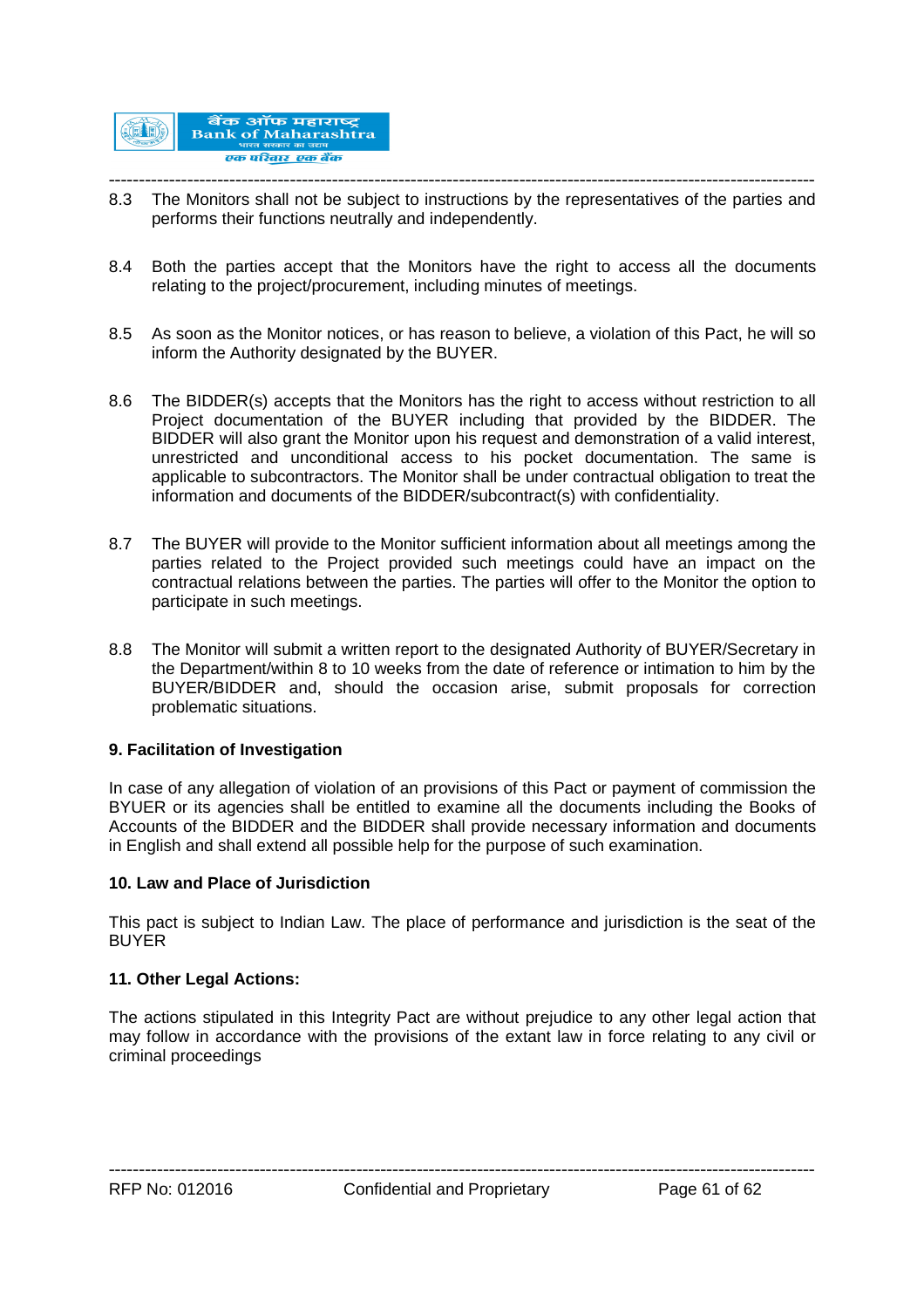8.3 The Monitors shall not be subject to instructions by the representatives of the parties and performs their functions neutrally and independently.

8.4 Both the parties accept that the Monitors have the right to access all the documents relating to the project/procurement, including minutes of meetings.

8.5 As soon as the Monitor notices, or has reason to believe, a violation of this Pact, he will so inform the Authority designated by the BUYER.

8.6 The BIDDER(s) accepts that the Monitors has the right to access without restriction to all Project documentation of the BUYER including that provided by the BIDDER. The BIDDER will also grant the Monitor upon his request and demonstration of a valid interest, unrestricted and unconditional access to his pocket documentation. The same is applicable to subcontractors. The Monitor shall be under contractual obligation to treat the information and documents of the BIDDER/subcontract(s) with confidentiality.

8.7 The BUYER will provide to the Monitor sufficient information about all meetings among the parties related to the Project provided such meetings could have an impact on the contractual relations between the parties. The parties will offer to the Monitor the option to participate in such meetings.

8.8 The Monitor will submit a written report to the designated Authority of BUYER/Secretary in the Department/within 8 to 10 weeks from the date of reference or intimation to him by the BUYER/BIDDER and, should the occasion arise, submit proposals for correction problematic situations.

**9. Facilitation of Investigation**

In case of any allegation of violation of an provisions of this Pact or payment of commission the BYUER or its agencies shall be entitled to examine all the documents including the Books of Accounts of the BIDDER and the BIDDER shall provide necessary information and documents in English and shall extend all possible help for the purpose of such examination.

**10. Law and Place of Jurisdiction**

This pact is subject to Indian Law. The place of performance and jurisdiction is the seat of the BUYER

**11. Other Legal Actions:**

The actions stipulated in this Integrity Pact are without prejudice to any other legal action that may follow in accordance with the provisions of the extant law in force relating to any civil or criminal proceedings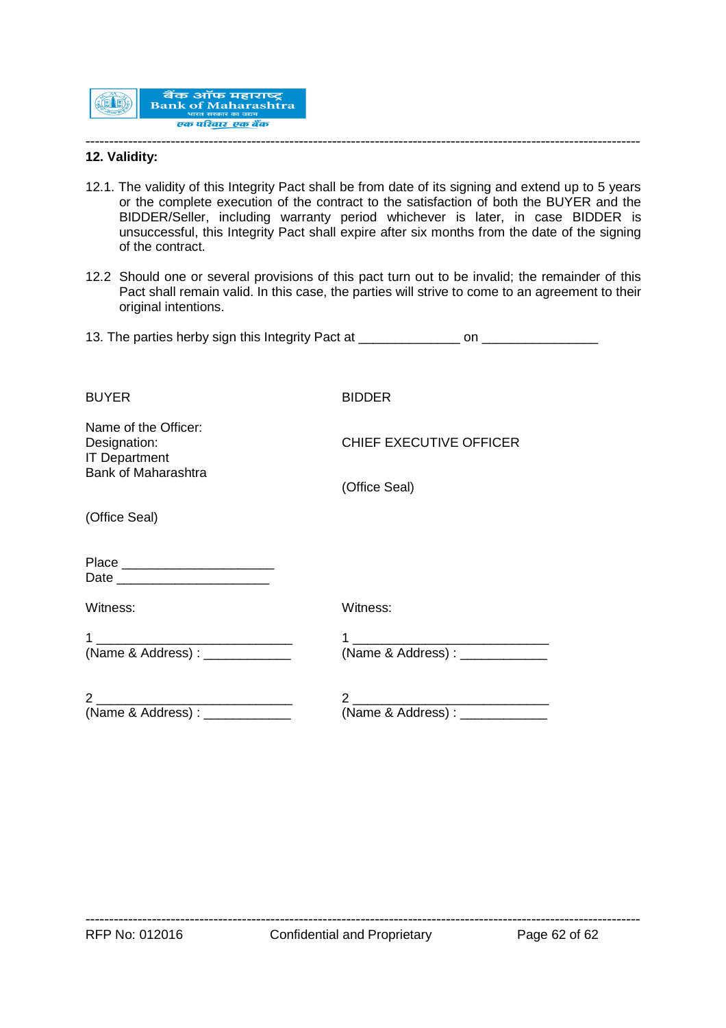## 12. Validity:

12.1. The validity of this Integrity Pact shall be from date of its signing and extend up to 5 years or the complete execution of the contract to the satisfaction of both the BUYER and the BIDDER/Seller, including warranty period whichever is later, in case BIDDER is unsuccessful, this Integrity Pact shall expire after six months from the date of the signing of the contract.

12.2 Should one or several provisions of this pact turn out to be invalid; the remainder of this Pact shall remain valid. In this case, the parties will strive to come to an agreement to their original intentions.

13. The parties herby sign this Integrity Pact at ______________ on ________________

BUYER

Name of the Officer:
Designation:
IT Department
Bank of Maharashtra

(Office Seal)

Place _____________________
Date _____________________

Witness:

1 ____________________________
(Name & Address) : ____________

2 ____________________________
(Name & Address) : ____________

BIDDER

CHIEF EXECUTIVE OFFICER

(Office Seal)

Witness:

1 ____________________________
(Name & Address) : ____________

2 ____________________________
(Name & Address) : ____________